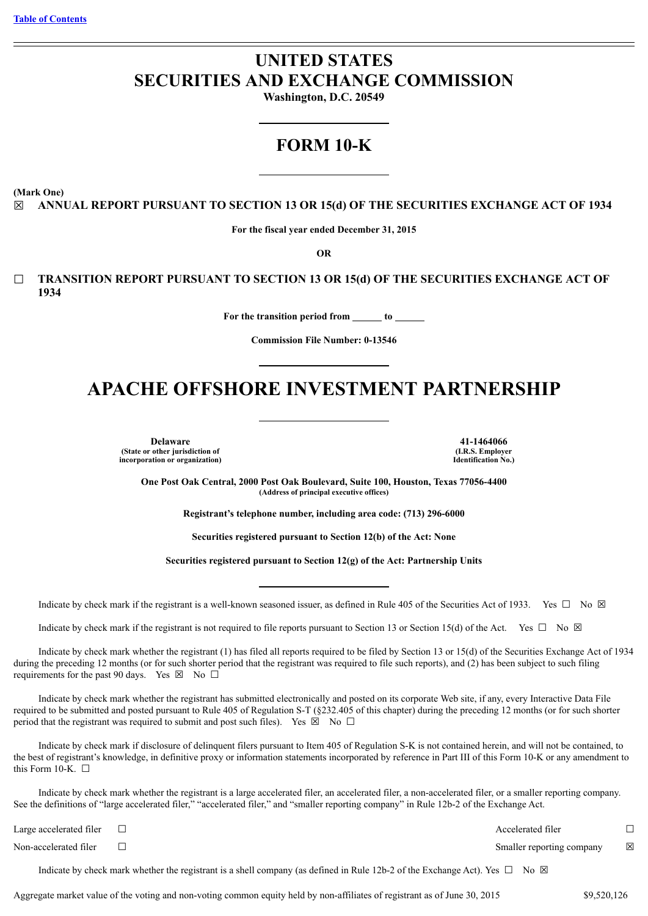[Table of Contents](#)

# UNITED STATES
# SECURITIES AND EXCHANGE COMMISSION

**Washington, D.C. 20549**

## FORM 10-K

**(Mark One)**

☒ **ANNUAL REPORT PURSUANT TO SECTION 13 OR 15(d) OF THE SECURITIES EXCHANGE ACT OF 1934**

**For the fiscal year ended December 31, 2015**

**OR**

☐ **TRANSITION REPORT PURSUANT TO SECTION 13 OR 15(d) OF THE SECURITIES EXCHANGE ACT OF 1934**

**For the transition period from ______ to ______**

**Commission File Number: 0-13546**

# APACHE OFFSHORE INVESTMENT PARTNERSHIP

| **Delaware** | **41-1464066** |
|---|---|
| **(State or other jurisdiction of incorporation or organization)** | **(I.R.S. Employer Identification No.)** |

**One Post Oak Central, 2000 Post Oak Boulevard, Suite 100, Houston, Texas 77056-4400**
**(Address of principal executive offices)**

**Registrant's telephone number, including area code: (713) 296-6000**

**Securities registered pursuant to Section 12(b) of the Act: None**

**Securities registered pursuant to Section 12(g) of the Act: Partnership Units**

Indicate by check mark if the registrant is a well-known seasoned issuer, as defined in Rule 405 of the Securities Act of 1933. Yes ☐ No ☒

Indicate by check mark if the registrant is not required to file reports pursuant to Section 13 or Section 15(d) of the Act. Yes ☐ No ☒

Indicate by check mark whether the registrant (1) has filed all reports required to be filed by Section 13 or 15(d) of the Securities Exchange Act of 1934 during the preceding 12 months (or for such shorter period that the registrant was required to file such reports), and (2) has been subject to such filing requirements for the past 90 days. Yes ☒ No ☐

Indicate by check mark whether the registrant has submitted electronically and posted on its corporate Web site, if any, every Interactive Data File required to be submitted and posted pursuant to Rule 405 of Regulation S-T (§232.405 of this chapter) during the preceding 12 months (or for such shorter period that the registrant was required to submit and post such files). Yes ☒ No ☐

Indicate by check mark if disclosure of delinquent filers pursuant to Item 405 of Regulation S-K is not contained herein, and will not be contained, to the best of registrant's knowledge, in definitive proxy or information statements incorporated by reference in Part III of this Form 10-K or any amendment to this Form 10-K. ☐

Indicate by check mark whether the registrant is a large accelerated filer, an accelerated filer, a non-accelerated filer, or a smaller reporting company. See the definitions of "large accelerated filer," "accelerated filer," and "smaller reporting company" in Rule 12b-2 of the Exchange Act.

| | | | |
|---|---|---|---|
| Large accelerated filer | ☐ | Accelerated filer | ☐ |
| Non-accelerated filer | ☐ | Smaller reporting company | ☒ |

Indicate by check mark whether the registrant is a shell company (as defined in Rule 12b-2 of the Exchange Act). Yes ☐ No ☒

Aggregate market value of the voting and non-voting common equity held by non-affiliates of registrant as of June 30, 2015 $9,520,126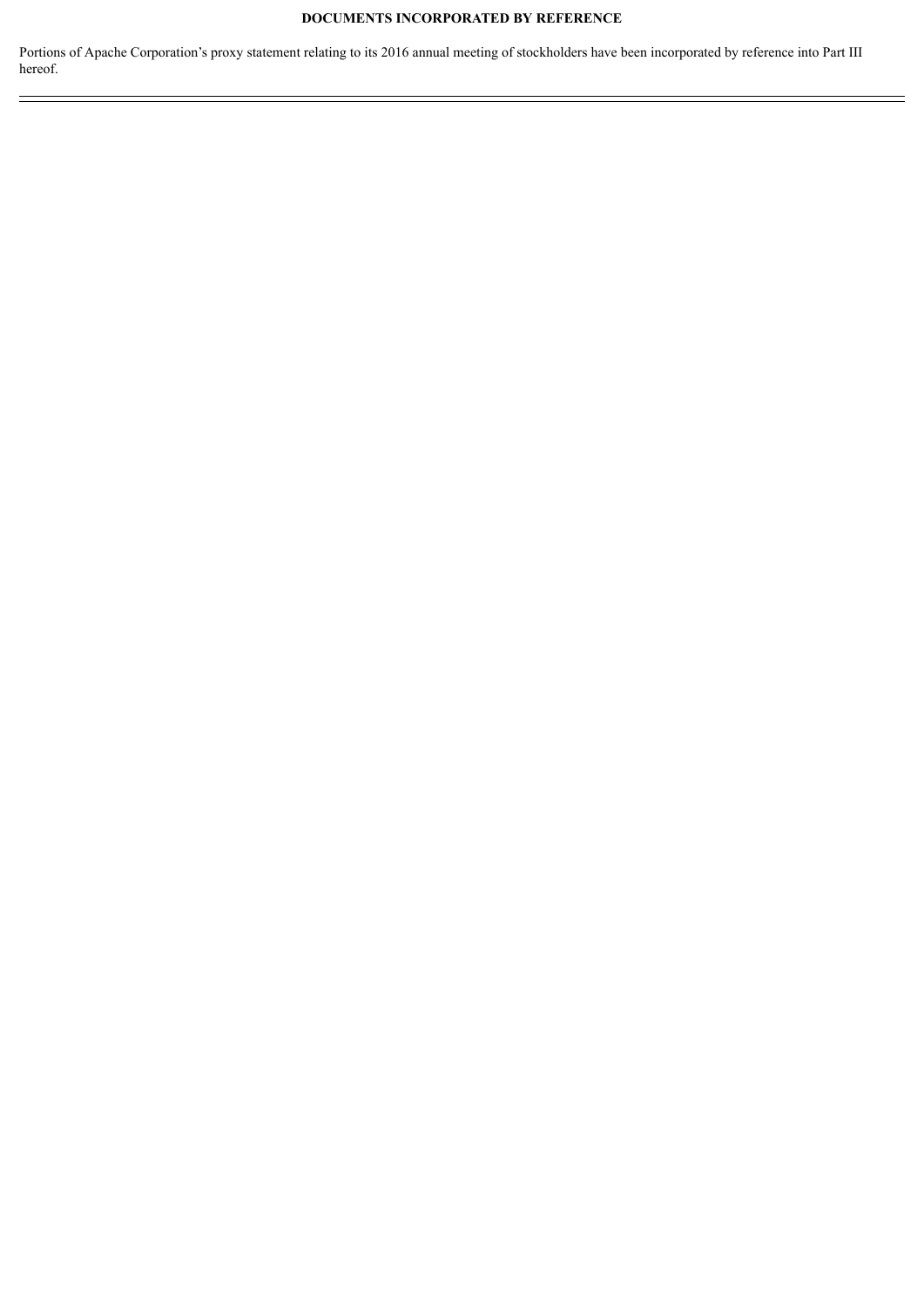**DOCUMENTS INCORPORATED BY REFERENCE**

Portions of Apache Corporation's proxy statement relating to its 2016 annual meeting of stockholders have been incorporated by reference into Part III hereof.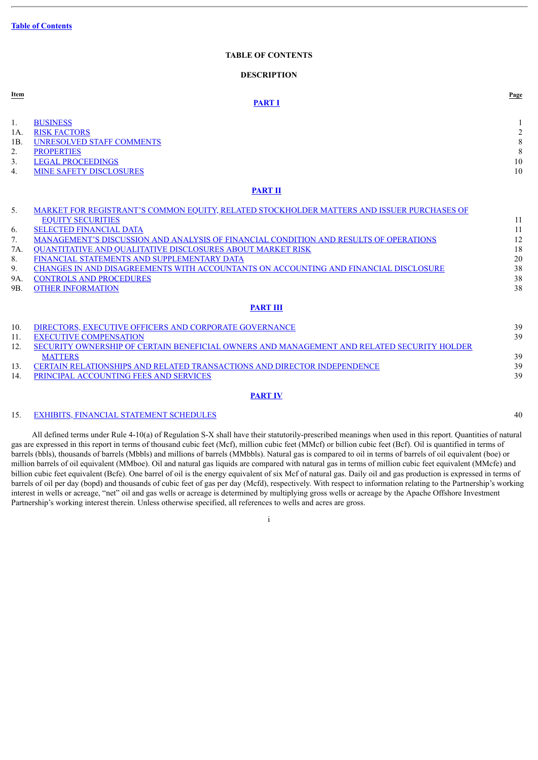Table of Contents

# TABLE OF CONTENTS

## DESCRIPTION

| Item | | Page |
|---|---|---|
| | **PART I** | |
| 1. | BUSINESS | 1 |
| 1A. | RISK FACTORS | 2 |
| 1B. | UNRESOLVED STAFF COMMENTS | 8 |
| 2. | PROPERTIES | 8 |
| 3. | LEGAL PROCEEDINGS | 10 |
| 4. | MINE SAFETY DISCLOSURES | 10 |
| | **PART II** | |
| 5. | MARKET FOR REGISTRANT'S COMMON EQUITY, RELATED STOCKHOLDER MATTERS AND ISSUER PURCHASES OF EQUITY SECURITIES | 11 |
| 6. | SELECTED FINANCIAL DATA | 11 |
| 7. | MANAGEMENT'S DISCUSSION AND ANALYSIS OF FINANCIAL CONDITION AND RESULTS OF OPERATIONS | 12 |
| 7A. | QUANTITATIVE AND QUALITATIVE DISCLOSURES ABOUT MARKET RISK | 18 |
| 8. | FINANCIAL STATEMENTS AND SUPPLEMENTARY DATA | 20 |
| 9. | CHANGES IN AND DISAGREEMENTS WITH ACCOUNTANTS ON ACCOUNTING AND FINANCIAL DISCLOSURE | 38 |
| 9A. | CONTROLS AND PROCEDURES | 38 |
| 9B. | OTHER INFORMATION | 38 |
| | **PART III** | |
| 10. | DIRECTORS, EXECUTIVE OFFICERS AND CORPORATE GOVERNANCE | 39 |
| 11. | EXECUTIVE COMPENSATION | 39 |
| 12. | SECURITY OWNERSHIP OF CERTAIN BENEFICIAL OWNERS AND MANAGEMENT AND RELATED SECURITY HOLDER MATTERS | 39 |
| 13. | CERTAIN RELATIONSHIPS AND RELATED TRANSACTIONS AND DIRECTOR INDEPENDENCE | 39 |
| 14. | PRINCIPAL ACCOUNTING FEES AND SERVICES | 39 |
| | **PART IV** | |
| 15. | EXHIBITS, FINANCIAL STATEMENT SCHEDULES | 40 |

All defined terms under Rule 4-10(a) of Regulation S-X shall have their statutorily-prescribed meanings when used in this report. Quantities of natural gas are expressed in this report in terms of thousand cubic feet (Mcf), million cubic feet (MMcf) or billion cubic feet (Bcf). Oil is quantified in terms of barrels (bbls), thousands of barrels (Mbbls) and millions of barrels (MMbbls). Natural gas is compared to oil in terms of barrels of oil equivalent (boe) or million barrels of oil equivalent (MMboe). Oil and natural gas liquids are compared with natural gas in terms of million cubic feet equivalent (MMcfe) and billion cubic feet equivalent (Bcfe). One barrel of oil is the energy equivalent of six Mcf of natural gas. Daily oil and gas production is expressed in terms of barrels of oil per day (bopd) and thousands of cubic feet of gas per day (Mcfd), respectively. With respect to information relating to the Partnership's working interest in wells or acreage, "net" oil and gas wells or acreage is determined by multiplying gross wells or acreage by the Apache Offshore Investment Partnership's working interest therein. Unless otherwise specified, all references to wells and acres are gross.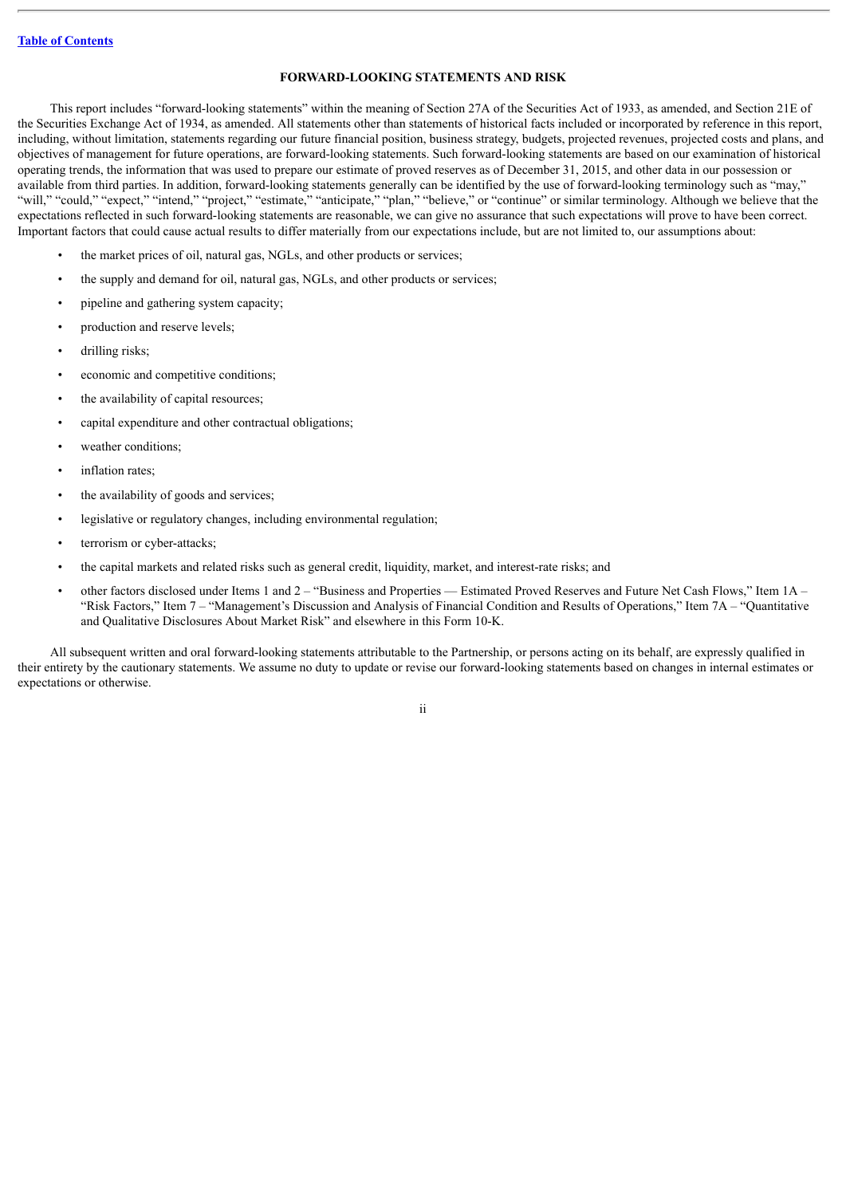## FORWARD-LOOKING STATEMENTS AND RISK

This report includes "forward-looking statements" within the meaning of Section 27A of the Securities Act of 1933, as amended, and Section 21E of the Securities Exchange Act of 1934, as amended. All statements other than statements of historical facts included or incorporated by reference in this report, including, without limitation, statements regarding our future financial position, business strategy, budgets, projected revenues, projected costs and plans, and objectives of management for future operations, are forward-looking statements. Such forward-looking statements are based on our examination of historical operating trends, the information that was used to prepare our estimate of proved reserves as of December 31, 2015, and other data in our possession or available from third parties. In addition, forward-looking statements generally can be identified by the use of forward-looking terminology such as "may," "will," "could," "expect," "intend," "project," "estimate," "anticipate," "plan," "believe," or "continue" or similar terminology. Although we believe that the expectations reflected in such forward-looking statements are reasonable, we can give no assurance that such expectations will prove to have been correct. Important factors that could cause actual results to differ materially from our expectations include, but are not limited to, our assumptions about:

- the market prices of oil, natural gas, NGLs, and other products or services;
- the supply and demand for oil, natural gas, NGLs, and other products or services;
- pipeline and gathering system capacity;
- production and reserve levels;
- drilling risks;
- economic and competitive conditions;
- the availability of capital resources;
- capital expenditure and other contractual obligations;
- weather conditions;
- inflation rates;
- the availability of goods and services;
- legislative or regulatory changes, including environmental regulation;
- terrorism or cyber-attacks;
- the capital markets and related risks such as general credit, liquidity, market, and interest-rate risks; and
- other factors disclosed under Items 1 and 2 – "Business and Properties — Estimated Proved Reserves and Future Net Cash Flows," Item 1A – "Risk Factors," Item 7 – "Management's Discussion and Analysis of Financial Condition and Results of Operations," Item 7A – "Quantitative and Qualitative Disclosures About Market Risk" and elsewhere in this Form 10-K.

All subsequent written and oral forward-looking statements attributable to the Partnership, or persons acting on its behalf, are expressly qualified in their entirety by the cautionary statements. We assume no duty to update or revise our forward-looking statements based on changes in internal estimates or expectations or otherwise.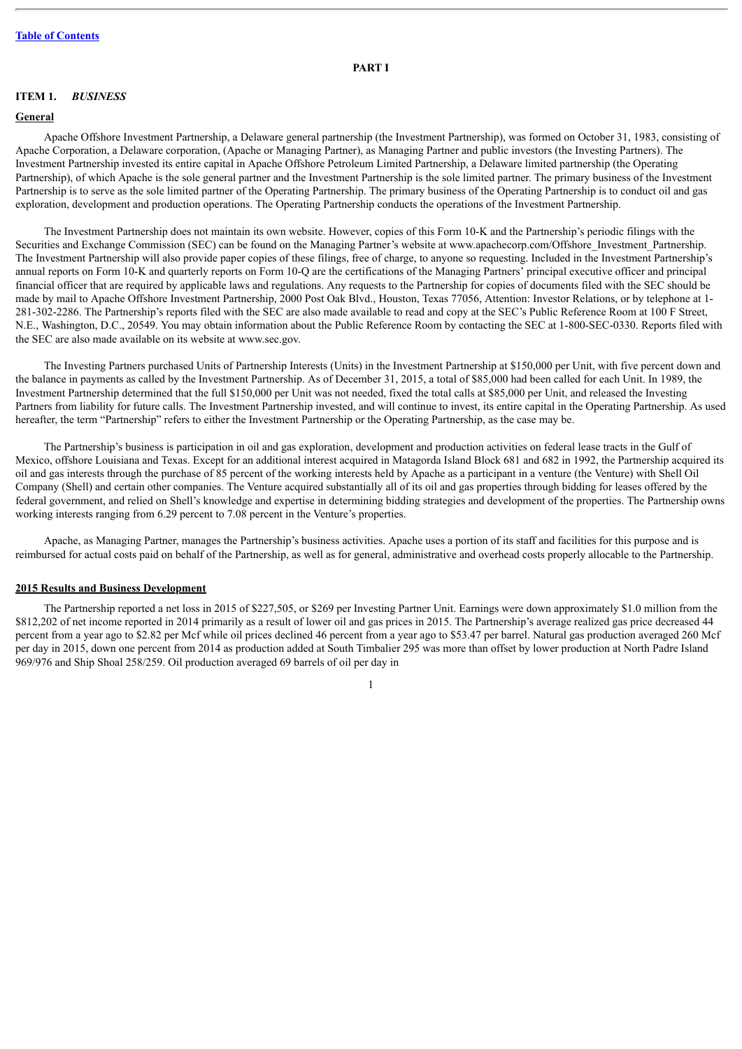# PART I

## ITEM 1. *BUSINESS*

### General

Apache Offshore Investment Partnership, a Delaware general partnership (the Investment Partnership), was formed on October 31, 1983, consisting of Apache Corporation, a Delaware corporation, (Apache or Managing Partner), as Managing Partner and public investors (the Investing Partners). The Investment Partnership invested its entire capital in Apache Offshore Petroleum Limited Partnership, a Delaware limited partnership (the Operating Partnership), of which Apache is the sole general partner and the Investment Partnership is the sole limited partner. The primary business of the Investment Partnership is to serve as the sole limited partner of the Operating Partnership. The primary business of the Operating Partnership is to conduct oil and gas exploration, development and production operations. The Operating Partnership conducts the operations of the Investment Partnership.

The Investment Partnership does not maintain its own website. However, copies of this Form 10-K and the Partnership's periodic filings with the Securities and Exchange Commission (SEC) can be found on the Managing Partner's website at www.apachecorp.com/Offshore_Investment_Partnership. The Investment Partnership will also provide paper copies of these filings, free of charge, to anyone so requesting. Included in the Investment Partnership's annual reports on Form 10-K and quarterly reports on Form 10-Q are the certifications of the Managing Partners' principal executive officer and principal financial officer that are required by applicable laws and regulations. Any requests to the Partnership for copies of documents filed with the SEC should be made by mail to Apache Offshore Investment Partnership, 2000 Post Oak Blvd., Houston, Texas 77056, Attention: Investor Relations, or by telephone at 1-281-302-2286. The Partnership's reports filed with the SEC are also made available to read and copy at the SEC's Public Reference Room at 100 F Street, N.E., Washington, D.C., 20549. You may obtain information about the Public Reference Room by contacting the SEC at 1-800-SEC-0330. Reports filed with the SEC are also made available on its website at www.sec.gov.

The Investing Partners purchased Units of Partnership Interests (Units) in the Investment Partnership at $150,000 per Unit, with five percent down and the balance in payments as called by the Investment Partnership. As of December 31, 2015, a total of $85,000 had been called for each Unit. In 1989, the Investment Partnership determined that the full $150,000 per Unit was not needed, fixed the total calls at $85,000 per Unit, and released the Investing Partners from liability for future calls. The Investment Partnership invested, and will continue to invest, its entire capital in the Operating Partnership. As used hereafter, the term "Partnership" refers to either the Investment Partnership or the Operating Partnership, as the case may be.

The Partnership's business is participation in oil and gas exploration, development and production activities on federal lease tracts in the Gulf of Mexico, offshore Louisiana and Texas. Except for an additional interest acquired in Matagorda Island Block 681 and 682 in 1992, the Partnership acquired its oil and gas interests through the purchase of 85 percent of the working interests held by Apache as a participant in a venture (the Venture) with Shell Oil Company (Shell) and certain other companies. The Venture acquired substantially all of its oil and gas properties through bidding for leases offered by the federal government, and relied on Shell's knowledge and expertise in determining bidding strategies and development of the properties. The Partnership owns working interests ranging from 6.29 percent to 7.08 percent in the Venture's properties.

Apache, as Managing Partner, manages the Partnership's business activities. Apache uses a portion of its staff and facilities for this purpose and is reimbursed for actual costs paid on behalf of the Partnership, as well as for general, administrative and overhead costs properly allocable to the Partnership.

### 2015 Results and Business Development

The Partnership reported a net loss in 2015 of $227,505, or $269 per Investing Partner Unit. Earnings were down approximately $1.0 million from the $812,202 of net income reported in 2014 primarily as a result of lower oil and gas prices in 2015. The Partnership's average realized gas price decreased 44 percent from a year ago to $2.82 per Mcf while oil prices declined 46 percent from a year ago to $53.47 per barrel. Natural gas production averaged 260 Mcf per day in 2015, down one percent from 2014 as production added at South Timbalier 295 was more than offset by lower production at North Padre Island 969/976 and Ship Shoal 258/259. Oil production averaged 69 barrels of oil per day in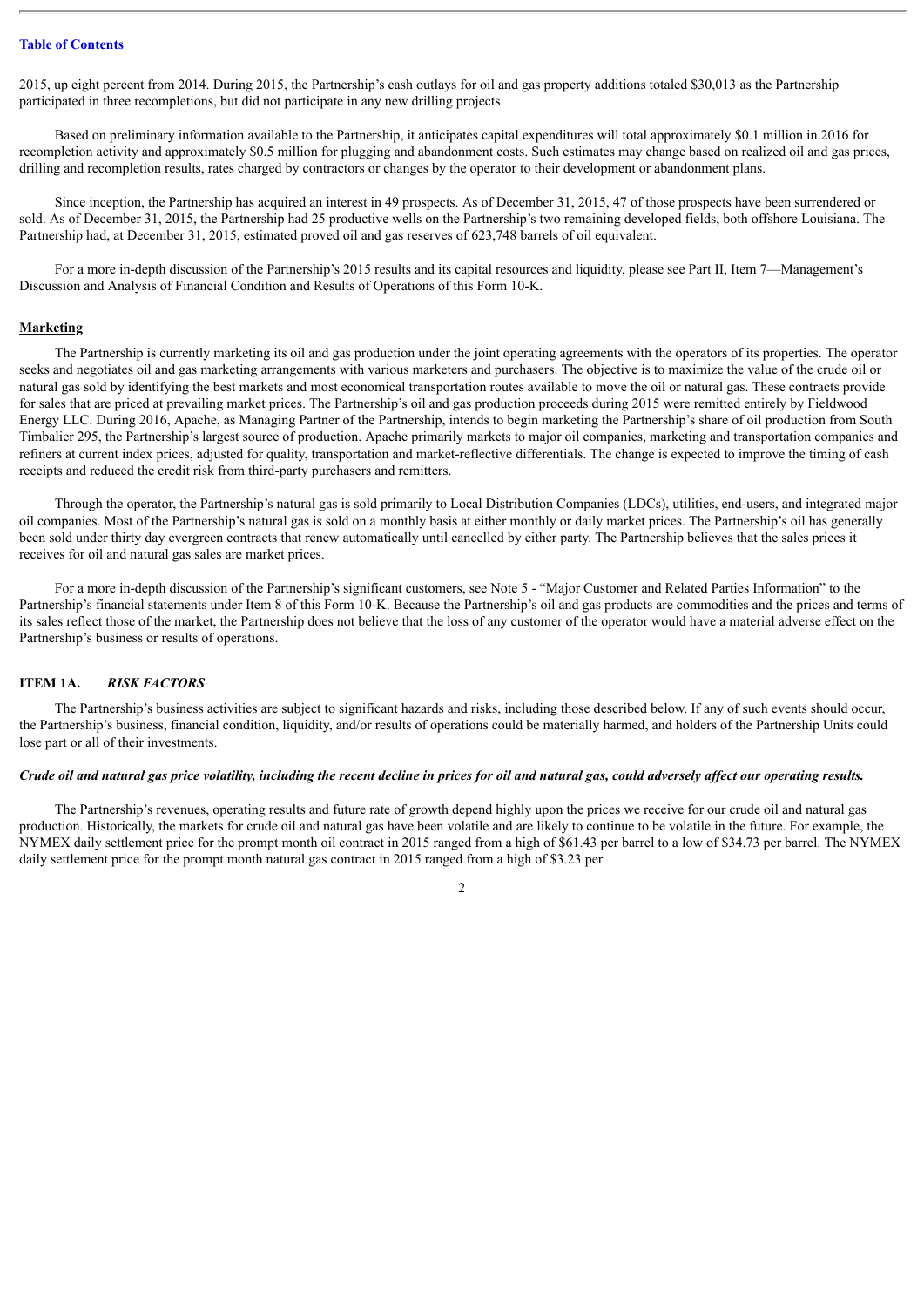2015, up eight percent from 2014. During 2015, the Partnership's cash outlays for oil and gas property additions totaled $30,013 as the Partnership participated in three recompletions, but did not participate in any new drilling projects.

Based on preliminary information available to the Partnership, it anticipates capital expenditures will total approximately $0.1 million in 2016 for recompletion activity and approximately $0.5 million for plugging and abandonment costs. Such estimates may change based on realized oil and gas prices, drilling and recompletion results, rates charged by contractors or changes by the operator to their development or abandonment plans.

Since inception, the Partnership has acquired an interest in 49 prospects. As of December 31, 2015, 47 of those prospects have been surrendered or sold. As of December 31, 2015, the Partnership had 25 productive wells on the Partnership's two remaining developed fields, both offshore Louisiana. The Partnership had, at December 31, 2015, estimated proved oil and gas reserves of 623,748 barrels of oil equivalent.

For a more in-depth discussion of the Partnership's 2015 results and its capital resources and liquidity, please see Part II, Item 7—Management's Discussion and Analysis of Financial Condition and Results of Operations of this Form 10-K.

## Marketing

The Partnership is currently marketing its oil and gas production under the joint operating agreements with the operators of its properties. The operator seeks and negotiates oil and gas marketing arrangements with various marketers and purchasers. The objective is to maximize the value of the crude oil or natural gas sold by identifying the best markets and most economical transportation routes available to move the oil or natural gas. These contracts provide for sales that are priced at prevailing market prices. The Partnership's oil and gas production proceeds during 2015 were remitted entirely by Fieldwood Energy LLC. During 2016, Apache, as Managing Partner of the Partnership, intends to begin marketing the Partnership's share of oil production from South Timbalier 295, the Partnership's largest source of production. Apache primarily markets to major oil companies, marketing and transportation companies and refiners at current index prices, adjusted for quality, transportation and market-reflective differentials. The change is expected to improve the timing of cash receipts and reduced the credit risk from third-party purchasers and remitters.

Through the operator, the Partnership's natural gas is sold primarily to Local Distribution Companies (LDCs), utilities, end-users, and integrated major oil companies. Most of the Partnership's natural gas is sold on a monthly basis at either monthly or daily market prices. The Partnership's oil has generally been sold under thirty day evergreen contracts that renew automatically until cancelled by either party. The Partnership believes that the sales prices it receives for oil and natural gas sales are market prices.

For a more in-depth discussion of the Partnership's significant customers, see Note 5 - "Major Customer and Related Parties Information" to the Partnership's financial statements under Item 8 of this Form 10-K. Because the Partnership's oil and gas products are commodities and the prices and terms of its sales reflect those of the market, the Partnership does not believe that the loss of any customer of the operator would have a material adverse effect on the Partnership's business or results of operations.

## ITEM 1A. *RISK FACTORS*

The Partnership's business activities are subject to significant hazards and risks, including those described below. If any of such events should occur, the Partnership's business, financial condition, liquidity, and/or results of operations could be materially harmed, and holders of the Partnership Units could lose part or all of their investments.

***Crude oil and natural gas price volatility, including the recent decline in prices for oil and natural gas, could adversely affect our operating results.***

The Partnership's revenues, operating results and future rate of growth depend highly upon the prices we receive for our crude oil and natural gas production. Historically, the markets for crude oil and natural gas have been volatile and are likely to continue to be volatile in the future. For example, the NYMEX daily settlement price for the prompt month oil contract in 2015 ranged from a high of $61.43 per barrel to a low of $34.73 per barrel. The NYMEX daily settlement price for the prompt month natural gas contract in 2015 ranged from a high of $3.23 per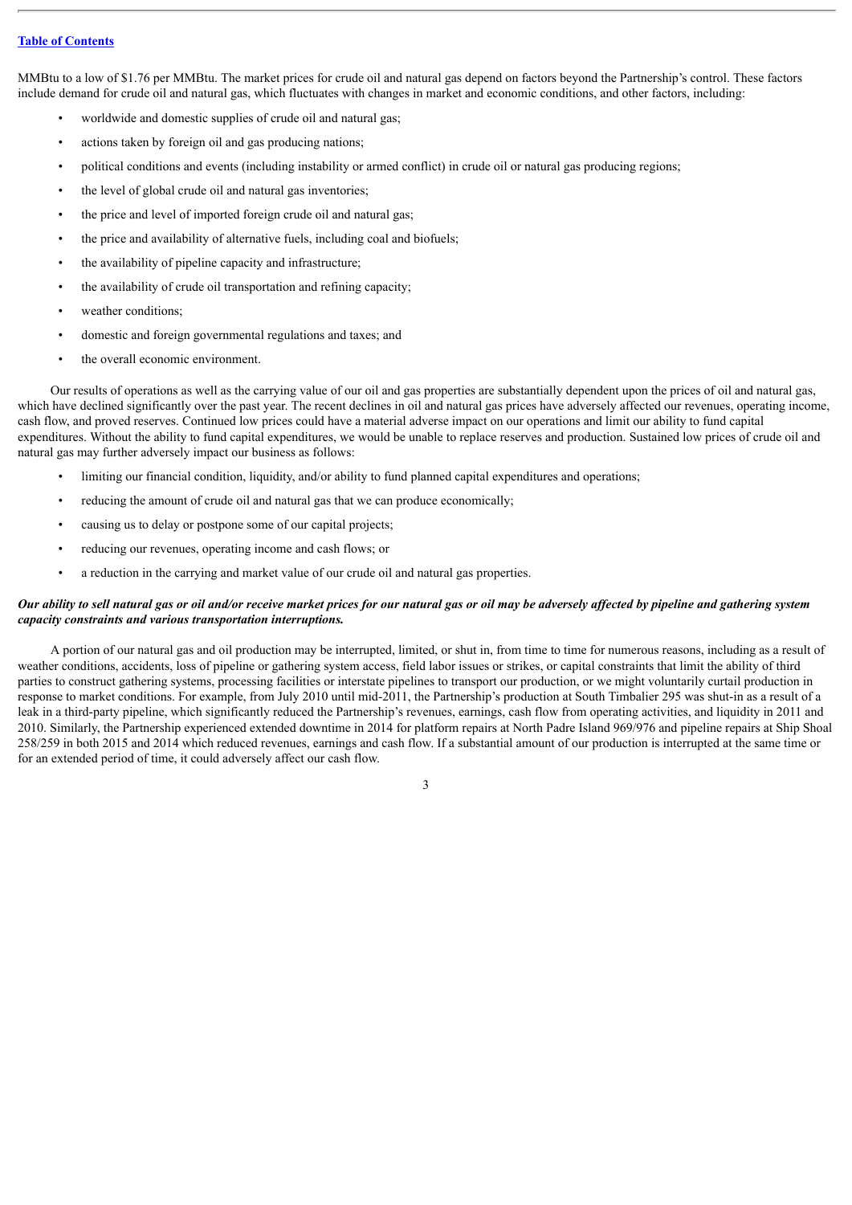MMBtu to a low of $1.76 per MMBtu. The market prices for crude oil and natural gas depend on factors beyond the Partnership's control. These factors include demand for crude oil and natural gas, which fluctuates with changes in market and economic conditions, and other factors, including:

- worldwide and domestic supplies of crude oil and natural gas;
- actions taken by foreign oil and gas producing nations;
- political conditions and events (including instability or armed conflict) in crude oil or natural gas producing regions;
- the level of global crude oil and natural gas inventories;
- the price and level of imported foreign crude oil and natural gas;
- the price and availability of alternative fuels, including coal and biofuels;
- the availability of pipeline capacity and infrastructure;
- the availability of crude oil transportation and refining capacity;
- weather conditions;
- domestic and foreign governmental regulations and taxes; and
- the overall economic environment.

Our results of operations as well as the carrying value of our oil and gas properties are substantially dependent upon the prices of oil and natural gas, which have declined significantly over the past year. The recent declines in oil and natural gas prices have adversely affected our revenues, operating income, cash flow, and proved reserves. Continued low prices could have a material adverse impact on our operations and limit our ability to fund capital expenditures. Without the ability to fund capital expenditures, we would be unable to replace reserves and production. Sustained low prices of crude oil and natural gas may further adversely impact our business as follows:

- limiting our financial condition, liquidity, and/or ability to fund planned capital expenditures and operations;
- reducing the amount of crude oil and natural gas that we can produce economically;
- causing us to delay or postpone some of our capital projects;
- reducing our revenues, operating income and cash flows; or
- a reduction in the carrying and market value of our crude oil and natural gas properties.

***Our ability to sell natural gas or oil and/or receive market prices for our natural gas or oil may be adversely affected by pipeline and gathering system capacity constraints and various transportation interruptions.***

A portion of our natural gas and oil production may be interrupted, limited, or shut in, from time to time for numerous reasons, including as a result of weather conditions, accidents, loss of pipeline or gathering system access, field labor issues or strikes, or capital constraints that limit the ability of third parties to construct gathering systems, processing facilities or interstate pipelines to transport our production, or we might voluntarily curtail production in response to market conditions. For example, from July 2010 until mid-2011, the Partnership's production at South Timbalier 295 was shut-in as a result of a leak in a third-party pipeline, which significantly reduced the Partnership's revenues, earnings, cash flow from operating activities, and liquidity in 2011 and 2010. Similarly, the Partnership experienced extended downtime in 2014 for platform repairs at North Padre Island 969/976 and pipeline repairs at Ship Shoal 258/259 in both 2015 and 2014 which reduced revenues, earnings and cash flow. If a substantial amount of our production is interrupted at the same time or for an extended period of time, it could adversely affect our cash flow.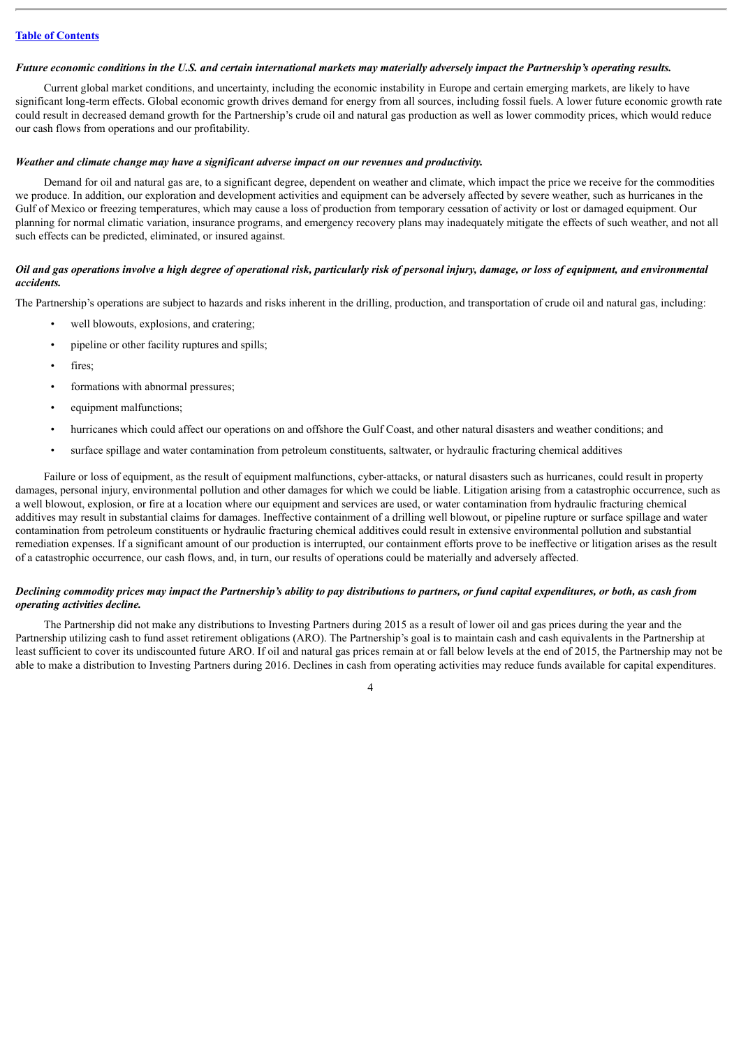*Future economic conditions in the U.S. and certain international markets may materially adversely impact the Partnership's operating results.*

Current global market conditions, and uncertainty, including the economic instability in Europe and certain emerging markets, are likely to have significant long-term effects. Global economic growth drives demand for energy from all sources, including fossil fuels. A lower future economic growth rate could result in decreased demand growth for the Partnership's crude oil and natural gas production as well as lower commodity prices, which would reduce our cash flows from operations and our profitability.

*Weather and climate change may have a significant adverse impact on our revenues and productivity.*

Demand for oil and natural gas are, to a significant degree, dependent on weather and climate, which impact the price we receive for the commodities we produce. In addition, our exploration and development activities and equipment can be adversely affected by severe weather, such as hurricanes in the Gulf of Mexico or freezing temperatures, which may cause a loss of production from temporary cessation of activity or lost or damaged equipment. Our planning for normal climatic variation, insurance programs, and emergency recovery plans may inadequately mitigate the effects of such weather, and not all such effects can be predicted, eliminated, or insured against.

*Oil and gas operations involve a high degree of operational risk, particularly risk of personal injury, damage, or loss of equipment, and environmental accidents.*

The Partnership's operations are subject to hazards and risks inherent in the drilling, production, and transportation of crude oil and natural gas, including:

- well blowouts, explosions, and cratering;
- pipeline or other facility ruptures and spills;
- fires;
- formations with abnormal pressures;
- equipment malfunctions;
- hurricanes which could affect our operations on and offshore the Gulf Coast, and other natural disasters and weather conditions; and
- surface spillage and water contamination from petroleum constituents, saltwater, or hydraulic fracturing chemical additives

Failure or loss of equipment, as the result of equipment malfunctions, cyber-attacks, or natural disasters such as hurricanes, could result in property damages, personal injury, environmental pollution and other damages for which we could be liable. Litigation arising from a catastrophic occurrence, such as a well blowout, explosion, or fire at a location where our equipment and services are used, or water contamination from hydraulic fracturing chemical additives may result in substantial claims for damages. Ineffective containment of a drilling well blowout, or pipeline rupture or surface spillage and water contamination from petroleum constituents or hydraulic fracturing chemical additives could result in extensive environmental pollution and substantial remediation expenses. If a significant amount of our production is interrupted, our containment efforts prove to be ineffective or litigation arises as the result of a catastrophic occurrence, our cash flows, and, in turn, our results of operations could be materially and adversely affected.

*Declining commodity prices may impact the Partnership's ability to pay distributions to partners, or fund capital expenditures, or both, as cash from operating activities decline.*

The Partnership did not make any distributions to Investing Partners during 2015 as a result of lower oil and gas prices during the year and the Partnership utilizing cash to fund asset retirement obligations (ARO). The Partnership's goal is to maintain cash and cash equivalents in the Partnership at least sufficient to cover its undiscounted future ARO. If oil and natural gas prices remain at or fall below levels at the end of 2015, the Partnership may not be able to make a distribution to Investing Partners during 2016. Declines in cash from operating activities may reduce funds available for capital expenditures.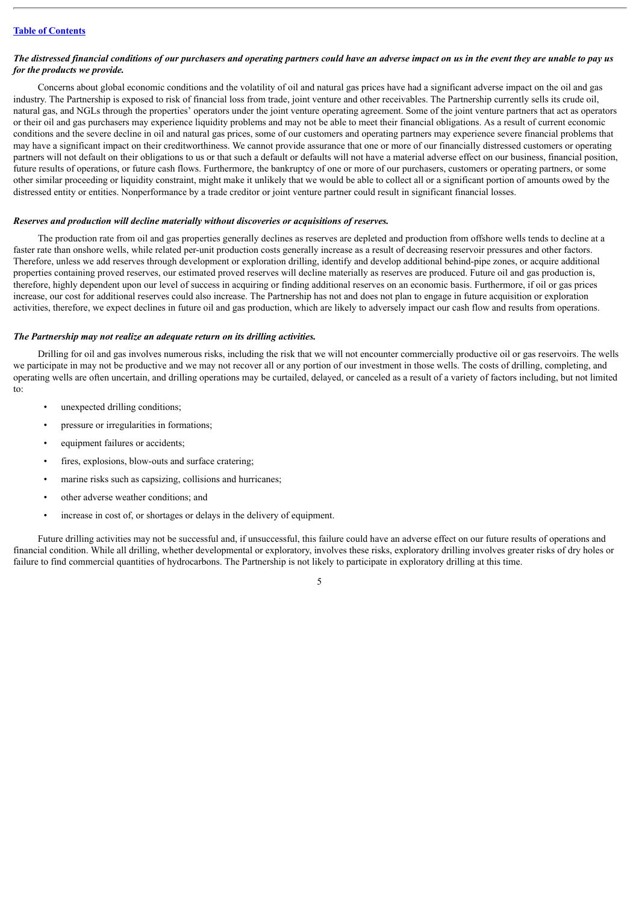*The distressed financial conditions of our purchasers and operating partners could have an adverse impact on us in the event they are unable to pay us for the products we provide.*

Concerns about global economic conditions and the volatility of oil and natural gas prices have had a significant adverse impact on the oil and gas industry. The Partnership is exposed to risk of financial loss from trade, joint venture and other receivables. The Partnership currently sells its crude oil, natural gas, and NGLs through the properties' operators under the joint venture operating agreement. Some of the joint venture partners that act as operators or their oil and gas purchasers may experience liquidity problems and may not be able to meet their financial obligations. As a result of current economic conditions and the severe decline in oil and natural gas prices, some of our customers and operating partners may experience severe financial problems that may have a significant impact on their creditworthiness. We cannot provide assurance that one or more of our financially distressed customers or operating partners will not default on their obligations to us or that such a default or defaults will not have a material adverse effect on our business, financial position, future results of operations, or future cash flows. Furthermore, the bankruptcy of one or more of our purchasers, customers or operating partners, or some other similar proceeding or liquidity constraint, might make it unlikely that we would be able to collect all or a significant portion of amounts owed by the distressed entity or entities. Nonperformance by a trade creditor or joint venture partner could result in significant financial losses.

*Reserves and production will decline materially without discoveries or acquisitions of reserves.*

The production rate from oil and gas properties generally declines as reserves are depleted and production from offshore wells tends to decline at a faster rate than onshore wells, while related per-unit production costs generally increase as a result of decreasing reservoir pressures and other factors. Therefore, unless we add reserves through development or exploration drilling, identify and develop additional behind-pipe zones, or acquire additional properties containing proved reserves, our estimated proved reserves will decline materially as reserves are produced. Future oil and gas production is, therefore, highly dependent upon our level of success in acquiring or finding additional reserves on an economic basis. Furthermore, if oil or gas prices increase, our cost for additional reserves could also increase. The Partnership has not and does not plan to engage in future acquisition or exploration activities, therefore, we expect declines in future oil and gas production, which are likely to adversely impact our cash flow and results from operations.

*The Partnership may not realize an adequate return on its drilling activities.*

Drilling for oil and gas involves numerous risks, including the risk that we will not encounter commercially productive oil or gas reservoirs. The wells we participate in may not be productive and we may not recover all or any portion of our investment in those wells. The costs of drilling, completing, and operating wells are often uncertain, and drilling operations may be curtailed, delayed, or canceled as a result of a variety of factors including, but not limited to:

- unexpected drilling conditions;
- pressure or irregularities in formations;
- equipment failures or accidents;
- fires, explosions, blow-outs and surface cratering;
- marine risks such as capsizing, collisions and hurricanes;
- other adverse weather conditions; and
- increase in cost of, or shortages or delays in the delivery of equipment.

Future drilling activities may not be successful and, if unsuccessful, this failure could have an adverse effect on our future results of operations and financial condition. While all drilling, whether developmental or exploratory, involves these risks, exploratory drilling involves greater risks of dry holes or failure to find commercial quantities of hydrocarbons. The Partnership is not likely to participate in exploratory drilling at this time.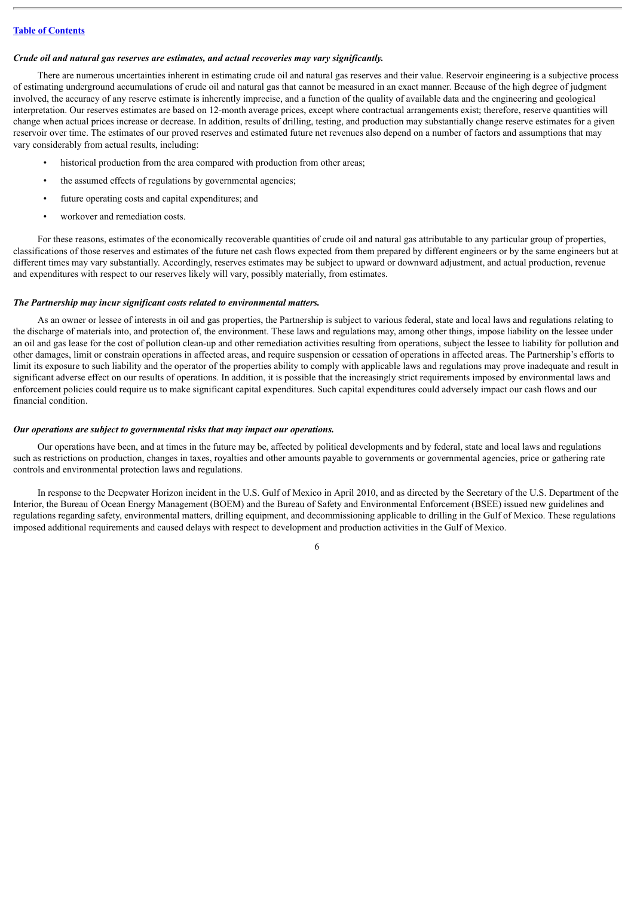***Crude oil and natural gas reserves are estimates, and actual recoveries may vary significantly.***

There are numerous uncertainties inherent in estimating crude oil and natural gas reserves and their value. Reservoir engineering is a subjective process of estimating underground accumulations of crude oil and natural gas that cannot be measured in an exact manner. Because of the high degree of judgment involved, the accuracy of any reserve estimate is inherently imprecise, and a function of the quality of available data and the engineering and geological interpretation. Our reserves estimates are based on 12-month average prices, except where contractual arrangements exist; therefore, reserve quantities will change when actual prices increase or decrease. In addition, results of drilling, testing, and production may substantially change reserve estimates for a given reservoir over time. The estimates of our proved reserves and estimated future net revenues also depend on a number of factors and assumptions that may vary considerably from actual results, including:

- historical production from the area compared with production from other areas;
- the assumed effects of regulations by governmental agencies;
- future operating costs and capital expenditures; and
- workover and remediation costs.

For these reasons, estimates of the economically recoverable quantities of crude oil and natural gas attributable to any particular group of properties, classifications of those reserves and estimates of the future net cash flows expected from them prepared by different engineers or by the same engineers but at different times may vary substantially. Accordingly, reserves estimates may be subject to upward or downward adjustment, and actual production, revenue and expenditures with respect to our reserves likely will vary, possibly materially, from estimates.

***The Partnership may incur significant costs related to environmental matters.***

As an owner or lessee of interests in oil and gas properties, the Partnership is subject to various federal, state and local laws and regulations relating to the discharge of materials into, and protection of, the environment. These laws and regulations may, among other things, impose liability on the lessee under an oil and gas lease for the cost of pollution clean-up and other remediation activities resulting from operations, subject the lessee to liability for pollution and other damages, limit or constrain operations in affected areas, and require suspension or cessation of operations in affected areas. The Partnership's efforts to limit its exposure to such liability and the operator of the properties ability to comply with applicable laws and regulations may prove inadequate and result in significant adverse effect on our results of operations. In addition, it is possible that the increasingly strict requirements imposed by environmental laws and enforcement policies could require us to make significant capital expenditures. Such capital expenditures could adversely impact our cash flows and our financial condition.

***Our operations are subject to governmental risks that may impact our operations.***

Our operations have been, and at times in the future may be, affected by political developments and by federal, state and local laws and regulations such as restrictions on production, changes in taxes, royalties and other amounts payable to governments or governmental agencies, price or gathering rate controls and environmental protection laws and regulations.

In response to the Deepwater Horizon incident in the U.S. Gulf of Mexico in April 2010, and as directed by the Secretary of the U.S. Department of the Interior, the Bureau of Ocean Energy Management (BOEM) and the Bureau of Safety and Environmental Enforcement (BSEE) issued new guidelines and regulations regarding safety, environmental matters, drilling equipment, and decommissioning applicable to drilling in the Gulf of Mexico. These regulations imposed additional requirements and caused delays with respect to development and production activities in the Gulf of Mexico.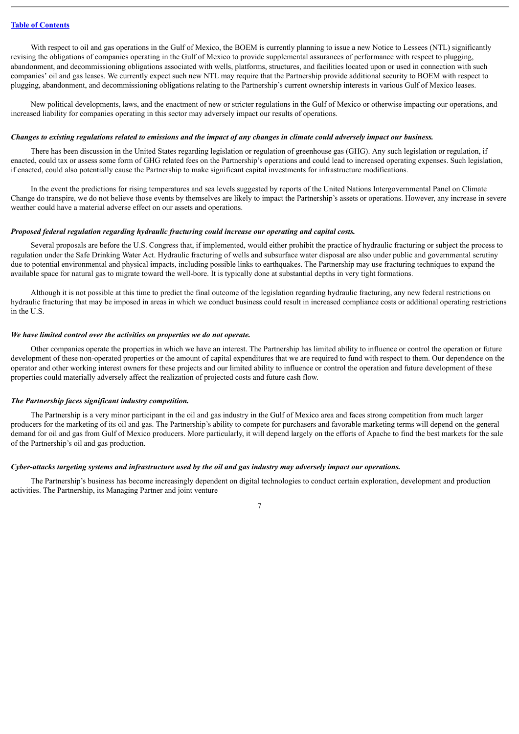With respect to oil and gas operations in the Gulf of Mexico, the BOEM is currently planning to issue a new Notice to Lessees (NTL) significantly revising the obligations of companies operating in the Gulf of Mexico to provide supplemental assurances of performance with respect to plugging, abandonment, and decommissioning obligations associated with wells, platforms, structures, and facilities located upon or used in connection with such companies' oil and gas leases. We currently expect such new NTL may require that the Partnership provide additional security to BOEM with respect to plugging, abandonment, and decommissioning obligations relating to the Partnership's current ownership interests in various Gulf of Mexico leases.

New political developments, laws, and the enactment of new or stricter regulations in the Gulf of Mexico or otherwise impacting our operations, and increased liability for companies operating in this sector may adversely impact our results of operations.

***Changes to existing regulations related to emissions and the impact of any changes in climate could adversely impact our business.***

There has been discussion in the United States regarding legislation or regulation of greenhouse gas (GHG). Any such legislation or regulation, if enacted, could tax or assess some form of GHG related fees on the Partnership's operations and could lead to increased operating expenses. Such legislation, if enacted, could also potentially cause the Partnership to make significant capital investments for infrastructure modifications.

In the event the predictions for rising temperatures and sea levels suggested by reports of the United Nations Intergovernmental Panel on Climate Change do transpire, we do not believe those events by themselves are likely to impact the Partnership's assets or operations. However, any increase in severe weather could have a material adverse effect on our assets and operations.

***Proposed federal regulation regarding hydraulic fracturing could increase our operating and capital costs.***

Several proposals are before the U.S. Congress that, if implemented, would either prohibit the practice of hydraulic fracturing or subject the process to regulation under the Safe Drinking Water Act. Hydraulic fracturing of wells and subsurface water disposal are also under public and governmental scrutiny due to potential environmental and physical impacts, including possible links to earthquakes. The Partnership may use fracturing techniques to expand the available space for natural gas to migrate toward the well-bore. It is typically done at substantial depths in very tight formations.

Although it is not possible at this time to predict the final outcome of the legislation regarding hydraulic fracturing, any new federal restrictions on hydraulic fracturing that may be imposed in areas in which we conduct business could result in increased compliance costs or additional operating restrictions in the U.S.

***We have limited control over the activities on properties we do not operate.***

Other companies operate the properties in which we have an interest. The Partnership has limited ability to influence or control the operation or future development of these non-operated properties or the amount of capital expenditures that we are required to fund with respect to them. Our dependence on the operator and other working interest owners for these projects and our limited ability to influence or control the operation and future development of these properties could materially adversely affect the realization of projected costs and future cash flow.

***The Partnership faces significant industry competition.***

The Partnership is a very minor participant in the oil and gas industry in the Gulf of Mexico area and faces strong competition from much larger producers for the marketing of its oil and gas. The Partnership's ability to compete for purchasers and favorable marketing terms will depend on the general demand for oil and gas from Gulf of Mexico producers. More particularly, it will depend largely on the efforts of Apache to find the best markets for the sale of the Partnership's oil and gas production.

***Cyber-attacks targeting systems and infrastructure used by the oil and gas industry may adversely impact our operations.***

The Partnership's business has become increasingly dependent on digital technologies to conduct certain exploration, development and production activities. The Partnership, its Managing Partner and joint venture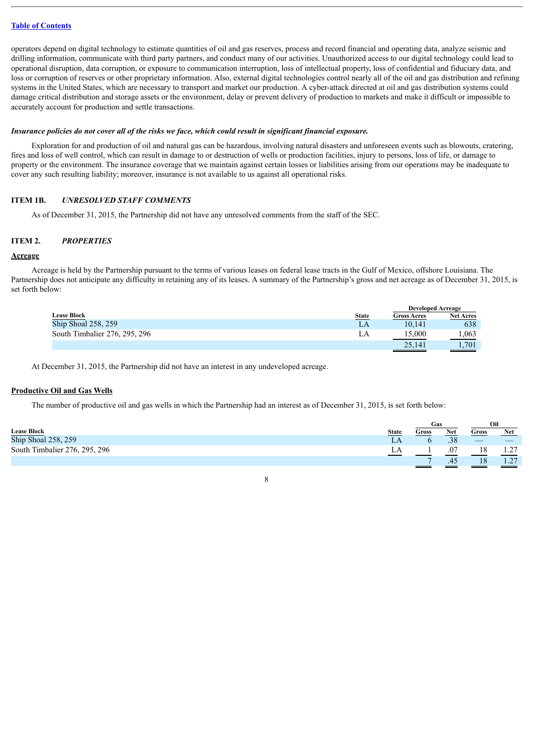operators depend on digital technology to estimate quantities of oil and gas reserves, process and record financial and operating data, analyze seismic and drilling information, communicate with third party partners, and conduct many of our activities. Unauthorized access to our digital technology could lead to operational disruption, data corruption, or exposure to communication interruption, loss of intellectual property, loss of confidential and fiduciary data, and loss or corruption of reserves or other proprietary information. Also, external digital technologies control nearly all of the oil and gas distribution and refining systems in the United States, which are necessary to transport and market our production. A cyber-attack directed at oil and gas distribution systems could damage critical distribution and storage assets or the environment, delay or prevent delivery of production to markets and make it difficult or impossible to accurately account for production and settle transactions.

***Insurance policies do not cover all of the risks we face, which could result in significant financial exposure.***

Exploration for and production of oil and natural gas can be hazardous, involving natural disasters and unforeseen events such as blowouts, cratering, fires and loss of well control, which can result in damage to or destruction of wells or production facilities, injury to persons, loss of life, or damage to property or the environment. The insurance coverage that we maintain against certain losses or liabilities arising from our operations may be inadequate to cover any such resulting liability; moreover, insurance is not available to us against all operational risks.

## ITEM 1B. *UNRESOLVED STAFF COMMENTS*

As of December 31, 2015, the Partnership did not have any unresolved comments from the staff of the SEC.

## ITEM 2. *PROPERTIES*

### Acreage

Acreage is held by the Partnership pursuant to the terms of various leases on federal lease tracts in the Gulf of Mexico, offshore Louisiana. The Partnership does not anticipate any difficulty in retaining any of its leases. A summary of the Partnership's gross and net acreage as of December 31, 2015, is set forth below:

| | | Developed Acreage | |
|---|---|---|---|
| Lease Block | State | Gross Acres | Net Acres |
| Ship Shoal 258, 259 | LA | 10,141 | 638 |
| South Timbalier 276, 295, 296 | LA | 15,000 | 1,063 |
| | | 25,141 | 1,701 |

At December 31, 2015, the Partnership did not have an interest in any undeveloped acreage.

### Productive Oil and Gas Wells

The number of productive oil and gas wells in which the Partnership had an interest as of December 31, 2015, is set forth below:

| | | Gas | | Oil | |
|---|---|---|---|---|---|
| Lease Block | State | Gross | Net | Gross | Net |
| Ship Shoal 258, 259 | LA | 6 | .38 | — | — |
| South Timbalier 276, 295, 296 | LA | 1 | .07 | 18 | 1.27 |
| | | 7 | .45 | 18 | 1.27 |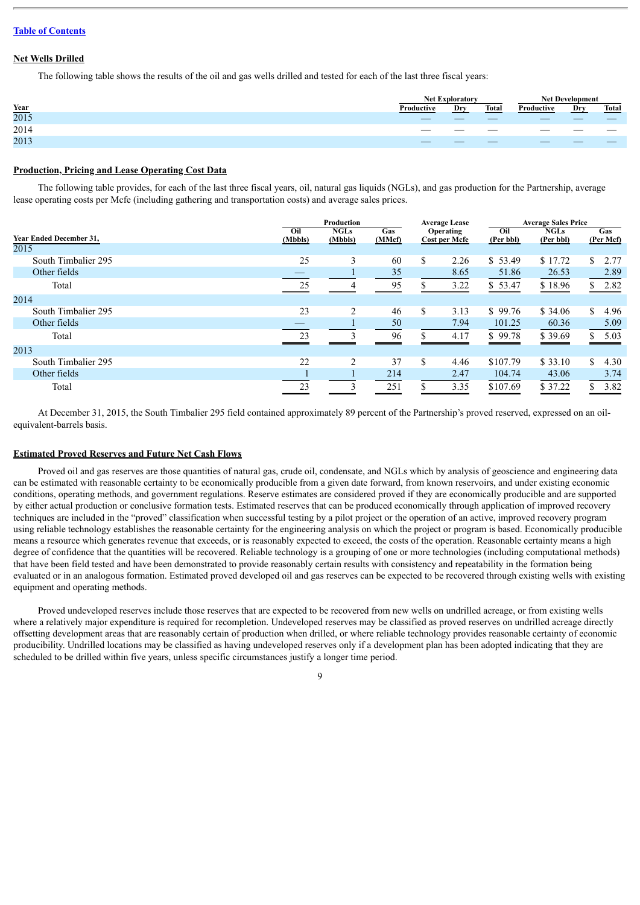[Table of Contents]

## Net Wells Drilled

The following table shows the results of the oil and gas wells drilled and tested for each of the last three fiscal years:

| | Net Exploratory | | | Net Development | | |
|---|---|---|---|---|---|---|
| Year | Productive | Dry | Total | Productive | Dry | Total |
| 2015 | — | — | — | — | — | — |
| 2014 | — | — | — | — | — | — |
| 2013 | — | — | — | — | — | — |

## Production, Pricing and Lease Operating Cost Data

The following table provides, for each of the last three fiscal years, oil, natural gas liquids (NGLs), and gas production for the Partnership, average lease operating costs per Mcfe (including gathering and transportation costs) and average sales prices.

| | Production | | | Average Lease | Average Sales Price | | |
|---|---|---|---|---|---|---|---|
| Year Ended December 31, | Oil (Mbbls) | NGLs (Mbbls) | Gas (MMcf) | Operating Cost per Mcfe | Oil (Per bbl) | NGLs (Per bbl) | Gas (Per Mcf) |
| **2015** | | | | | | | |
| South Timbalier 295 | 25 | 3 | 60 | $ 2.26 | $ 53.49 | $ 17.72 | $ 2.77 |
| Other fields | — | 1 | 35 | 8.65 | 51.86 | 26.53 | 2.89 |
| Total | 25 | 4 | 95 | $ 3.22 | $ 53.47 | $ 18.96 | $ 2.82 |
| **2014** | | | | | | | |
| South Timbalier 295 | 23 | 2 | 46 | $ 3.13 | $ 99.76 | $ 34.06 | $ 4.96 |
| Other fields | — | 1 | 50 | 7.94 | 101.25 | 60.36 | 5.09 |
| Total | 23 | 3 | 96 | $ 4.17 | $ 99.78 | $ 39.69 | $ 5.03 |
| **2013** | | | | | | | |
| South Timbalier 295 | 22 | 2 | 37 | $ 4.46 | $107.79 | $ 33.10 | $ 4.30 |
| Other fields | 1 | 1 | 214 | 2.47 | 104.74 | 43.06 | 3.74 |
| Total | 23 | 3 | 251 | $ 3.35 | $107.69 | $ 37.22 | $ 3.82 |

At December 31, 2015, the South Timbalier 295 field contained approximately 89 percent of the Partnership's proved reserved, expressed on an oil-equivalent-barrels basis.

## Estimated Proved Reserves and Future Net Cash Flows

Proved oil and gas reserves are those quantities of natural gas, crude oil, condensate, and NGLs which by analysis of geoscience and engineering data can be estimated with reasonable certainty to be economically producible from a given date forward, from known reservoirs, and under existing economic conditions, operating methods, and government regulations. Reserve estimates are considered proved if they are economically producible and are supported by either actual production or conclusive formation tests. Estimated reserves that can be produced economically through application of improved recovery techniques are included in the "proved" classification when successful testing by a pilot project or the operation of an active, improved recovery program using reliable technology establishes the reasonable certainty for the engineering analysis on which the project or program is based. Economically producible means a resource which generates revenue that exceeds, or is reasonably expected to exceed, the costs of the operation. Reasonable certainty means a high degree of confidence that the quantities will be recovered. Reliable technology is a grouping of one or more technologies (including computational methods) that have been field tested and have been demonstrated to provide reasonably certain results with consistency and repeatability in the formation being evaluated or in an analogous formation. Estimated proved developed oil and gas reserves can be expected to be recovered through existing wells with existing equipment and operating methods.

Proved undeveloped reserves include those reserves that are expected to be recovered from new wells on undrilled acreage, or from existing wells where a relatively major expenditure is required for recompletion. Undeveloped reserves may be classified as proved reserves on undrilled acreage directly offsetting development areas that are reasonably certain of production when drilled, or where reliable technology provides reasonable certainty of economic producibility. Undrilled locations may be classified as having undeveloped reserves only if a development plan has been adopted indicating that they are scheduled to be drilled within five years, unless specific circumstances justify a longer time period.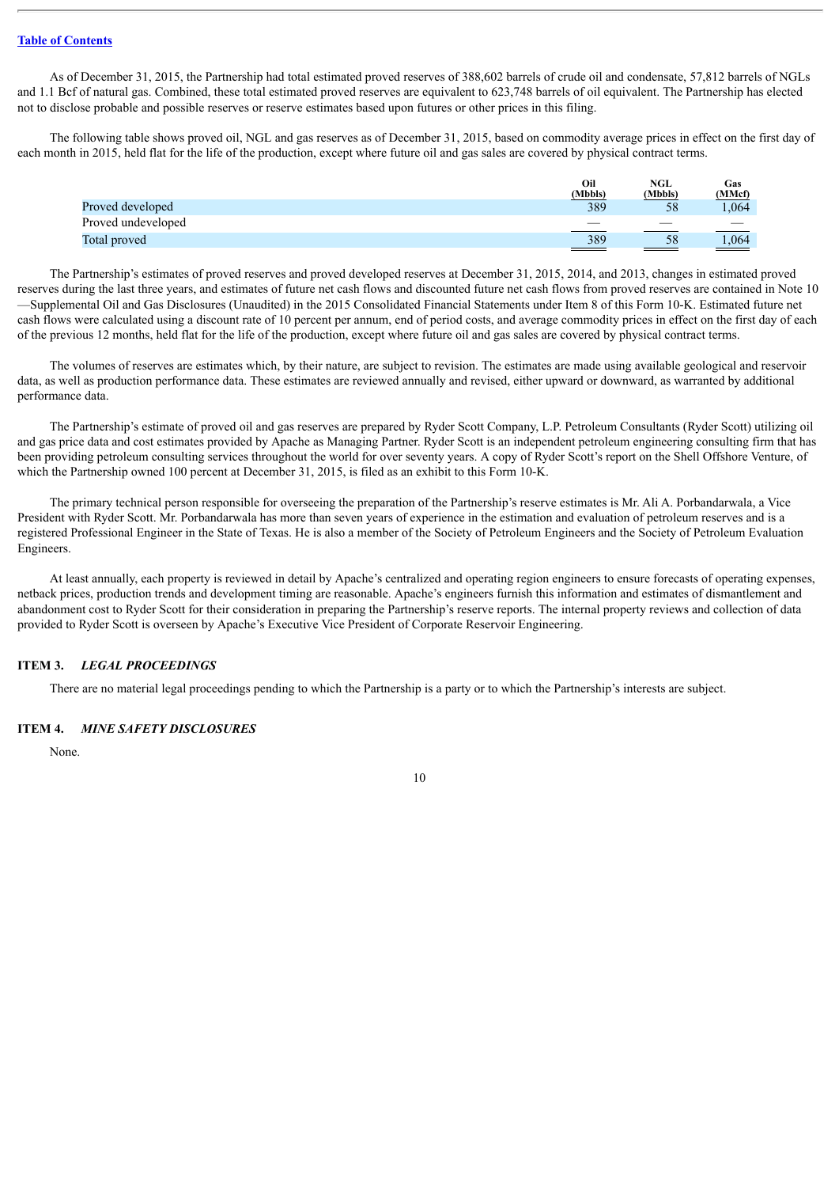As of December 31, 2015, the Partnership had total estimated proved reserves of 388,602 barrels of crude oil and condensate, 57,812 barrels of NGLs and 1.1 Bcf of natural gas. Combined, these total estimated proved reserves are equivalent to 623,748 barrels of oil equivalent. The Partnership has elected not to disclose probable and possible reserves or reserve estimates based upon futures or other prices in this filing.

The following table shows proved oil, NGL and gas reserves as of December 31, 2015, based on commodity average prices in effect on the first day of each month in 2015, held flat for the life of the production, except where future oil and gas sales are covered by physical contract terms.

| | Oil (Mbbls) | NGL (Mbbls) | Gas (MMcf) |
|---|---|---|---|
| Proved developed | 389 | 58 | 1,064 |
| Proved undeveloped | — | — | — |
| Total proved | 389 | 58 | 1,064 |

The Partnership's estimates of proved reserves and proved developed reserves at December 31, 2015, 2014, and 2013, changes in estimated proved reserves during the last three years, and estimates of future net cash flows and discounted future net cash flows from proved reserves are contained in Note 10—Supplemental Oil and Gas Disclosures (Unaudited) in the 2015 Consolidated Financial Statements under Item 8 of this Form 10-K. Estimated future net cash flows were calculated using a discount rate of 10 percent per annum, end of period costs, and average commodity prices in effect on the first day of each of the previous 12 months, held flat for the life of the production, except where future oil and gas sales are covered by physical contract terms.

The volumes of reserves are estimates which, by their nature, are subject to revision. The estimates are made using available geological and reservoir data, as well as production performance data. These estimates are reviewed annually and revised, either upward or downward, as warranted by additional performance data.

The Partnership's estimate of proved oil and gas reserves are prepared by Ryder Scott Company, L.P. Petroleum Consultants (Ryder Scott) utilizing oil and gas price data and cost estimates provided by Apache as Managing Partner. Ryder Scott is an independent petroleum engineering consulting firm that has been providing petroleum consulting services throughout the world for over seventy years. A copy of Ryder Scott's report on the Shell Offshore Venture, of which the Partnership owned 100 percent at December 31, 2015, is filed as an exhibit to this Form 10-K.

The primary technical person responsible for overseeing the preparation of the Partnership's reserve estimates is Mr. Ali A. Porbandarwala, a Vice President with Ryder Scott. Mr. Porbandarwala has more than seven years of experience in the estimation and evaluation of petroleum reserves and is a registered Professional Engineer in the State of Texas. He is also a member of the Society of Petroleum Engineers and the Society of Petroleum Evaluation Engineers.

At least annually, each property is reviewed in detail by Apache's centralized and operating region engineers to ensure forecasts of operating expenses, netback prices, production trends and development timing are reasonable. Apache's engineers furnish this information and estimates of dismantlement and abandonment cost to Ryder Scott for their consideration in preparing the Partnership's reserve reports. The internal property reviews and collection of data provided to Ryder Scott is overseen by Apache's Executive Vice President of Corporate Reservoir Engineering.

## ITEM 3. *LEGAL PROCEEDINGS*

There are no material legal proceedings pending to which the Partnership is a party or to which the Partnership's interests are subject.

## ITEM 4. *MINE SAFETY DISCLOSURES*

None.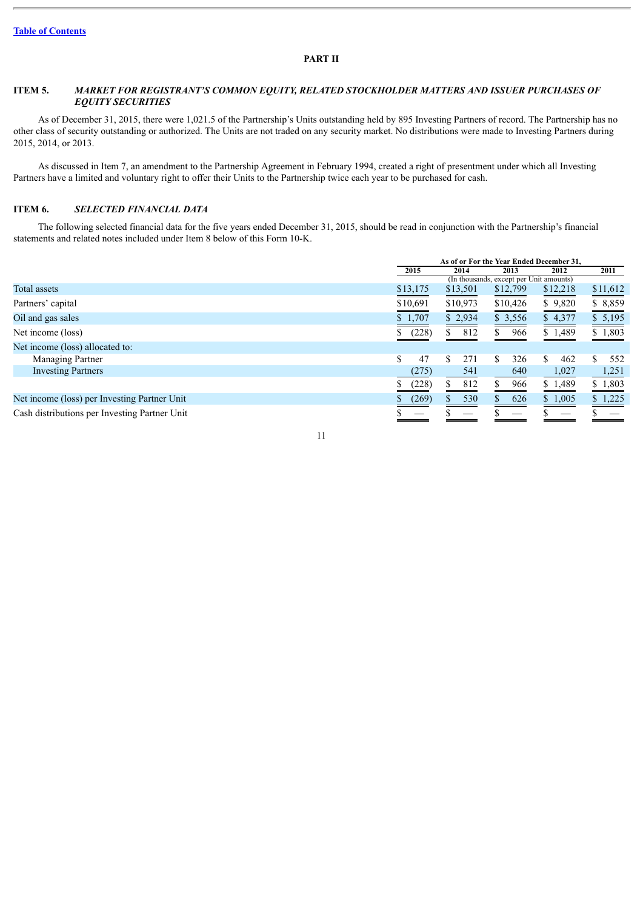[Table of Contents](#)

# PART II

## ITEM 5. *MARKET FOR REGISTRANT'S COMMON EQUITY, RELATED STOCKHOLDER MATTERS AND ISSUER PURCHASES OF EQUITY SECURITIES*

As of December 31, 2015, there were 1,021.5 of the Partnership's Units outstanding held by 895 Investing Partners of record. The Partnership has no other class of security outstanding or authorized. The Units are not traded on any security market. No distributions were made to Investing Partners during 2015, 2014, or 2013.

As discussed in Item 7, an amendment to the Partnership Agreement in February 1994, created a right of presentment under which all Investing Partners have a limited and voluntary right to offer their Units to the Partnership twice each year to be purchased for cash.

## ITEM 6. *SELECTED FINANCIAL DATA*

The following selected financial data for the five years ended December 31, 2015, should be read in conjunction with the Partnership's financial statements and related notes included under Item 8 below of this Form 10-K.

| | As of or For the Year Ended December 31, | | | | |
|---|---|---|---|---|---|
| | 2015 | 2014 | 2013 | 2012 | 2011 |
| | (In thousands, except per Unit amounts) | | | | |
| Total assets | $13,175 | $13,501 | $12,799 | $12,218 | $11,612 |
| Partners' capital | $10,691 | $10,973 | $10,426 | $ 9,820 | $ 8,859 |
| Oil and gas sales | $ 1,707 | $ 2,934 | $ 3,556 | $ 4,377 | $ 5,195 |
| Net income (loss) | $ (228) | $ 812 | $ 966 | $ 1,489 | $ 1,803 |
| Net income (loss) allocated to: | | | | | |
| Managing Partner | $ 47 | $ 271 | $ 326 | $ 462 | $ 552 |
| Investing Partners | (275) | 541 | 640 | 1,027 | 1,251 |
| | $ (228) | $ 812 | $ 966 | $ 1,489 | $ 1,803 |
| Net income (loss) per Investing Partner Unit | $ (269) | $ 530 | $ 626 | $ 1,005 | $ 1,225 |
| Cash distributions per Investing Partner Unit | $ — | $ — | $ — | $ — | $ — |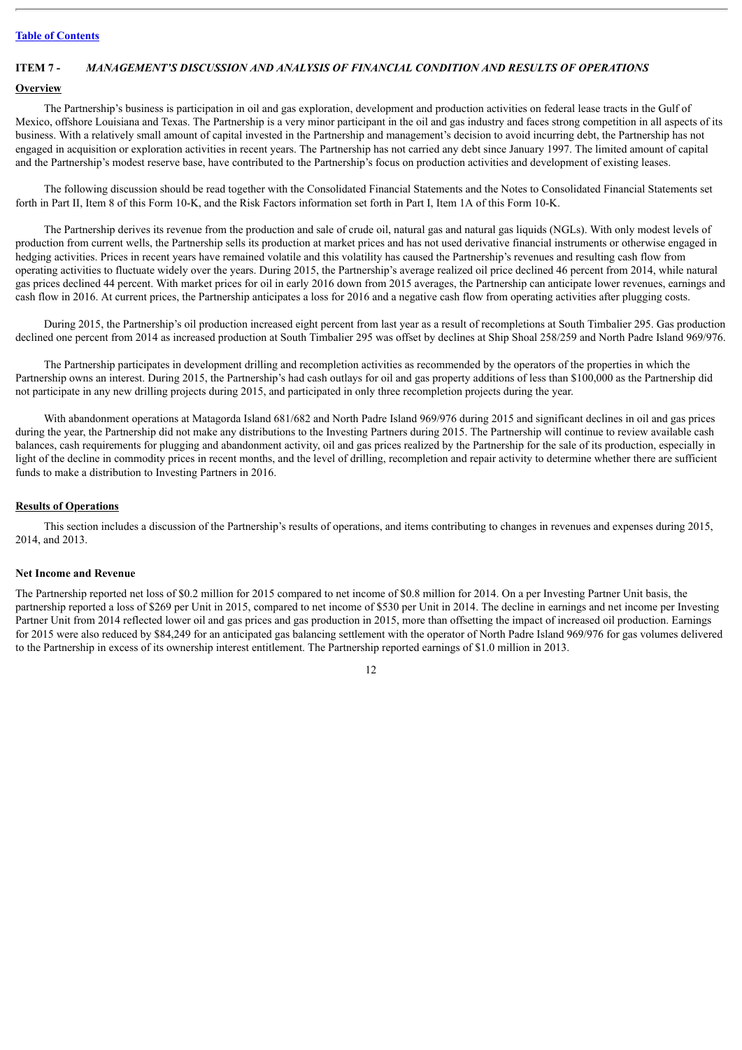[Table of Contents](#)

## ITEM 7 - *MANAGEMENT'S DISCUSSION AND ANALYSIS OF FINANCIAL CONDITION AND RESULTS OF OPERATIONS*

### Overview

The Partnership's business is participation in oil and gas exploration, development and production activities on federal lease tracts in the Gulf of Mexico, offshore Louisiana and Texas. The Partnership is a very minor participant in the oil and gas industry and faces strong competition in all aspects of its business. With a relatively small amount of capital invested in the Partnership and management's decision to avoid incurring debt, the Partnership has not engaged in acquisition or exploration activities in recent years. The Partnership has not carried any debt since January 1997. The limited amount of capital and the Partnership's modest reserve base, have contributed to the Partnership's focus on production activities and development of existing leases.

The following discussion should be read together with the Consolidated Financial Statements and the Notes to Consolidated Financial Statements set forth in Part II, Item 8 of this Form 10-K, and the Risk Factors information set forth in Part I, Item 1A of this Form 10-K.

The Partnership derives its revenue from the production and sale of crude oil, natural gas and natural gas liquids (NGLs). With only modest levels of production from current wells, the Partnership sells its production at market prices and has not used derivative financial instruments or otherwise engaged in hedging activities. Prices in recent years have remained volatile and this volatility has caused the Partnership's revenues and resulting cash flow from operating activities to fluctuate widely over the years. During 2015, the Partnership's average realized oil price declined 46 percent from 2014, while natural gas prices declined 44 percent. With market prices for oil in early 2016 down from 2015 averages, the Partnership can anticipate lower revenues, earnings and cash flow in 2016. At current prices, the Partnership anticipates a loss for 2016 and a negative cash flow from operating activities after plugging costs.

During 2015, the Partnership's oil production increased eight percent from last year as a result of recompletions at South Timbalier 295. Gas production declined one percent from 2014 as increased production at South Timbalier 295 was offset by declines at Ship Shoal 258/259 and North Padre Island 969/976.

The Partnership participates in development drilling and recompletion activities as recommended by the operators of the properties in which the Partnership owns an interest. During 2015, the Partnership's had cash outlays for oil and gas property additions of less than $100,000 as the Partnership did not participate in any new drilling projects during 2015, and participated in only three recompletion projects during the year.

With abandonment operations at Matagorda Island 681/682 and North Padre Island 969/976 during 2015 and significant declines in oil and gas prices during the year, the Partnership did not make any distributions to the Investing Partners during 2015. The Partnership will continue to review available cash balances, cash requirements for plugging and abandonment activity, oil and gas prices realized by the Partnership for the sale of its production, especially in light of the decline in commodity prices in recent months, and the level of drilling, recompletion and repair activity to determine whether there are sufficient funds to make a distribution to Investing Partners in 2016.

### Results of Operations

This section includes a discussion of the Partnership's results of operations, and items contributing to changes in revenues and expenses during 2015, 2014, and 2013.

#### Net Income and Revenue

The Partnership reported net loss of $0.2 million for 2015 compared to net income of $0.8 million for 2014. On a per Investing Partner Unit basis, the partnership reported a loss of $269 per Unit in 2015, compared to net income of $530 per Unit in 2014. The decline in earnings and net income per Investing Partner Unit from 2014 reflected lower oil and gas prices and gas production in 2015, more than offsetting the impact of increased oil production. Earnings for 2015 were also reduced by $84,249 for an anticipated gas balancing settlement with the operator of North Padre Island 969/976 for gas volumes delivered to the Partnership in excess of its ownership interest entitlement. The Partnership reported earnings of $1.0 million in 2013.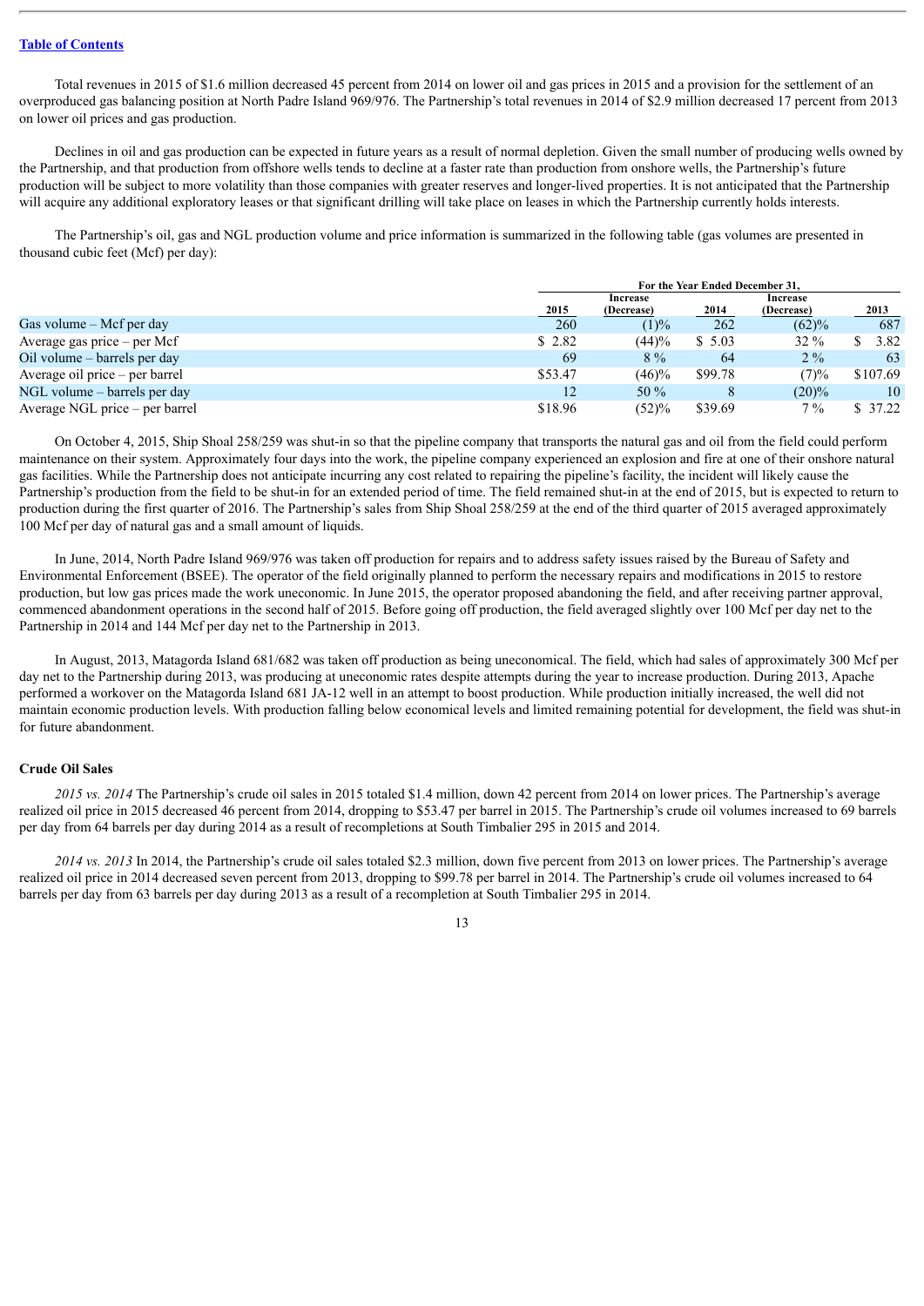Total revenues in 2015 of $1.6 million decreased 45 percent from 2014 on lower oil and gas prices in 2015 and a provision for the settlement of an overproduced gas balancing position at North Padre Island 969/976. The Partnership's total revenues in 2014 of $2.9 million decreased 17 percent from 2013 on lower oil prices and gas production.

Declines in oil and gas production can be expected in future years as a result of normal depletion. Given the small number of producing wells owned by the Partnership, and that production from offshore wells tends to decline at a faster rate than production from onshore wells, the Partnership's future production will be subject to more volatility than those companies with greater reserves and longer-lived properties. It is not anticipated that the Partnership will acquire any additional exploratory leases or that significant drilling will take place on leases in which the Partnership currently holds interests.

The Partnership's oil, gas and NGL production volume and price information is summarized in the following table (gas volumes are presented in thousand cubic feet (Mcf) per day):

| | For the Year Ended December 31, | | | | |
|---|---|---|---|---|---|
| | 2015 | Increase (Decrease) | 2014 | Increase (Decrease) | 2013 |
| Gas volume – Mcf per day | 260 | (1)% | 262 | (62)% | 687 |
| Average gas price – per Mcf | $ 2.82 | (44)% | $ 5.03 | 32 % | $ 3.82 |
| Oil volume – barrels per day | 69 | 8 % | 64 | 2 % | 63 |
| Average oil price – per barrel | $53.47 | (46)% | $99.78 | (7)% | $107.69 |
| NGL volume – barrels per day | 12 | 50 % | 8 | (20)% | 10 |
| Average NGL price – per barrel | $18.96 | (52)% | $39.69 | 7 % | $ 37.22 |

On October 4, 2015, Ship Shoal 258/259 was shut-in so that the pipeline company that transports the natural gas and oil from the field could perform maintenance on their system. Approximately four days into the work, the pipeline company experienced an explosion and fire at one of their onshore natural gas facilities. While the Partnership does not anticipate incurring any cost related to repairing the pipeline's facility, the incident will likely cause the Partnership's production from the field to be shut-in for an extended period of time. The field remained shut-in at the end of 2015, but is expected to return to production during the first quarter of 2016. The Partnership's sales from Ship Shoal 258/259 at the end of the third quarter of 2015 averaged approximately 100 Mcf per day of natural gas and a small amount of liquids.

In June, 2014, North Padre Island 969/976 was taken off production for repairs and to address safety issues raised by the Bureau of Safety and Environmental Enforcement (BSEE). The operator of the field originally planned to perform the necessary repairs and modifications in 2015 to restore production, but low gas prices made the work uneconomic. In June 2015, the operator proposed abandoning the field, and after receiving partner approval, commenced abandonment operations in the second half of 2015. Before going off production, the field averaged slightly over 100 Mcf per day net to the Partnership in 2014 and 144 Mcf per day net to the Partnership in 2013.

In August, 2013, Matagorda Island 681/682 was taken off production as being uneconomical. The field, which had sales of approximately 300 Mcf per day net to the Partnership during 2013, was producing at uneconomic rates despite attempts during the year to increase production. During 2013, Apache performed a workover on the Matagorda Island 681 JA-12 well in an attempt to boost production. While production initially increased, the well did not maintain economic production levels. With production falling below economical levels and limited remaining potential for development, the field was shut-in for future abandonment.

### Crude Oil Sales

*2015 vs. 2014* The Partnership's crude oil sales in 2015 totaled $1.4 million, down 42 percent from 2014 on lower prices. The Partnership's average realized oil price in 2015 decreased 46 percent from 2014, dropping to $53.47 per barrel in 2015. The Partnership's crude oil volumes increased to 69 barrels per day from 64 barrels per day during 2014 as a result of recompletions at South Timbalier 295 in 2015 and 2014.

*2014 vs. 2013* In 2014, the Partnership's crude oil sales totaled $2.3 million, down five percent from 2013 on lower prices. The Partnership's average realized oil price in 2014 decreased seven percent from 2013, dropping to $99.78 per barrel in 2014. The Partnership's crude oil volumes increased to 64 barrels per day from 63 barrels per day during 2013 as a result of a recompletion at South Timbalier 295 in 2014.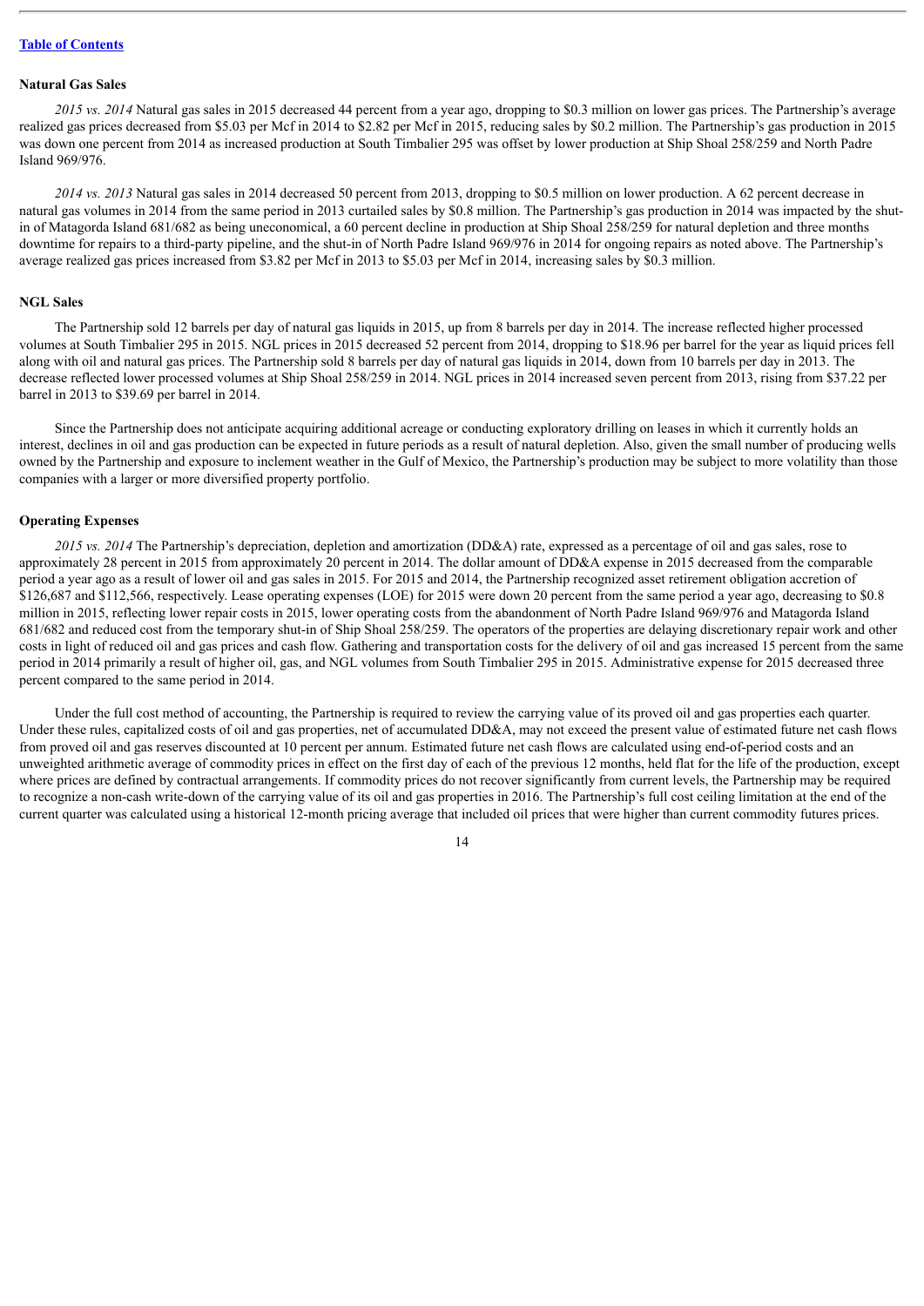## Natural Gas Sales

*2015 vs. 2014* Natural gas sales in 2015 decreased 44 percent from a year ago, dropping to $0.3 million on lower gas prices. The Partnership's average realized gas prices decreased from $5.03 per Mcf in 2014 to $2.82 per Mcf in 2015, reducing sales by $0.2 million. The Partnership's gas production in 2015 was down one percent from 2014 as increased production at South Timbalier 295 was offset by lower production at Ship Shoal 258/259 and North Padre Island 969/976.

*2014 vs. 2013* Natural gas sales in 2014 decreased 50 percent from 2013, dropping to $0.5 million on lower production. A 62 percent decrease in natural gas volumes in 2014 from the same period in 2013 curtailed sales by $0.8 million. The Partnership's gas production in 2014 was impacted by the shut-in of Matagorda Island 681/682 as being uneconomical, a 60 percent decline in production at Ship Shoal 258/259 for natural depletion and three months downtime for repairs to a third-party pipeline, and the shut-in of North Padre Island 969/976 in 2014 for ongoing repairs as noted above. The Partnership's average realized gas prices increased from $3.82 per Mcf in 2013 to $5.03 per Mcf in 2014, increasing sales by $0.3 million.

## NGL Sales

The Partnership sold 12 barrels per day of natural gas liquids in 2015, up from 8 barrels per day in 2014. The increase reflected higher processed volumes at South Timbalier 295 in 2015. NGL prices in 2015 decreased 52 percent from 2014, dropping to $18.96 per barrel for the year as liquid prices fell along with oil and natural gas prices. The Partnership sold 8 barrels per day of natural gas liquids in 2014, down from 10 barrels per day in 2013. The decrease reflected lower processed volumes at Ship Shoal 258/259 in 2014. NGL prices in 2014 increased seven percent from 2013, rising from $37.22 per barrel in 2013 to $39.69 per barrel in 2014.

Since the Partnership does not anticipate acquiring additional acreage or conducting exploratory drilling on leases in which it currently holds an interest, declines in oil and gas production can be expected in future periods as a result of natural depletion. Also, given the small number of producing wells owned by the Partnership and exposure to inclement weather in the Gulf of Mexico, the Partnership's production may be subject to more volatility than those companies with a larger or more diversified property portfolio.

## Operating Expenses

*2015 vs. 2014* The Partnership's depreciation, depletion and amortization (DD&A) rate, expressed as a percentage of oil and gas sales, rose to approximately 28 percent in 2015 from approximately 20 percent in 2014. The dollar amount of DD&A expense in 2015 decreased from the comparable period a year ago as a result of lower oil and gas sales in 2015. For 2015 and 2014, the Partnership recognized asset retirement obligation accretion of $126,687 and $112,566, respectively. Lease operating expenses (LOE) for 2015 were down 20 percent from the same period a year ago, decreasing to $0.8 million in 2015, reflecting lower repair costs in 2015, lower operating costs from the abandonment of North Padre Island 969/976 and Matagorda Island 681/682 and reduced cost from the temporary shut-in of Ship Shoal 258/259. The operators of the properties are delaying discretionary repair work and other costs in light of reduced oil and gas prices and cash flow. Gathering and transportation costs for the delivery of oil and gas increased 15 percent from the same period in 2014 primarily a result of higher oil, gas, and NGL volumes from South Timbalier 295 in 2015. Administrative expense for 2015 decreased three percent compared to the same period in 2014.

Under the full cost method of accounting, the Partnership is required to review the carrying value of its proved oil and gas properties each quarter. Under these rules, capitalized costs of oil and gas properties, net of accumulated DD&A, may not exceed the present value of estimated future net cash flows from proved oil and gas reserves discounted at 10 percent per annum. Estimated future net cash flows are calculated using end-of-period costs and an unweighted arithmetic average of commodity prices in effect on the first day of each of the previous 12 months, held flat for the life of the production, except where prices are defined by contractual arrangements. If commodity prices do not recover significantly from current levels, the Partnership may be required to recognize a non-cash write-down of the carrying value of its oil and gas properties in 2016. The Partnership's full cost ceiling limitation at the end of the current quarter was calculated using a historical 12-month pricing average that included oil prices that were higher than current commodity futures prices.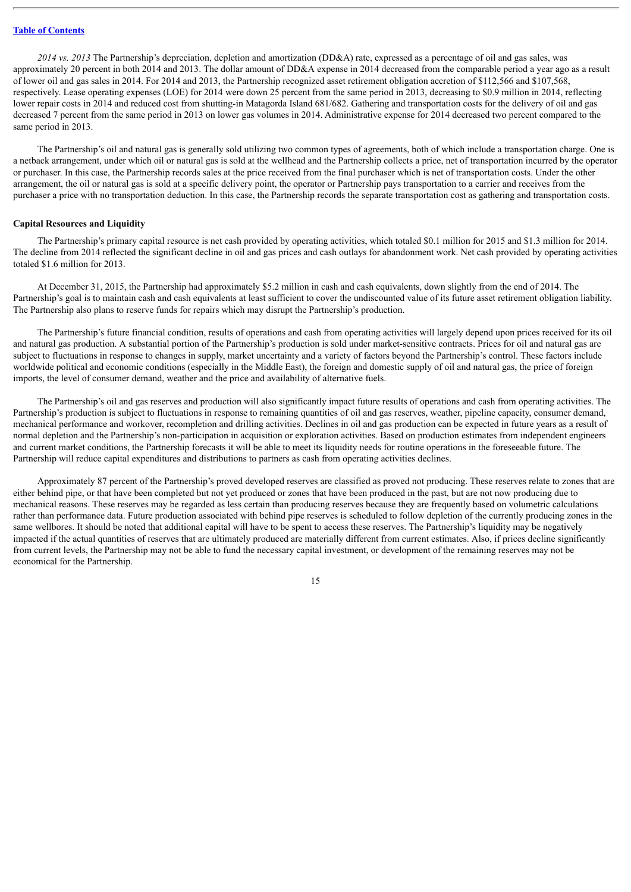*2014 vs. 2013* The Partnership's depreciation, depletion and amortization (DD&A) rate, expressed as a percentage of oil and gas sales, was approximately 20 percent in both 2014 and 2013. The dollar amount of DD&A expense in 2014 decreased from the comparable period a year ago as a result of lower oil and gas sales in 2014. For 2014 and 2013, the Partnership recognized asset retirement obligation accretion of $112,566 and $107,568, respectively. Lease operating expenses (LOE) for 2014 were down 25 percent from the same period in 2013, decreasing to $0.9 million in 2014, reflecting lower repair costs in 2014 and reduced cost from shutting-in Matagorda Island 681/682. Gathering and transportation costs for the delivery of oil and gas decreased 7 percent from the same period in 2013 on lower gas volumes in 2014. Administrative expense for 2014 decreased two percent compared to the same period in 2013.

The Partnership's oil and natural gas is generally sold utilizing two common types of agreements, both of which include a transportation charge. One is a netback arrangement, under which oil or natural gas is sold at the wellhead and the Partnership collects a price, net of transportation incurred by the operator or purchaser. In this case, the Partnership records sales at the price received from the final purchaser which is net of transportation costs. Under the other arrangement, the oil or natural gas is sold at a specific delivery point, the operator or Partnership pays transportation to a carrier and receives from the purchaser a price with no transportation deduction. In this case, the Partnership records the separate transportation cost as gathering and transportation costs.

**Capital Resources and Liquidity**

The Partnership's primary capital resource is net cash provided by operating activities, which totaled $0.1 million for 2015 and $1.3 million for 2014. The decline from 2014 reflected the significant decline in oil and gas prices and cash outlays for abandonment work. Net cash provided by operating activities totaled $1.6 million for 2013.

At December 31, 2015, the Partnership had approximately $5.2 million in cash and cash equivalents, down slightly from the end of 2014. The Partnership's goal is to maintain cash and cash equivalents at least sufficient to cover the undiscounted value of its future asset retirement obligation liability. The Partnership also plans to reserve funds for repairs which may disrupt the Partnership's production.

The Partnership's future financial condition, results of operations and cash from operating activities will largely depend upon prices received for its oil and natural gas production. A substantial portion of the Partnership's production is sold under market-sensitive contracts. Prices for oil and natural gas are subject to fluctuations in response to changes in supply, market uncertainty and a variety of factors beyond the Partnership's control. These factors include worldwide political and economic conditions (especially in the Middle East), the foreign and domestic supply of oil and natural gas, the price of foreign imports, the level of consumer demand, weather and the price and availability of alternative fuels.

The Partnership's oil and gas reserves and production will also significantly impact future results of operations and cash from operating activities. The Partnership's production is subject to fluctuations in response to remaining quantities of oil and gas reserves, weather, pipeline capacity, consumer demand, mechanical performance and workover, recompletion and drilling activities. Declines in oil and gas production can be expected in future years as a result of normal depletion and the Partnership's non-participation in acquisition or exploration activities. Based on production estimates from independent engineers and current market conditions, the Partnership forecasts it will be able to meet its liquidity needs for routine operations in the foreseeable future. The Partnership will reduce capital expenditures and distributions to partners as cash from operating activities declines.

Approximately 87 percent of the Partnership's proved developed reserves are classified as proved not producing. These reserves relate to zones that are either behind pipe, or that have been completed but not yet produced or zones that have been produced in the past, but are not now producing due to mechanical reasons. These reserves may be regarded as less certain than producing reserves because they are frequently based on volumetric calculations rather than performance data. Future production associated with behind pipe reserves is scheduled to follow depletion of the currently producing zones in the same wellbores. It should be noted that additional capital will have to be spent to access these reserves. The Partnership's liquidity may be negatively impacted if the actual quantities of reserves that are ultimately produced are materially different from current estimates. Also, if prices decline significantly from current levels, the Partnership may not be able to fund the necessary capital investment, or development of the remaining reserves may not be economical for the Partnership.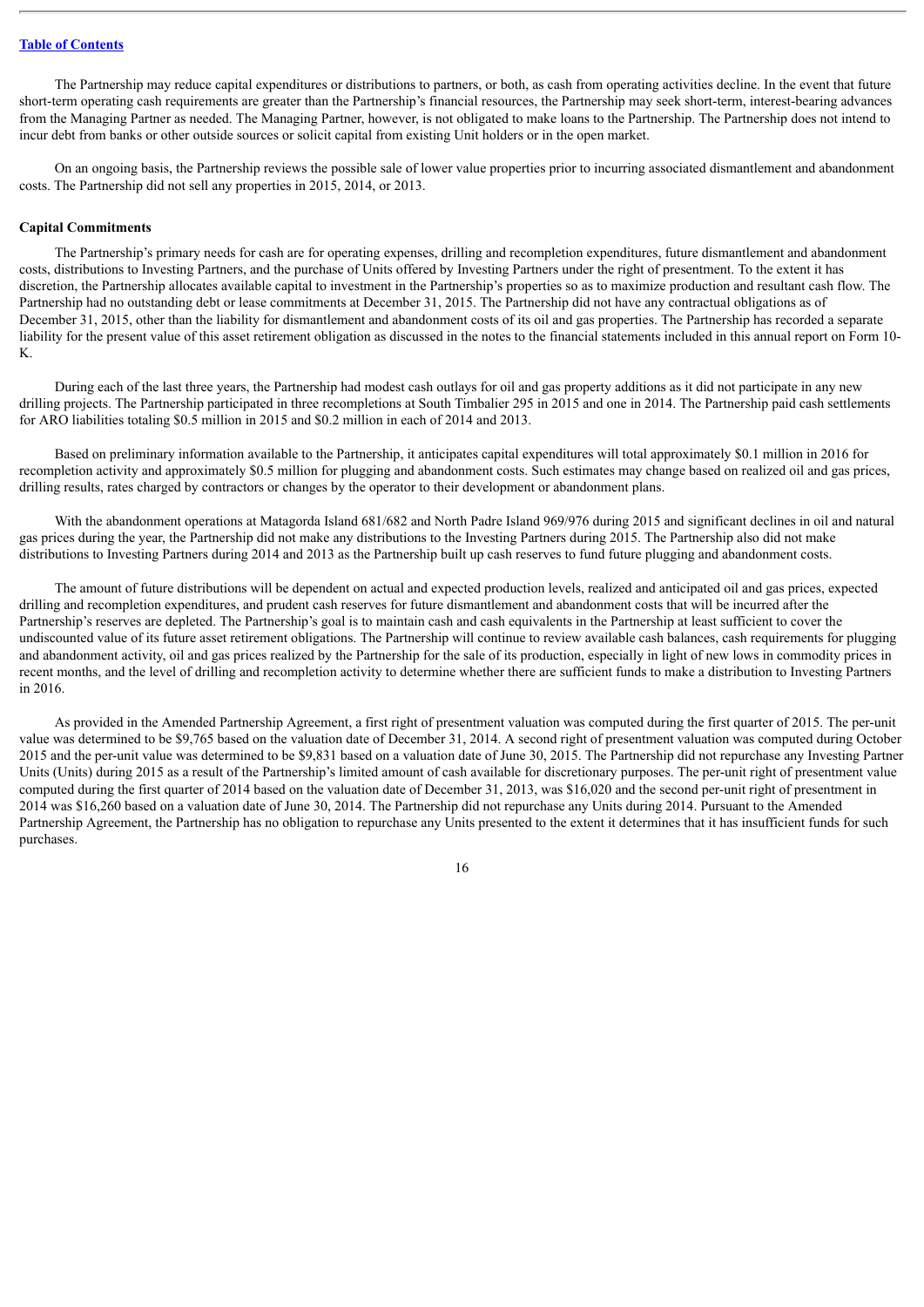The Partnership may reduce capital expenditures or distributions to partners, or both, as cash from operating activities decline. In the event that future short-term operating cash requirements are greater than the Partnership's financial resources, the Partnership may seek short-term, interest-bearing advances from the Managing Partner as needed. The Managing Partner, however, is not obligated to make loans to the Partnership. The Partnership does not intend to incur debt from banks or other outside sources or solicit capital from existing Unit holders or in the open market.

On an ongoing basis, the Partnership reviews the possible sale of lower value properties prior to incurring associated dismantlement and abandonment costs. The Partnership did not sell any properties in 2015, 2014, or 2013.

**Capital Commitments**

The Partnership's primary needs for cash are for operating expenses, drilling and recompletion expenditures, future dismantlement and abandonment costs, distributions to Investing Partners, and the purchase of Units offered by Investing Partners under the right of presentment. To the extent it has discretion, the Partnership allocates available capital to investment in the Partnership's properties so as to maximize production and resultant cash flow. The Partnership had no outstanding debt or lease commitments at December 31, 2015. The Partnership did not have any contractual obligations as of December 31, 2015, other than the liability for dismantlement and abandonment costs of its oil and gas properties. The Partnership has recorded a separate liability for the present value of this asset retirement obligation as discussed in the notes to the financial statements included in this annual report on Form 10-K.

During each of the last three years, the Partnership had modest cash outlays for oil and gas property additions as it did not participate in any new drilling projects. The Partnership participated in three recompletions at South Timbalier 295 in 2015 and one in 2014. The Partnership paid cash settlements for ARO liabilities totaling $0.5 million in 2015 and $0.2 million in each of 2014 and 2013.

Based on preliminary information available to the Partnership, it anticipates capital expenditures will total approximately $0.1 million in 2016 for recompletion activity and approximately $0.5 million for plugging and abandonment costs. Such estimates may change based on realized oil and gas prices, drilling results, rates charged by contractors or changes by the operator to their development or abandonment plans.

With the abandonment operations at Matagorda Island 681/682 and North Padre Island 969/976 during 2015 and significant declines in oil and natural gas prices during the year, the Partnership did not make any distributions to the Investing Partners during 2015. The Partnership also did not make distributions to Investing Partners during 2014 and 2013 as the Partnership built up cash reserves to fund future plugging and abandonment costs.

The amount of future distributions will be dependent on actual and expected production levels, realized and anticipated oil and gas prices, expected drilling and recompletion expenditures, and prudent cash reserves for future dismantlement and abandonment costs that will be incurred after the Partnership's reserves are depleted. The Partnership's goal is to maintain cash and cash equivalents in the Partnership at least sufficient to cover the undiscounted value of its future asset retirement obligations. The Partnership will continue to review available cash balances, cash requirements for plugging and abandonment activity, oil and gas prices realized by the Partnership for the sale of its production, especially in light of new lows in commodity prices in recent months, and the level of drilling and recompletion activity to determine whether there are sufficient funds to make a distribution to Investing Partners in 2016.

As provided in the Amended Partnership Agreement, a first right of presentment valuation was computed during the first quarter of 2015. The per-unit value was determined to be $9,765 based on the valuation date of December 31, 2014. A second right of presentment valuation was computed during October 2015 and the per-unit value was determined to be $9,831 based on a valuation date of June 30, 2015. The Partnership did not repurchase any Investing Partner Units (Units) during 2015 as a result of the Partnership's limited amount of cash available for discretionary purposes. The per-unit right of presentment value computed during the first quarter of 2014 based on the valuation date of December 31, 2013, was $16,020 and the second per-unit right of presentment in 2014 was $16,260 based on a valuation date of June 30, 2014. The Partnership did not repurchase any Units during 2014. Pursuant to the Amended Partnership Agreement, the Partnership has no obligation to repurchase any Units presented to the extent it determines that it has insufficient funds for such purchases.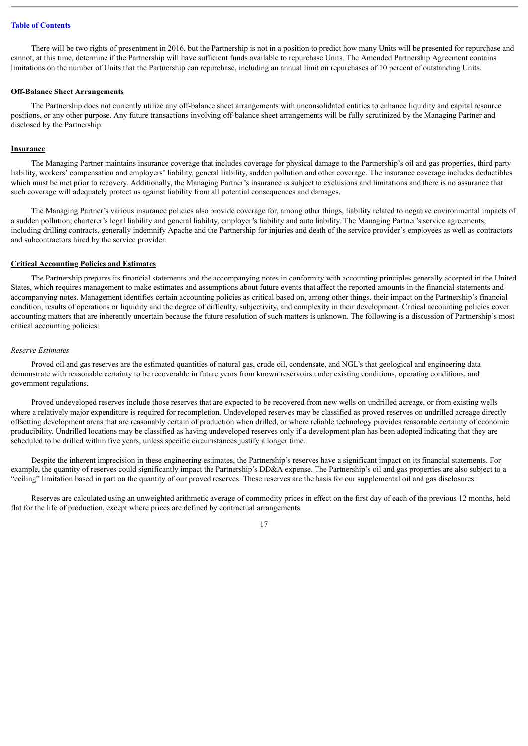There will be two rights of presentment in 2016, but the Partnership is not in a position to predict how many Units will be presented for repurchase and cannot, at this time, determine if the Partnership will have sufficient funds available to repurchase Units. The Amended Partnership Agreement contains limitations on the number of Units that the Partnership can repurchase, including an annual limit on repurchases of 10 percent of outstanding Units.

**Off-Balance Sheet Arrangements**

The Partnership does not currently utilize any off-balance sheet arrangements with unconsolidated entities to enhance liquidity and capital resource positions, or any other purpose. Any future transactions involving off-balance sheet arrangements will be fully scrutinized by the Managing Partner and disclosed by the Partnership.

**Insurance**

The Managing Partner maintains insurance coverage that includes coverage for physical damage to the Partnership's oil and gas properties, third party liability, workers' compensation and employers' liability, general liability, sudden pollution and other coverage. The insurance coverage includes deductibles which must be met prior to recovery. Additionally, the Managing Partner's insurance is subject to exclusions and limitations and there is no assurance that such coverage will adequately protect us against liability from all potential consequences and damages.

The Managing Partner's various insurance policies also provide coverage for, among other things, liability related to negative environmental impacts of a sudden pollution, charterer's legal liability and general liability, employer's liability and auto liability. The Managing Partner's service agreements, including drilling contracts, generally indemnify Apache and the Partnership for injuries and death of the service provider's employees as well as contractors and subcontractors hired by the service provider.

**Critical Accounting Policies and Estimates**

The Partnership prepares its financial statements and the accompanying notes in conformity with accounting principles generally accepted in the United States, which requires management to make estimates and assumptions about future events that affect the reported amounts in the financial statements and accompanying notes. Management identifies certain accounting policies as critical based on, among other things, their impact on the Partnership's financial condition, results of operations or liquidity and the degree of difficulty, subjectivity, and complexity in their development. Critical accounting policies cover accounting matters that are inherently uncertain because the future resolution of such matters is unknown. The following is a discussion of Partnership's most critical accounting policies:

*Reserve Estimates*

Proved oil and gas reserves are the estimated quantities of natural gas, crude oil, condensate, and NGL's that geological and engineering data demonstrate with reasonable certainty to be recoverable in future years from known reservoirs under existing conditions, operating conditions, and government regulations.

Proved undeveloped reserves include those reserves that are expected to be recovered from new wells on undrilled acreage, or from existing wells where a relatively major expenditure is required for recompletion. Undeveloped reserves may be classified as proved reserves on undrilled acreage directly offsetting development areas that are reasonably certain of production when drilled, or where reliable technology provides reasonable certainty of economic producibility. Undrilled locations may be classified as having undeveloped reserves only if a development plan has been adopted indicating that they are scheduled to be drilled within five years, unless specific circumstances justify a longer time.

Despite the inherent imprecision in these engineering estimates, the Partnership's reserves have a significant impact on its financial statements. For example, the quantity of reserves could significantly impact the Partnership's DD&A expense. The Partnership's oil and gas properties are also subject to a "ceiling" limitation based in part on the quantity of our proved reserves. These reserves are the basis for our supplemental oil and gas disclosures.

Reserves are calculated using an unweighted arithmetic average of commodity prices in effect on the first day of each of the previous 12 months, held flat for the life of production, except where prices are defined by contractual arrangements.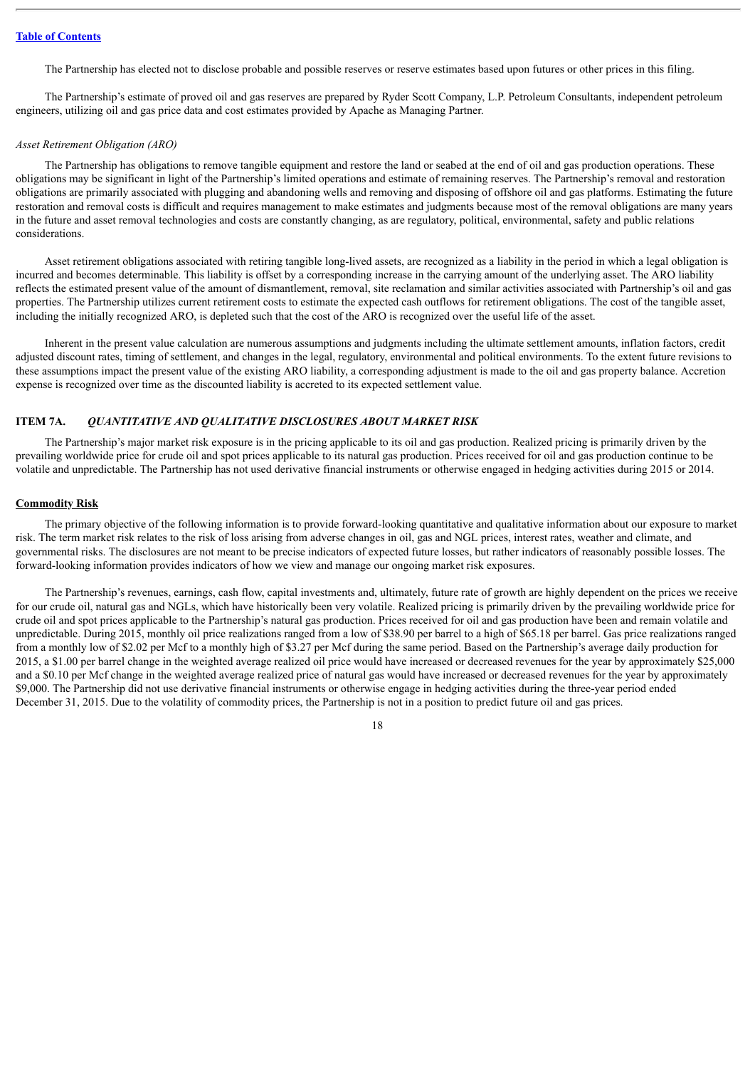The Partnership has elected not to disclose probable and possible reserves or reserve estimates based upon futures or other prices in this filing.

The Partnership's estimate of proved oil and gas reserves are prepared by Ryder Scott Company, L.P. Petroleum Consultants, independent petroleum engineers, utilizing oil and gas price data and cost estimates provided by Apache as Managing Partner.

*Asset Retirement Obligation (ARO)*

The Partnership has obligations to remove tangible equipment and restore the land or seabed at the end of oil and gas production operations. These obligations may be significant in light of the Partnership's limited operations and estimate of remaining reserves. The Partnership's removal and restoration obligations are primarily associated with plugging and abandoning wells and removing and disposing of offshore oil and gas platforms. Estimating the future restoration and removal costs is difficult and requires management to make estimates and judgments because most of the removal obligations are many years in the future and asset removal technologies and costs are constantly changing, as are regulatory, political, environmental, safety and public relations considerations.

Asset retirement obligations associated with retiring tangible long-lived assets, are recognized as a liability in the period in which a legal obligation is incurred and becomes determinable. This liability is offset by a corresponding increase in the carrying amount of the underlying asset. The ARO liability reflects the estimated present value of the amount of dismantlement, removal, site reclamation and similar activities associated with Partnership's oil and gas properties. The Partnership utilizes current retirement costs to estimate the expected cash outflows for retirement obligations. The cost of the tangible asset, including the initially recognized ARO, is depleted such that the cost of the ARO is recognized over the useful life of the asset.

Inherent in the present value calculation are numerous assumptions and judgments including the ultimate settlement amounts, inflation factors, credit adjusted discount rates, timing of settlement, and changes in the legal, regulatory, environmental and political environments. To the extent future revisions to these assumptions impact the present value of the existing ARO liability, a corresponding adjustment is made to the oil and gas property balance. Accretion expense is recognized over time as the discounted liability is accreted to its expected settlement value.

## ITEM 7A. *QUANTITATIVE AND QUALITATIVE DISCLOSURES ABOUT MARKET RISK*

The Partnership's major market risk exposure is in the pricing applicable to its oil and gas production. Realized pricing is primarily driven by the prevailing worldwide price for crude oil and spot prices applicable to its natural gas production. Prices received for oil and gas production continue to be volatile and unpredictable. The Partnership has not used derivative financial instruments or otherwise engaged in hedging activities during 2015 or 2014.

### Commodity Risk

The primary objective of the following information is to provide forward-looking quantitative and qualitative information about our exposure to market risk. The term market risk relates to the risk of loss arising from adverse changes in oil, gas and NGL prices, interest rates, weather and climate, and governmental risks. The disclosures are not meant to be precise indicators of expected future losses, but rather indicators of reasonably possible losses. The forward-looking information provides indicators of how we view and manage our ongoing market risk exposures.

The Partnership's revenues, earnings, cash flow, capital investments and, ultimately, future rate of growth are highly dependent on the prices we receive for our crude oil, natural gas and NGLs, which have historically been very volatile. Realized pricing is primarily driven by the prevailing worldwide price for crude oil and spot prices applicable to the Partnership's natural gas production. Prices received for oil and gas production have been and remain volatile and unpredictable. During 2015, monthly oil price realizations ranged from a low of $38.90 per barrel to a high of $65.18 per barrel. Gas price realizations ranged from a monthly low of $2.02 per Mcf to a monthly high of $3.27 per Mcf during the same period. Based on the Partnership's average daily production for 2015, a $1.00 per barrel change in the weighted average realized oil price would have increased or decreased revenues for the year by approximately $25,000 and a $0.10 per Mcf change in the weighted average realized price of natural gas would have increased or decreased revenues for the year by approximately $9,000. The Partnership did not use derivative financial instruments or otherwise engage in hedging activities during the three-year period ended December 31, 2015. Due to the volatility of commodity prices, the Partnership is not in a position to predict future oil and gas prices.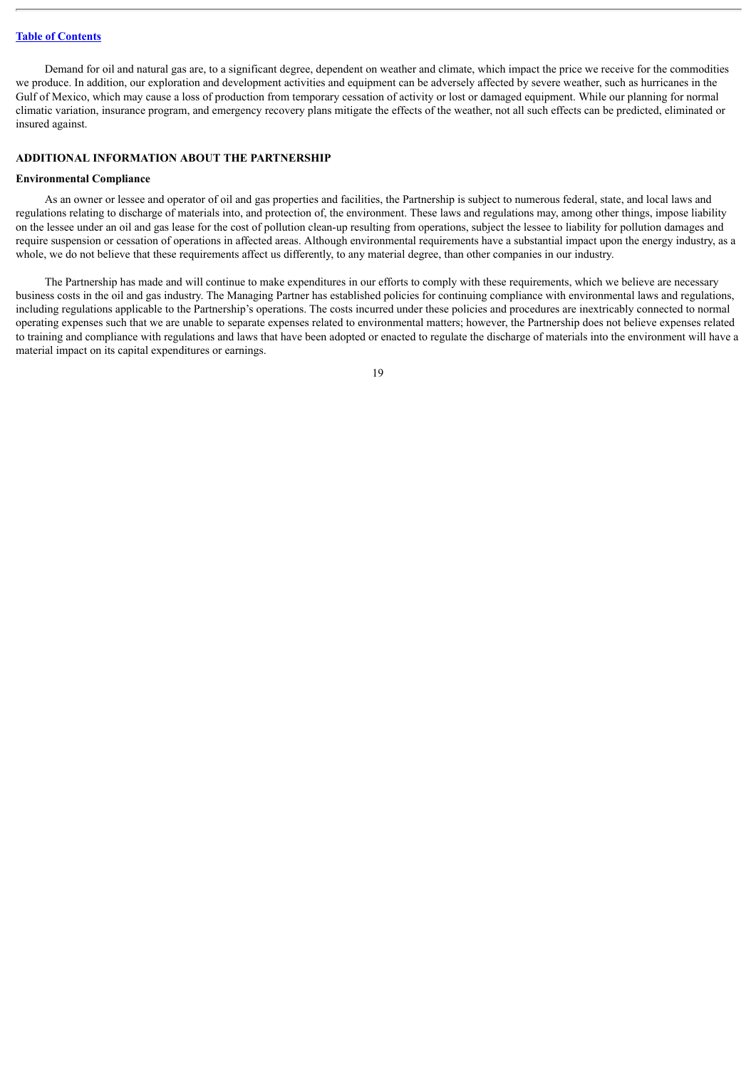Demand for oil and natural gas are, to a significant degree, dependent on weather and climate, which impact the price we receive for the commodities we produce. In addition, our exploration and development activities and equipment can be adversely affected by severe weather, such as hurricanes in the Gulf of Mexico, which may cause a loss of production from temporary cessation of activity or lost or damaged equipment. While our planning for normal climatic variation, insurance program, and emergency recovery plans mitigate the effects of the weather, not all such effects can be predicted, eliminated or insured against.

## ADDITIONAL INFORMATION ABOUT THE PARTNERSHIP

### Environmental Compliance

As an owner or lessee and operator of oil and gas properties and facilities, the Partnership is subject to numerous federal, state, and local laws and regulations relating to discharge of materials into, and protection of, the environment. These laws and regulations may, among other things, impose liability on the lessee under an oil and gas lease for the cost of pollution clean-up resulting from operations, subject the lessee to liability for pollution damages and require suspension or cessation of operations in affected areas. Although environmental requirements have a substantial impact upon the energy industry, as a whole, we do not believe that these requirements affect us differently, to any material degree, than other companies in our industry.

The Partnership has made and will continue to make expenditures in our efforts to comply with these requirements, which we believe are necessary business costs in the oil and gas industry. The Managing Partner has established policies for continuing compliance with environmental laws and regulations, including regulations applicable to the Partnership's operations. The costs incurred under these policies and procedures are inextricably connected to normal operating expenses such that we are unable to separate expenses related to environmental matters; however, the Partnership does not believe expenses related to training and compliance with regulations and laws that have been adopted or enacted to regulate the discharge of materials into the environment will have a material impact on its capital expenditures or earnings.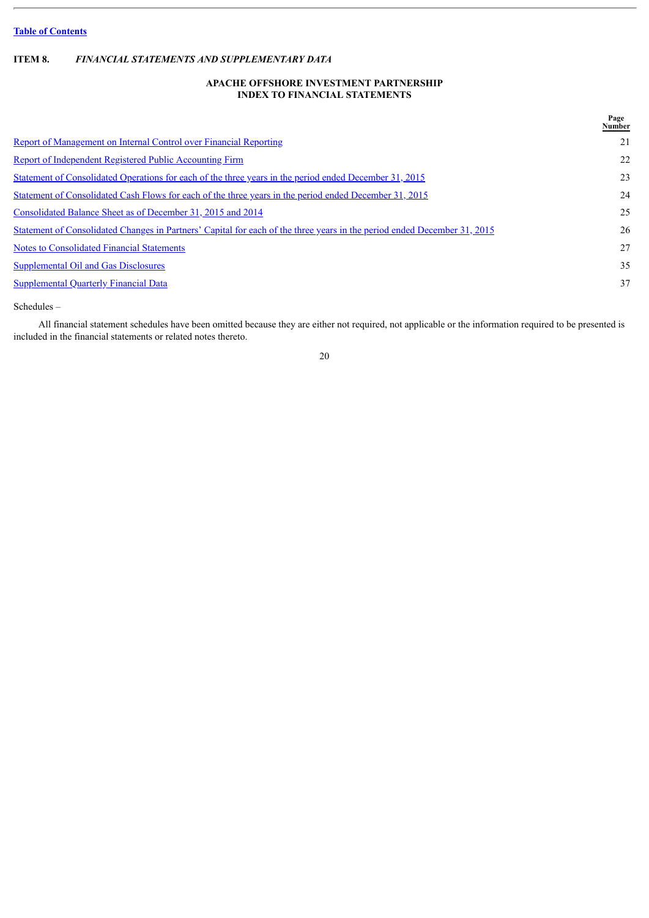[Table of Contents](#)

**ITEM 8.** ***FINANCIAL STATEMENTS AND SUPPLEMENTARY DATA***

## APACHE OFFSHORE INVESTMENT PARTNERSHIP
## INDEX TO FINANCIAL STATEMENTS

| | Page Number |
|---|---|
| Report of Management on Internal Control over Financial Reporting | 21 |
| Report of Independent Registered Public Accounting Firm | 22 |
| Statement of Consolidated Operations for each of the three years in the period ended December 31, 2015 | 23 |
| Statement of Consolidated Cash Flows for each of the three years in the period ended December 31, 2015 | 24 |
| Consolidated Balance Sheet as of December 31, 2015 and 2014 | 25 |
| Statement of Consolidated Changes in Partners' Capital for each of the three years in the period ended December 31, 2015 | 26 |
| Notes to Consolidated Financial Statements | 27 |
| Supplemental Oil and Gas Disclosures | 35 |
| Supplemental Quarterly Financial Data | 37 |

Schedules –

All financial statement schedules have been omitted because they are either not required, not applicable or the information required to be presented is included in the financial statements or related notes thereto.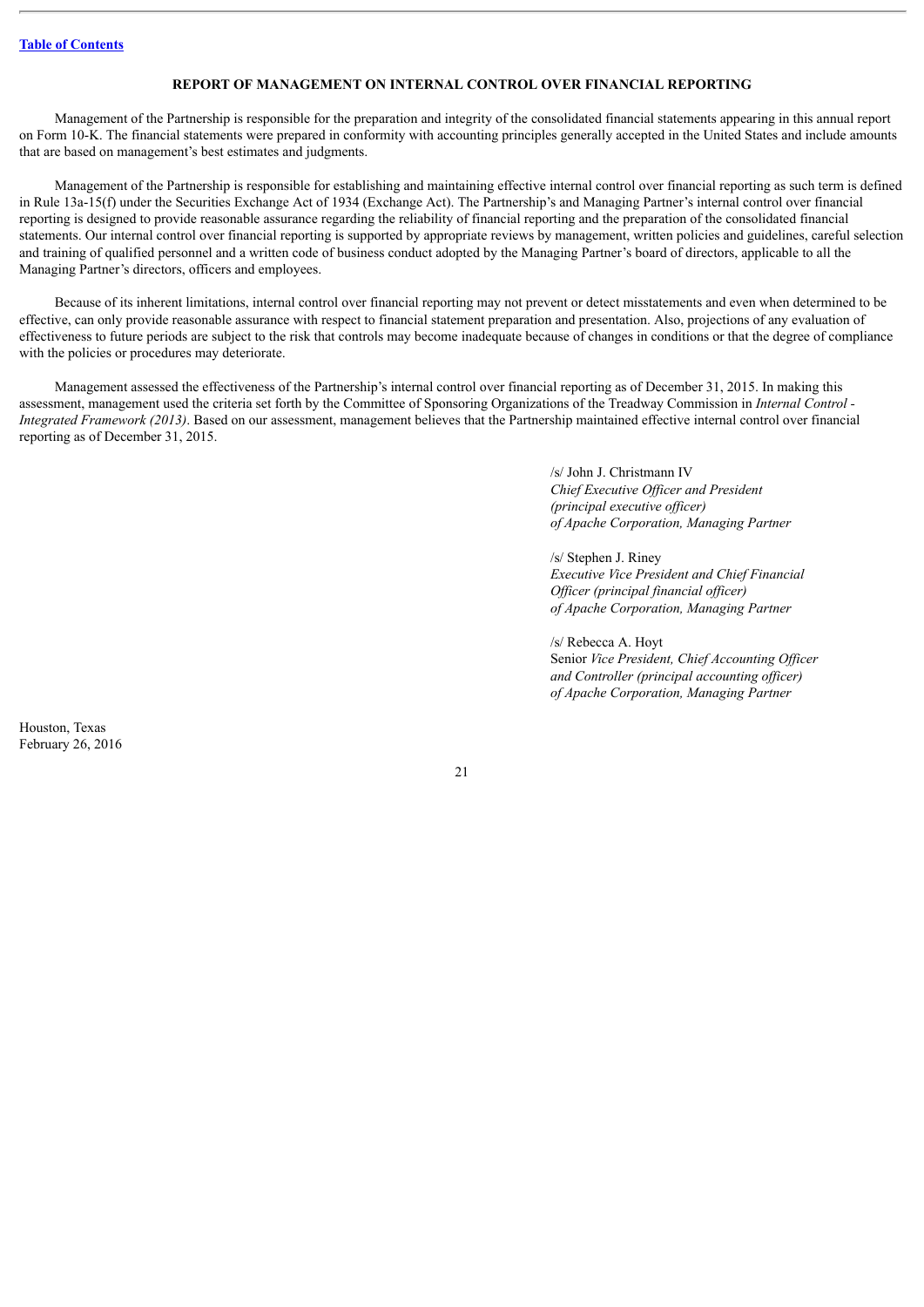[Table of Contents](#)

## REPORT OF MANAGEMENT ON INTERNAL CONTROL OVER FINANCIAL REPORTING

Management of the Partnership is responsible for the preparation and integrity of the consolidated financial statements appearing in this annual report on Form 10-K. The financial statements were prepared in conformity with accounting principles generally accepted in the United States and include amounts that are based on management's best estimates and judgments.

Management of the Partnership is responsible for establishing and maintaining effective internal control over financial reporting as such term is defined in Rule 13a-15(f) under the Securities Exchange Act of 1934 (Exchange Act). The Partnership's and Managing Partner's internal control over financial reporting is designed to provide reasonable assurance regarding the reliability of financial reporting and the preparation of the consolidated financial statements. Our internal control over financial reporting is supported by appropriate reviews by management, written policies and guidelines, careful selection and training of qualified personnel and a written code of business conduct adopted by the Managing Partner's board of directors, applicable to all the Managing Partner's directors, officers and employees.

Because of its inherent limitations, internal control over financial reporting may not prevent or detect misstatements and even when determined to be effective, can only provide reasonable assurance with respect to financial statement preparation and presentation. Also, projections of any evaluation of effectiveness to future periods are subject to the risk that controls may become inadequate because of changes in conditions or that the degree of compliance with the policies or procedures may deteriorate.

Management assessed the effectiveness of the Partnership's internal control over financial reporting as of December 31, 2015. In making this assessment, management used the criteria set forth by the Committee of Sponsoring Organizations of the Treadway Commission in *Internal Control - Integrated Framework (2013)*. Based on our assessment, management believes that the Partnership maintained effective internal control over financial reporting as of December 31, 2015.

/s/ John J. Christmann IV
*Chief Executive Officer and President*
*(principal executive officer)*
*of Apache Corporation, Managing Partner*

/s/ Stephen J. Riney
*Executive Vice President and Chief Financial Officer (principal financial officer)*
*of Apache Corporation, Managing Partner*

/s/ Rebecca A. Hoyt
Senior *Vice President, Chief Accounting Officer and Controller (principal accounting officer)*
*of Apache Corporation, Managing Partner*

Houston, Texas
February 26, 2016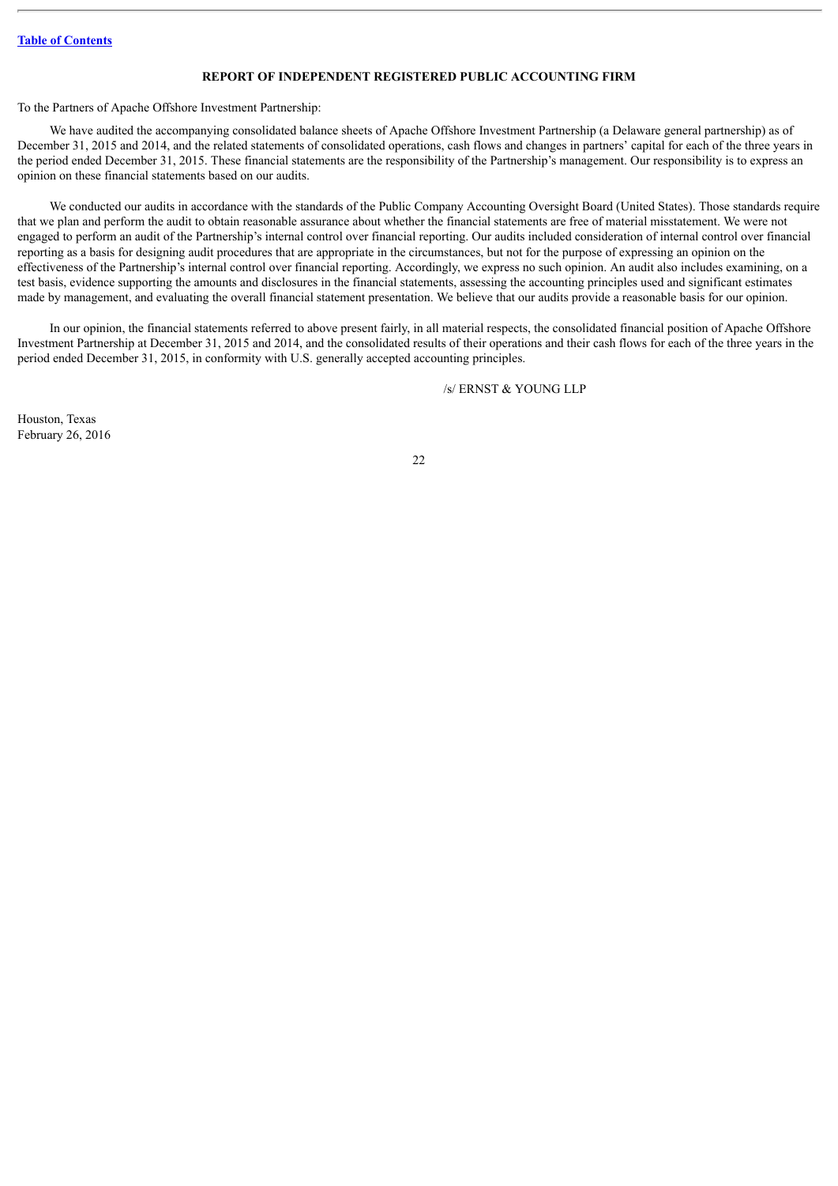## REPORT OF INDEPENDENT REGISTERED PUBLIC ACCOUNTING FIRM

To the Partners of Apache Offshore Investment Partnership:

We have audited the accompanying consolidated balance sheets of Apache Offshore Investment Partnership (a Delaware general partnership) as of December 31, 2015 and 2014, and the related statements of consolidated operations, cash flows and changes in partners' capital for each of the three years in the period ended December 31, 2015. These financial statements are the responsibility of the Partnership's management. Our responsibility is to express an opinion on these financial statements based on our audits.

We conducted our audits in accordance with the standards of the Public Company Accounting Oversight Board (United States). Those standards require that we plan and perform the audit to obtain reasonable assurance about whether the financial statements are free of material misstatement. We were not engaged to perform an audit of the Partnership's internal control over financial reporting. Our audits included consideration of internal control over financial reporting as a basis for designing audit procedures that are appropriate in the circumstances, but not for the purpose of expressing an opinion on the effectiveness of the Partnership's internal control over financial reporting. Accordingly, we express no such opinion. An audit also includes examining, on a test basis, evidence supporting the amounts and disclosures in the financial statements, assessing the accounting principles used and significant estimates made by management, and evaluating the overall financial statement presentation. We believe that our audits provide a reasonable basis for our opinion.

In our opinion, the financial statements referred to above present fairly, in all material respects, the consolidated financial position of Apache Offshore Investment Partnership at December 31, 2015 and 2014, and the consolidated results of their operations and their cash flows for each of the three years in the period ended December 31, 2015, in conformity with U.S. generally accepted accounting principles.

/s/ ERNST & YOUNG LLP

Houston, Texas
February 26, 2016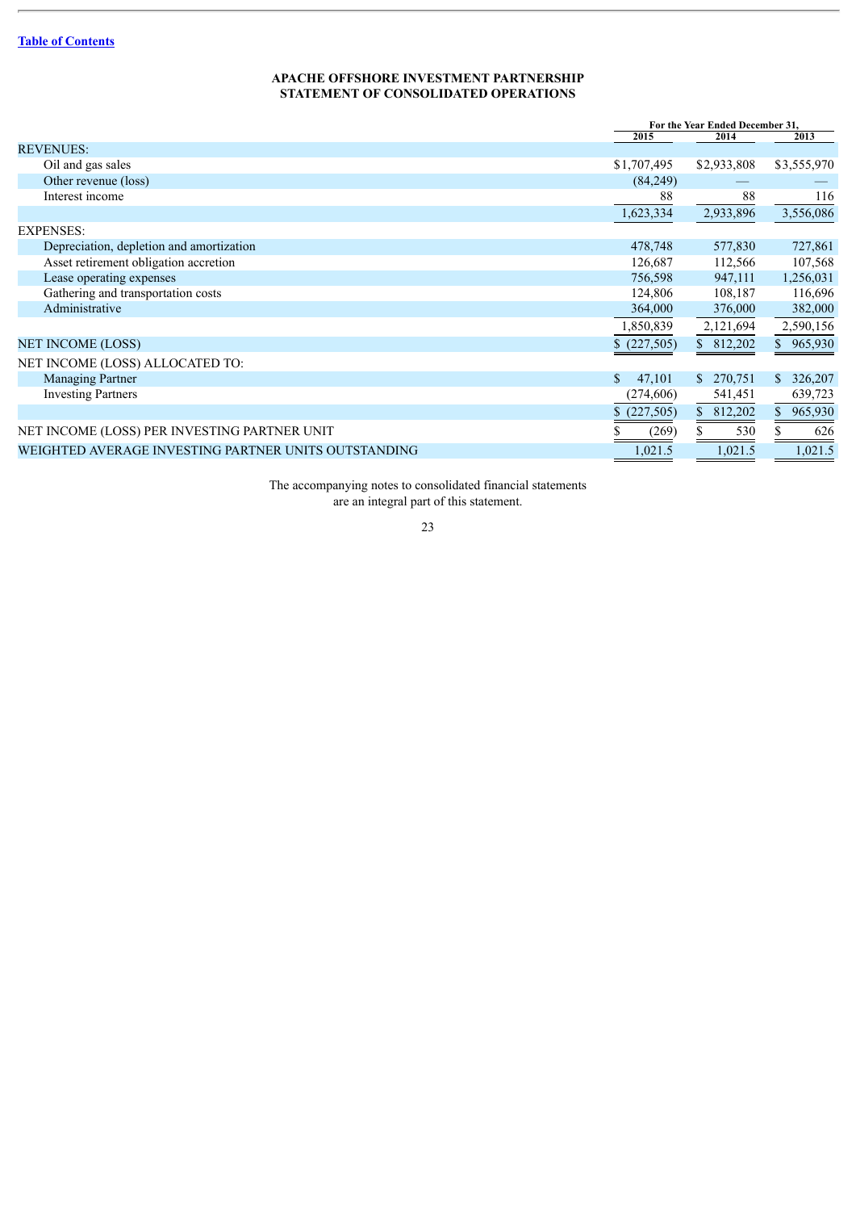[Table of Contents](#)

# APACHE OFFSHORE INVESTMENT PARTNERSHIP
## STATEMENT OF CONSOLIDATED OPERATIONS

| | For the Year Ended December 31, | | |
|---|---|---|---|
| | 2015 | 2014 | 2013 |
| REVENUES: | | | |
| Oil and gas sales | $1,707,495 | $2,933,808 | $3,555,970 |
| Other revenue (loss) | (84,249) | — | — |
| Interest income | 88 | 88 | 116 |
| | 1,623,334 | 2,933,896 | 3,556,086 |
| EXPENSES: | | | |
| Depreciation, depletion and amortization | 478,748 | 577,830 | 727,861 |
| Asset retirement obligation accretion | 126,687 | 112,566 | 107,568 |
| Lease operating expenses | 756,598 | 947,111 | 1,256,031 |
| Gathering and transportation costs | 124,806 | 108,187 | 116,696 |
| Administrative | 364,000 | 376,000 | 382,000 |
| | 1,850,839 | 2,121,694 | 2,590,156 |
| NET INCOME (LOSS) | $ (227,505) | $ 812,202 | $ 965,930 |
| NET INCOME (LOSS) ALLOCATED TO: | | | |
| Managing Partner | $ 47,101 | $ 270,751 | $ 326,207 |
| Investing Partners | (274,606) | 541,451 | 639,723 |
| | $ (227,505) | $ 812,202 | $ 965,930 |
| NET INCOME (LOSS) PER INVESTING PARTNER UNIT | $ (269) | $ 530 | $ 626 |
| WEIGHTED AVERAGE INVESTING PARTNER UNITS OUTSTANDING | 1,021.5 | 1,021.5 | 1,021.5 |

The accompanying notes to consolidated financial statements
are an integral part of this statement.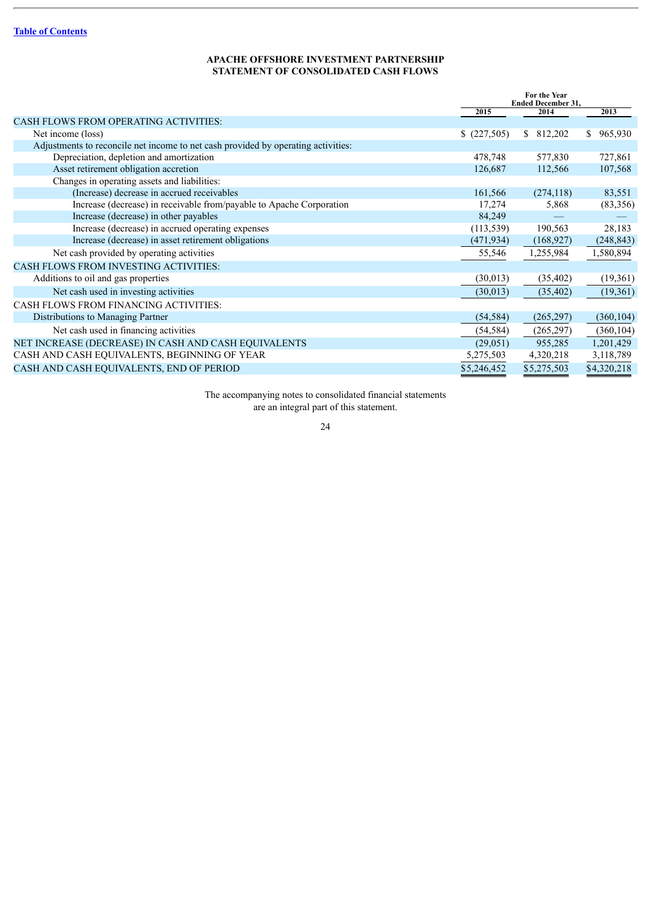[Table of Contents](#)

**APACHE OFFSHORE INVESTMENT PARTNERSHIP**
**STATEMENT OF CONSOLIDATED CASH FLOWS**

| | For the Year Ended December 31, | | |
|---|---|---|---|
| | 2015 | 2014 | 2013 |
| CASH FLOWS FROM OPERATING ACTIVITIES: | | | |
| Net income (loss) | $ (227,505) | $ 812,202 | $ 965,930 |
| Adjustments to reconcile net income to net cash provided by operating activities: | | | |
| Depreciation, depletion and amortization | 478,748 | 577,830 | 727,861 |
| Asset retirement obligation accretion | 126,687 | 112,566 | 107,568 |
| Changes in operating assets and liabilities: | | | |
| (Increase) decrease in accrued receivables | 161,566 | (274,118) | 83,551 |
| Increase (decrease) in receivable from/payable to Apache Corporation | 17,274 | 5,868 | (83,356) |
| Increase (decrease) in other payables | 84,249 | — | — |
| Increase (decrease) in accrued operating expenses | (113,539) | 190,563 | 28,183 |
| Increase (decrease) in asset retirement obligations | (471,934) | (168,927) | (248,843) |
| Net cash provided by operating activities | 55,546 | 1,255,984 | 1,580,894 |
| CASH FLOWS FROM INVESTING ACTIVITIES: | | | |
| Additions to oil and gas properties | (30,013) | (35,402) | (19,361) |
| Net cash used in investing activities | (30,013) | (35,402) | (19,361) |
| CASH FLOWS FROM FINANCING ACTIVITIES: | | | |
| Distributions to Managing Partner | (54,584) | (265,297) | (360,104) |
| Net cash used in financing activities | (54,584) | (265,297) | (360,104) |
| NET INCREASE (DECREASE) IN CASH AND CASH EQUIVALENTS | (29,051) | 955,285 | 1,201,429 |
| CASH AND CASH EQUIVALENTS, BEGINNING OF YEAR | 5,275,503 | 4,320,218 | 3,118,789 |
| CASH AND CASH EQUIVALENTS, END OF PERIOD | $5,246,452 | $5,275,503 | $4,320,218 |

The accompanying notes to consolidated financial statements are an integral part of this statement.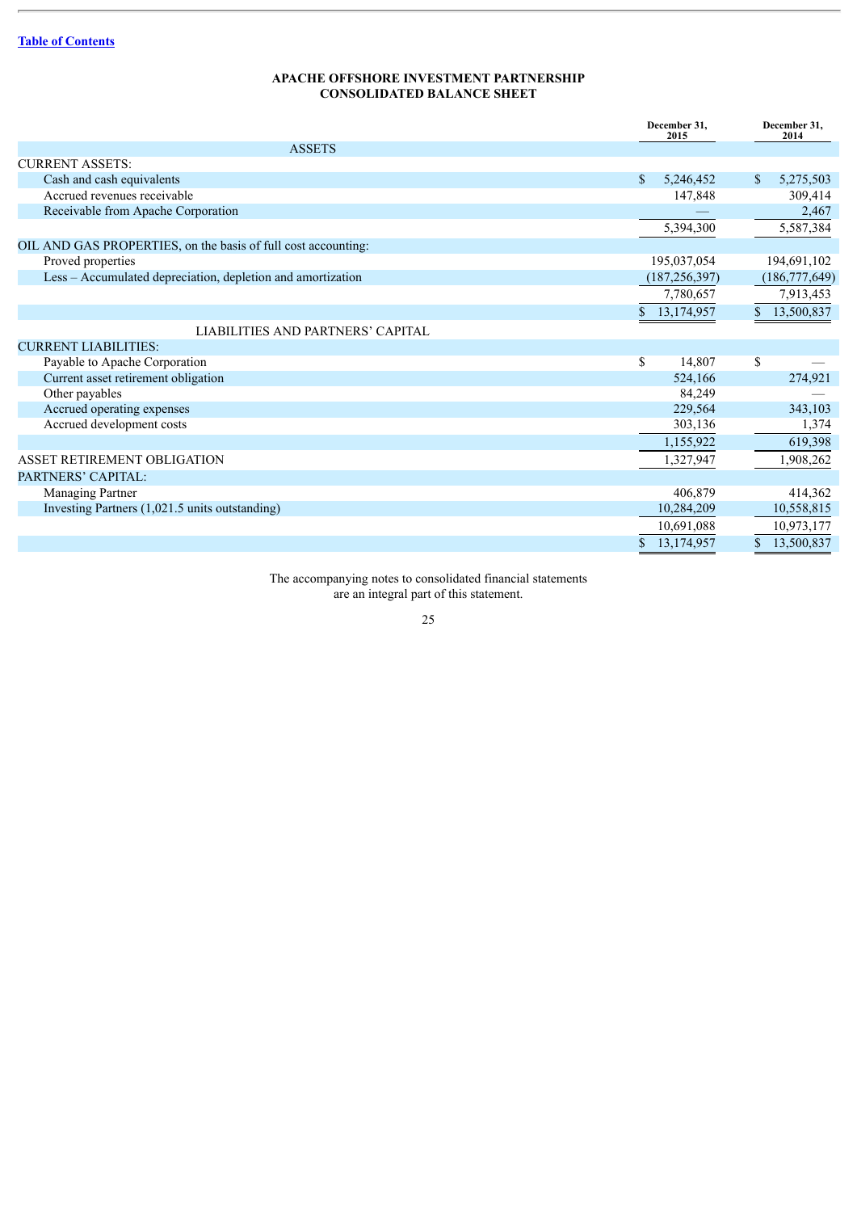[Table of Contents](#)

**APACHE OFFSHORE INVESTMENT PARTNERSHIP**
**CONSOLIDATED BALANCE SHEET**

| | December 31, 2015 | December 31, 2014 |
|---|---|---|
| **ASSETS** | | |
| CURRENT ASSETS: | | |
| Cash and cash equivalents | $ 5,246,452 | $ 5,275,503 |
| Accrued revenues receivable | 147,848 | 309,414 |
| Receivable from Apache Corporation | — | 2,467 |
| | 5,394,300 | 5,587,384 |
| OIL AND GAS PROPERTIES, on the basis of full cost accounting: | | |
| Proved properties | 195,037,054 | 194,691,102 |
| Less – Accumulated depreciation, depletion and amortization | (187,256,397) | (186,777,649) |
| | 7,780,657 | 7,913,453 |
| | $ 13,174,957 | $ 13,500,837 |
| **LIABILITIES AND PARTNERS' CAPITAL** | | |
| CURRENT LIABILITIES: | | |
| Payable to Apache Corporation | $ 14,807 | $ — |
| Current asset retirement obligation | 524,166 | 274,921 |
| Other payables | 84,249 | — |
| Accrued operating expenses | 229,564 | 343,103 |
| Accrued development costs | 303,136 | 1,374 |
| | 1,155,922 | 619,398 |
| ASSET RETIREMENT OBLIGATION | 1,327,947 | 1,908,262 |
| PARTNERS' CAPITAL: | | |
| Managing Partner | 406,879 | 414,362 |
| Investing Partners (1,021.5 units outstanding) | 10,284,209 | 10,558,815 |
| | 10,691,088 | 10,973,177 |
| | $ 13,174,957 | $ 13,500,837 |

The accompanying notes to consolidated financial statements
are an integral part of this statement.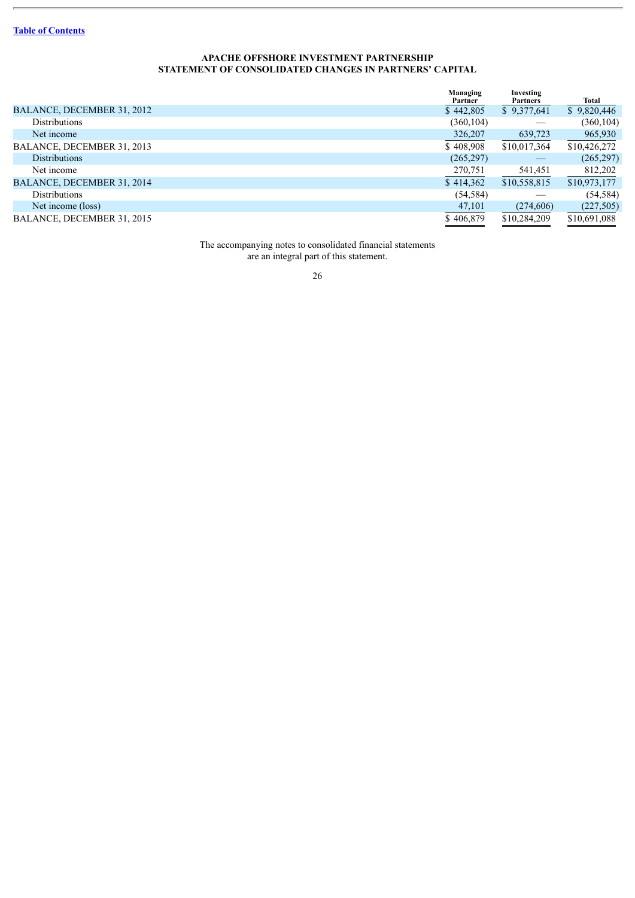[Table of Contents](#)

**APACHE OFFSHORE INVESTMENT PARTNERSHIP**
**STATEMENT OF CONSOLIDATED CHANGES IN PARTNERS' CAPITAL**

| | Managing Partner | Investing Partners | Total |
|---|---|---|---|
| BALANCE, DECEMBER 31, 2012 | $ 442,805 | $ 9,377,641 | $ 9,820,446 |
| Distributions | (360,104) | — | (360,104) |
| Net income | 326,207 | 639,723 | 965,930 |
| BALANCE, DECEMBER 31, 2013 | $ 408,908 | $10,017,364 | $10,426,272 |
| Distributions | (265,297) | — | (265,297) |
| Net income | 270,751 | 541,451 | 812,202 |
| BALANCE, DECEMBER 31, 2014 | $ 414,362 | $10,558,815 | $10,973,177 |
| Distributions | (54,584) | — | (54,584) |
| Net income (loss) | 47,101 | (274,606) | (227,505) |
| BALANCE, DECEMBER 31, 2015 | $ 406,879 | $10,284,209 | $10,691,088 |

The accompanying notes to consolidated financial statements are an integral part of this statement.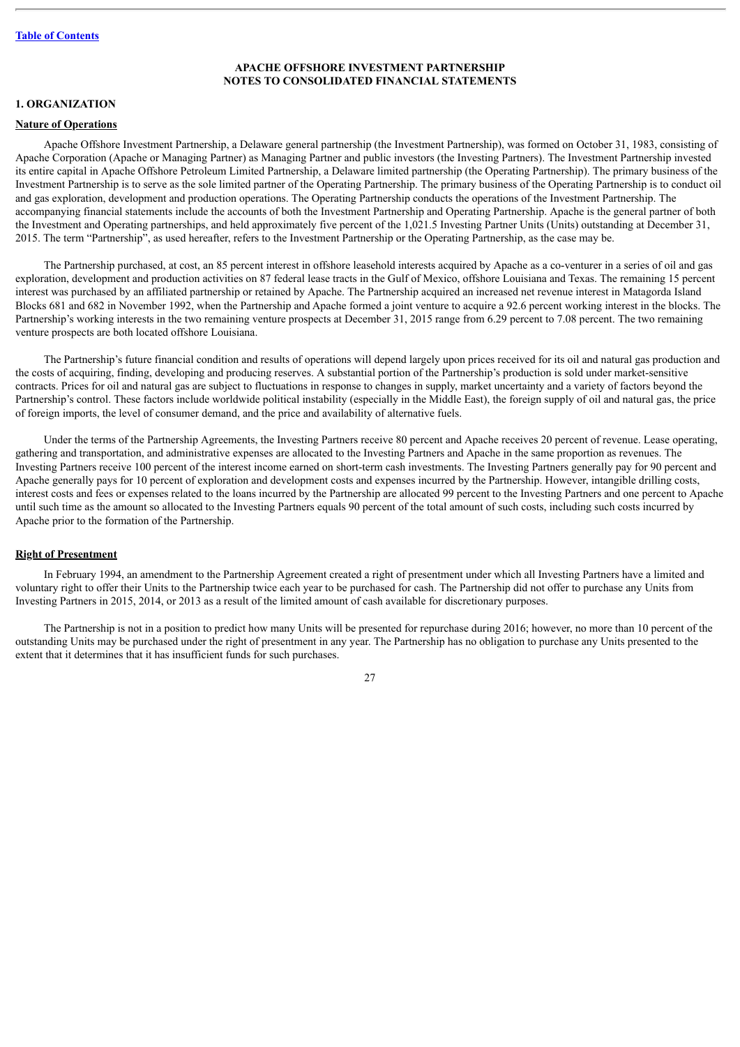[Table of Contents](#)

**APACHE OFFSHORE INVESTMENT PARTNERSHIP**
**NOTES TO CONSOLIDATED FINANCIAL STATEMENTS**

## 1. ORGANIZATION

### Nature of Operations

Apache Offshore Investment Partnership, a Delaware general partnership (the Investment Partnership), was formed on October 31, 1983, consisting of Apache Corporation (Apache or Managing Partner) as Managing Partner and public investors (the Investing Partners). The Investment Partnership invested its entire capital in Apache Offshore Petroleum Limited Partnership, a Delaware limited partnership (the Operating Partnership). The primary business of the Investment Partnership is to serve as the sole limited partner of the Operating Partnership. The primary business of the Operating Partnership is to conduct oil and gas exploration, development and production operations. The Operating Partnership conducts the operations of the Investment Partnership. The accompanying financial statements include the accounts of both the Investment Partnership and Operating Partnership. Apache is the general partner of both the Investment and Operating partnerships, and held approximately five percent of the 1,021.5 Investing Partner Units (Units) outstanding at December 31, 2015. The term "Partnership", as used hereafter, refers to the Investment Partnership or the Operating Partnership, as the case may be.

The Partnership purchased, at cost, an 85 percent interest in offshore leasehold interests acquired by Apache as a co-venturer in a series of oil and gas exploration, development and production activities on 87 federal lease tracts in the Gulf of Mexico, offshore Louisiana and Texas. The remaining 15 percent interest was purchased by an affiliated partnership or retained by Apache. The Partnership acquired an increased net revenue interest in Matagorda Island Blocks 681 and 682 in November 1992, when the Partnership and Apache formed a joint venture to acquire a 92.6 percent working interest in the blocks. The Partnership's working interests in the two remaining venture prospects at December 31, 2015 range from 6.29 percent to 7.08 percent. The two remaining venture prospects are both located offshore Louisiana.

The Partnership's future financial condition and results of operations will depend largely upon prices received for its oil and natural gas production and the costs of acquiring, finding, developing and producing reserves. A substantial portion of the Partnership's production is sold under market-sensitive contracts. Prices for oil and natural gas are subject to fluctuations in response to changes in supply, market uncertainty and a variety of factors beyond the Partnership's control. These factors include worldwide political instability (especially in the Middle East), the foreign supply of oil and natural gas, the price of foreign imports, the level of consumer demand, and the price and availability of alternative fuels.

Under the terms of the Partnership Agreements, the Investing Partners receive 80 percent and Apache receives 20 percent of revenue. Lease operating, gathering and transportation, and administrative expenses are allocated to the Investing Partners and Apache in the same proportion as revenues. The Investing Partners receive 100 percent of the interest income earned on short-term cash investments. The Investing Partners generally pay for 90 percent and Apache generally pays for 10 percent of exploration and development costs and expenses incurred by the Partnership. However, intangible drilling costs, interest costs and fees or expenses related to the loans incurred by the Partnership are allocated 99 percent to the Investing Partners and one percent to Apache until such time as the amount so allocated to the Investing Partners equals 90 percent of the total amount of such costs, including such costs incurred by Apache prior to the formation of the Partnership.

### Right of Presentment

In February 1994, an amendment to the Partnership Agreement created a right of presentment under which all Investing Partners have a limited and voluntary right to offer their Units to the Partnership twice each year to be purchased for cash. The Partnership did not offer to purchase any Units from Investing Partners in 2015, 2014, or 2013 as a result of the limited amount of cash available for discretionary purposes.

The Partnership is not in a position to predict how many Units will be presented for repurchase during 2016; however, no more than 10 percent of the outstanding Units may be purchased under the right of presentment in any year. The Partnership has no obligation to purchase any Units presented to the extent that it determines that it has insufficient funds for such purchases.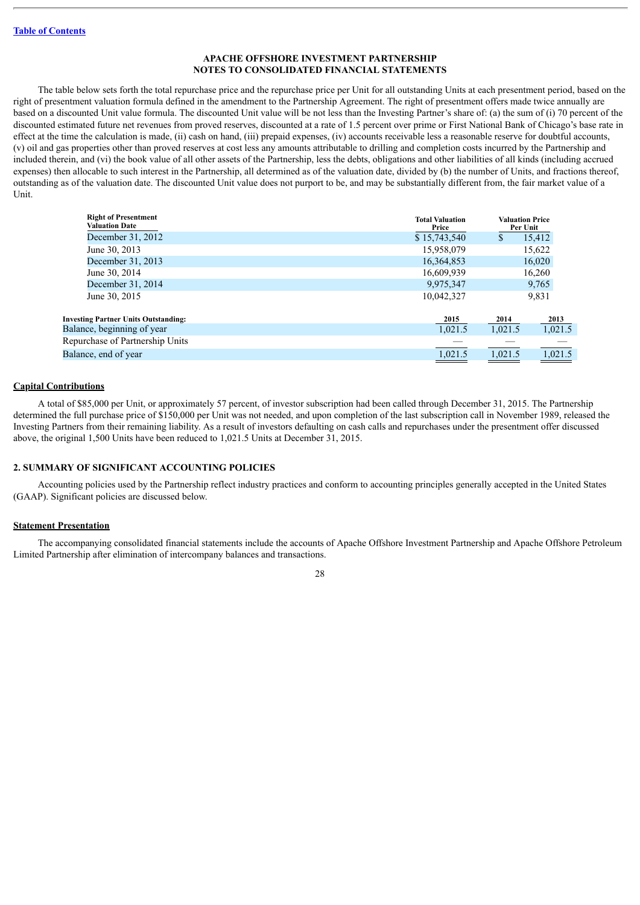[Table of Contents]

**APACHE OFFSHORE INVESTMENT PARTNERSHIP**
**NOTES TO CONSOLIDATED FINANCIAL STATEMENTS**

The table below sets forth the total repurchase price and the repurchase price per Unit for all outstanding Units at each presentment period, based on the right of presentment valuation formula defined in the amendment to the Partnership Agreement. The right of presentment offers made twice annually are based on a discounted Unit value formula. The discounted Unit value will be not less than the Investing Partner's share of: (a) the sum of (i) 70 percent of the discounted estimated future net revenues from proved reserves, discounted at a rate of 1.5 percent over prime or First National Bank of Chicago's base rate in effect at the time the calculation is made, (ii) cash on hand, (iii) prepaid expenses, (iv) accounts receivable less a reasonable reserve for doubtful accounts, (v) oil and gas properties other than proved reserves at cost less any amounts attributable to drilling and completion costs incurred by the Partnership and included therein, and (vi) the book value of all other assets of the Partnership, less the debts, obligations and other liabilities of all kinds (including accrued expenses) then allocable to such interest in the Partnership, all determined as of the valuation date, divided by (b) the number of Units, and fractions thereof, outstanding as of the valuation date. The discounted Unit value does not purport to be, and may be substantially different from, the fair market value of a Unit.

| Right of Presentment Valuation Date | Total Valuation Price | Valuation Price Per Unit |
|---|---|---|
| December 31, 2012 | $ 15,743,540 | $ 15,412 |
| June 30, 2013 | 15,958,079 | 15,622 |
| December 31, 2013 | 16,364,853 | 16,020 |
| June 30, 2014 | 16,609,939 | 16,260 |
| December 31, 2014 | 9,975,347 | 9,765 |
| June 30, 2015 | 10,042,327 | 9,831 |

| Investing Partner Units Outstanding: | 2015 | 2014 | 2013 |
|---|---|---|---|
| Balance, beginning of year | 1,021.5 | 1,021.5 | 1,021.5 |
| Repurchase of Partnership Units | — | — | — |
| Balance, end of year | 1,021.5 | 1,021.5 | 1,021.5 |

**Capital Contributions**

A total of $85,000 per Unit, or approximately 57 percent, of investor subscription had been called through December 31, 2015. The Partnership determined the full purchase price of $150,000 per Unit was not needed, and upon completion of the last subscription call in November 1989, released the Investing Partners from their remaining liability. As a result of investors defaulting on cash calls and repurchases under the presentment offer discussed above, the original 1,500 Units have been reduced to 1,021.5 Units at December 31, 2015.

## 2. SUMMARY OF SIGNIFICANT ACCOUNTING POLICIES

Accounting policies used by the Partnership reflect industry practices and conform to accounting principles generally accepted in the United States (GAAP). Significant policies are discussed below.

**Statement Presentation**

The accompanying consolidated financial statements include the accounts of Apache Offshore Investment Partnership and Apache Offshore Petroleum Limited Partnership after elimination of intercompany balances and transactions.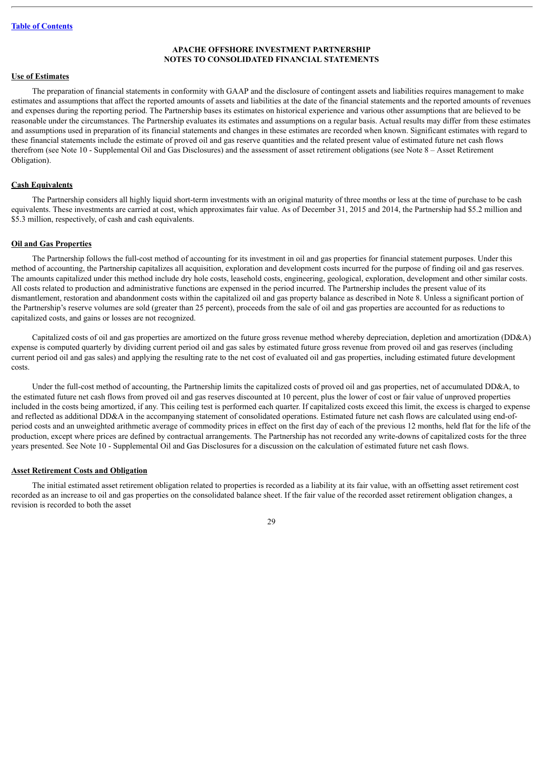**APACHE OFFSHORE INVESTMENT PARTNERSHIP**
**NOTES TO CONSOLIDATED FINANCIAL STATEMENTS**

**Use of Estimates**

The preparation of financial statements in conformity with GAAP and the disclosure of contingent assets and liabilities requires management to make estimates and assumptions that affect the reported amounts of assets and liabilities at the date of the financial statements and the reported amounts of revenues and expenses during the reporting period. The Partnership bases its estimates on historical experience and various other assumptions that are believed to be reasonable under the circumstances. The Partnership evaluates its estimates and assumptions on a regular basis. Actual results may differ from these estimates and assumptions used in preparation of its financial statements and changes in these estimates are recorded when known. Significant estimates with regard to these financial statements include the estimate of proved oil and gas reserve quantities and the related present value of estimated future net cash flows therefrom (see Note 10 - Supplemental Oil and Gas Disclosures) and the assessment of asset retirement obligations (see Note 8 – Asset Retirement Obligation).

**Cash Equivalents**

The Partnership considers all highly liquid short-term investments with an original maturity of three months or less at the time of purchase to be cash equivalents. These investments are carried at cost, which approximates fair value. As of December 31, 2015 and 2014, the Partnership had $5.2 million and $5.3 million, respectively, of cash and cash equivalents.

**Oil and Gas Properties**

The Partnership follows the full-cost method of accounting for its investment in oil and gas properties for financial statement purposes. Under this method of accounting, the Partnership capitalizes all acquisition, exploration and development costs incurred for the purpose of finding oil and gas reserves. The amounts capitalized under this method include dry hole costs, leasehold costs, engineering, geological, exploration, development and other similar costs. All costs related to production and administrative functions are expensed in the period incurred. The Partnership includes the present value of its dismantlement, restoration and abandonment costs within the capitalized oil and gas property balance as described in Note 8. Unless a significant portion of the Partnership's reserve volumes are sold (greater than 25 percent), proceeds from the sale of oil and gas properties are accounted for as reductions to capitalized costs, and gains or losses are not recognized.

Capitalized costs of oil and gas properties are amortized on the future gross revenue method whereby depreciation, depletion and amortization (DD&A) expense is computed quarterly by dividing current period oil and gas sales by estimated future gross revenue from proved oil and gas reserves (including current period oil and gas sales) and applying the resulting rate to the net cost of evaluated oil and gas properties, including estimated future development costs.

Under the full-cost method of accounting, the Partnership limits the capitalized costs of proved oil and gas properties, net of accumulated DD&A, to the estimated future net cash flows from proved oil and gas reserves discounted at 10 percent, plus the lower of cost or fair value of unproved properties included in the costs being amortized, if any. This ceiling test is performed each quarter. If capitalized costs exceed this limit, the excess is charged to expense and reflected as additional DD&A in the accompanying statement of consolidated operations. Estimated future net cash flows are calculated using end-of-period costs and an unweighted arithmetic average of commodity prices in effect on the first day of each of the previous 12 months, held flat for the life of the production, except where prices are defined by contractual arrangements. The Partnership has not recorded any write-downs of capitalized costs for the three years presented. See Note 10 - Supplemental Oil and Gas Disclosures for a discussion on the calculation of estimated future net cash flows.

**Asset Retirement Costs and Obligation**

The initial estimated asset retirement obligation related to properties is recorded as a liability at its fair value, with an offsetting asset retirement cost recorded as an increase to oil and gas properties on the consolidated balance sheet. If the fair value of the recorded asset retirement obligation changes, a revision is recorded to both the asset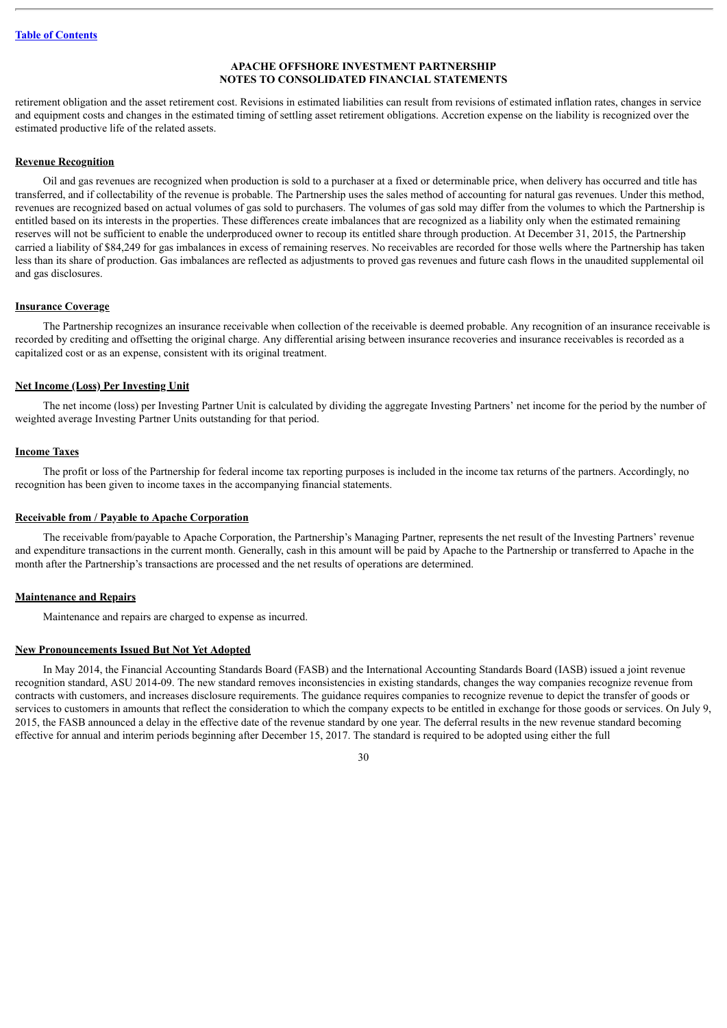retirement obligation and the asset retirement cost. Revisions in estimated liabilities can result from revisions of estimated inflation rates, changes in service and equipment costs and changes in the estimated timing of settling asset retirement obligations. Accretion expense on the liability is recognized over the estimated productive life of the related assets.

**Revenue Recognition**

Oil and gas revenues are recognized when production is sold to a purchaser at a fixed or determinable price, when delivery has occurred and title has transferred, and if collectability of the revenue is probable. The Partnership uses the sales method of accounting for natural gas revenues. Under this method, revenues are recognized based on actual volumes of gas sold to purchasers. The volumes of gas sold may differ from the volumes to which the Partnership is entitled based on its interests in the properties. These differences create imbalances that are recognized as a liability only when the estimated remaining reserves will not be sufficient to enable the underproduced owner to recoup its entitled share through production. At December 31, 2015, the Partnership carried a liability of $84,249 for gas imbalances in excess of remaining reserves. No receivables are recorded for those wells where the Partnership has taken less than its share of production. Gas imbalances are reflected as adjustments to proved gas revenues and future cash flows in the unaudited supplemental oil and gas disclosures.

**Insurance Coverage**

The Partnership recognizes an insurance receivable when collection of the receivable is deemed probable. Any recognition of an insurance receivable is recorded by crediting and offsetting the original charge. Any differential arising between insurance recoveries and insurance receivables is recorded as a capitalized cost or as an expense, consistent with its original treatment.

**Net Income (Loss) Per Investing Unit**

The net income (loss) per Investing Partner Unit is calculated by dividing the aggregate Investing Partners' net income for the period by the number of weighted average Investing Partner Units outstanding for that period.

**Income Taxes**

The profit or loss of the Partnership for federal income tax reporting purposes is included in the income tax returns of the partners. Accordingly, no recognition has been given to income taxes in the accompanying financial statements.

**Receivable from / Payable to Apache Corporation**

The receivable from/payable to Apache Corporation, the Partnership's Managing Partner, represents the net result of the Investing Partners' revenue and expenditure transactions in the current month. Generally, cash in this amount will be paid by Apache to the Partnership or transferred to Apache in the month after the Partnership's transactions are processed and the net results of operations are determined.

**Maintenance and Repairs**

Maintenance and repairs are charged to expense as incurred.

**New Pronouncements Issued But Not Yet Adopted**

In May 2014, the Financial Accounting Standards Board (FASB) and the International Accounting Standards Board (IASB) issued a joint revenue recognition standard, ASU 2014-09. The new standard removes inconsistencies in existing standards, changes the way companies recognize revenue from contracts with customers, and increases disclosure requirements. The guidance requires companies to recognize revenue to depict the transfer of goods or services to customers in amounts that reflect the consideration to which the company expects to be entitled in exchange for those goods or services. On July 9, 2015, the FASB announced a delay in the effective date of the revenue standard by one year. The deferral results in the new revenue standard becoming effective for annual and interim periods beginning after December 15, 2017. The standard is required to be adopted using either the full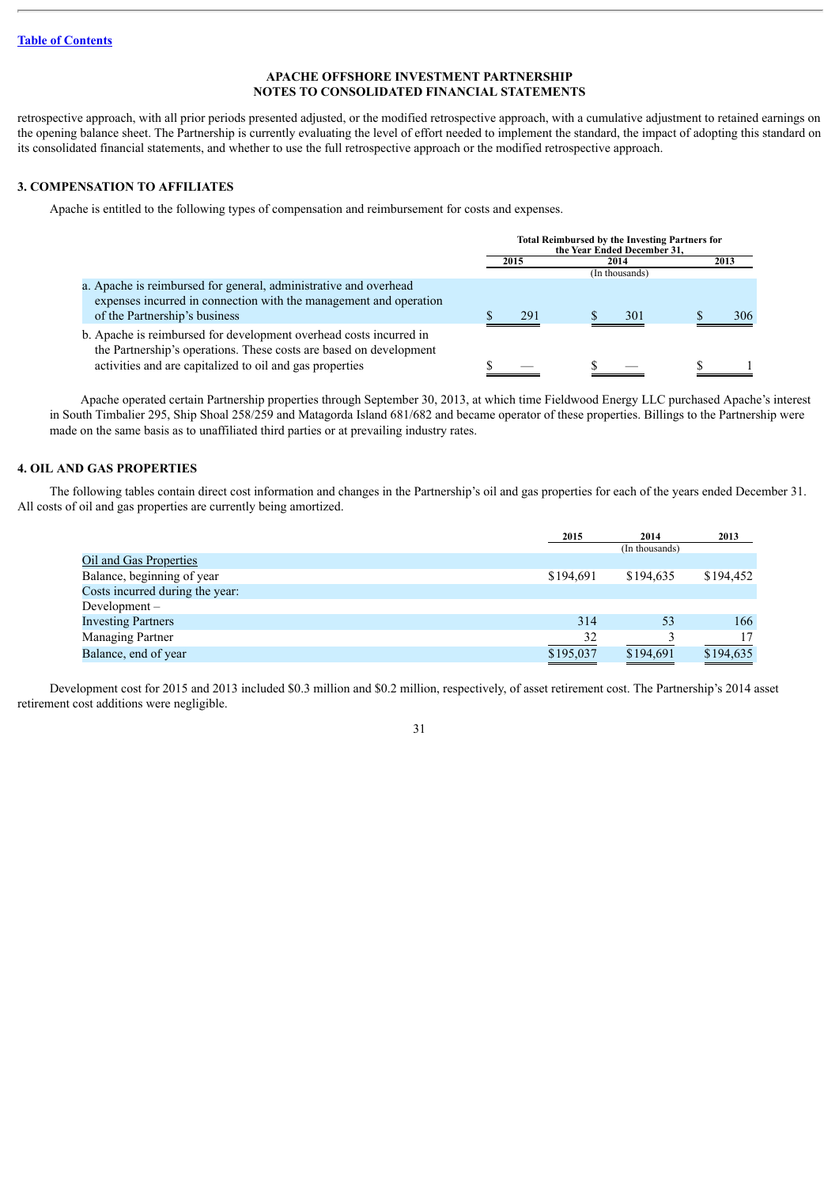retrospective approach, with all prior periods presented adjusted, or the modified retrospective approach, with a cumulative adjustment to retained earnings on the opening balance sheet. The Partnership is currently evaluating the level of effort needed to implement the standard, the impact of adopting this standard on its consolidated financial statements, and whether to use the full retrospective approach or the modified retrospective approach.

## 3. COMPENSATION TO AFFILIATES

Apache is entitled to the following types of compensation and reimbursement for costs and expenses.

| | Total Reimbursed by the Investing Partners for the Year Ended December 31, | | |
|---|---|---|---|
| | 2015 | 2014 | 2013 |
| | | (In thousands) | |
| a. Apache is reimbursed for general, administrative and overhead expenses incurred in connection with the management and operation of the Partnership's business | $ 291 | $ 301 | $ 306 |
| b. Apache is reimbursed for development overhead costs incurred in the Partnership's operations. These costs are based on development activities and are capitalized to oil and gas properties | $ — | $ — | $ 1 |

Apache operated certain Partnership properties through September 30, 2013, at which time Fieldwood Energy LLC purchased Apache's interest in South Timbalier 295, Ship Shoal 258/259 and Matagorda Island 681/682 and became operator of these properties. Billings to the Partnership were made on the same basis as to unaffiliated third parties or at prevailing industry rates.

## 4. OIL AND GAS PROPERTIES

The following tables contain direct cost information and changes in the Partnership's oil and gas properties for each of the years ended December 31. All costs of oil and gas properties are currently being amortized.

| | 2015 | 2014 | 2013 |
|---|---|---|---|
| | | (In thousands) | |
| Oil and Gas Properties | | | |
| Balance, beginning of year | $194,691 | $194,635 | $194,452 |
| Costs incurred during the year: | | | |
| Development – | | | |
| Investing Partners | 314 | 53 | 166 |
| Managing Partner | 32 | 3 | 17 |
| Balance, end of year | $195,037 | $194,691 | $194,635 |

Development cost for 2015 and 2013 included $0.3 million and $0.2 million, respectively, of asset retirement cost. The Partnership's 2014 asset retirement cost additions were negligible.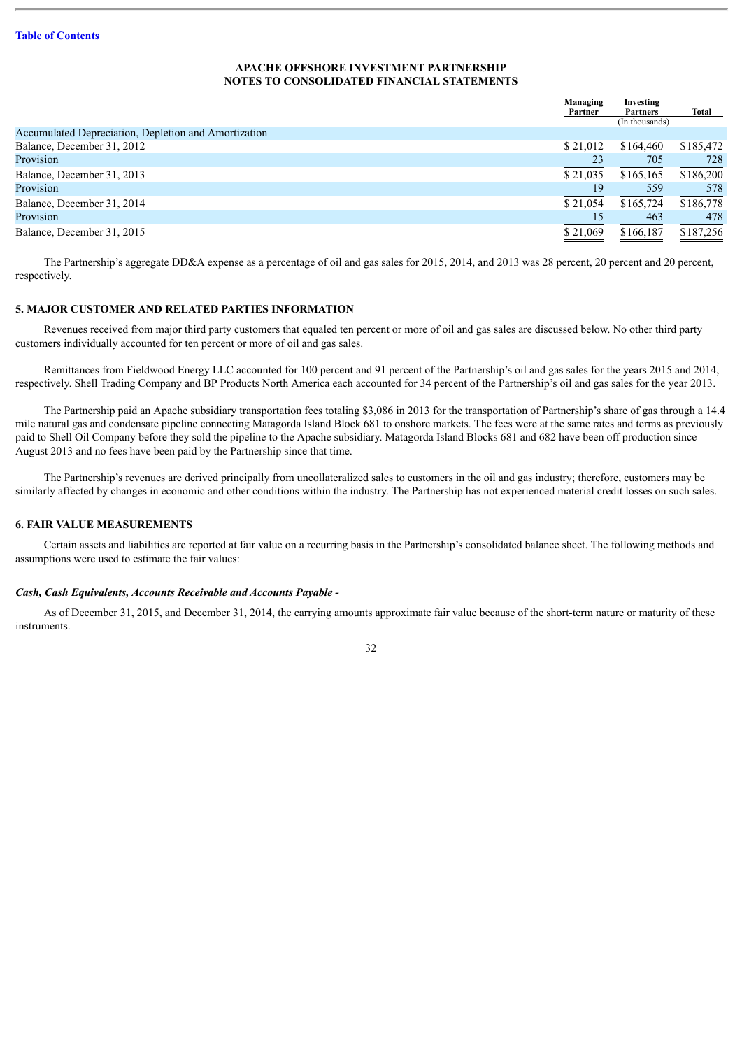**APACHE OFFSHORE INVESTMENT PARTNERSHIP**
**NOTES TO CONSOLIDATED FINANCIAL STATEMENTS**

| | Managing Partner | Investing Partners | Total |
|---|---|---|---|
| | | (In thousands) | |
| Accumulated Depreciation, Depletion and Amortization | | | |
| Balance, December 31, 2012 | $ 21,012 | $164,460 | $185,472 |
| Provision | 23 | 705 | 728 |
| Balance, December 31, 2013 | $ 21,035 | $165,165 | $186,200 |
| Provision | 19 | 559 | 578 |
| Balance, December 31, 2014 | $ 21,054 | $165,724 | $186,778 |
| Provision | 15 | 463 | 478 |
| Balance, December 31, 2015 | $ 21,069 | $166,187 | $187,256 |

The Partnership's aggregate DD&A expense as a percentage of oil and gas sales for 2015, 2014, and 2013 was 28 percent, 20 percent and 20 percent, respectively.

## 5. MAJOR CUSTOMER AND RELATED PARTIES INFORMATION

Revenues received from major third party customers that equaled ten percent or more of oil and gas sales are discussed below. No other third party customers individually accounted for ten percent or more of oil and gas sales.

Remittances from Fieldwood Energy LLC accounted for 100 percent and 91 percent of the Partnership's oil and gas sales for the years 2015 and 2014, respectively. Shell Trading Company and BP Products North America each accounted for 34 percent of the Partnership's oil and gas sales for the year 2013.

The Partnership paid an Apache subsidiary transportation fees totaling $3,086 in 2013 for the transportation of Partnership's share of gas through a 14.4 mile natural gas and condensate pipeline connecting Matagorda Island Block 681 to onshore markets. The fees were at the same rates and terms as previously paid to Shell Oil Company before they sold the pipeline to the Apache subsidiary. Matagorda Island Blocks 681 and 682 have been off production since August 2013 and no fees have been paid by the Partnership since that time.

The Partnership's revenues are derived principally from uncollateralized sales to customers in the oil and gas industry; therefore, customers may be similarly affected by changes in economic and other conditions within the industry. The Partnership has not experienced material credit losses on such sales.

## 6. FAIR VALUE MEASUREMENTS

Certain assets and liabilities are reported at fair value on a recurring basis in the Partnership's consolidated balance sheet. The following methods and assumptions were used to estimate the fair values:

***Cash, Cash Equivalents, Accounts Receivable and Accounts Payable -***

As of December 31, 2015, and December 31, 2014, the carrying amounts approximate fair value because of the short-term nature or maturity of these instruments.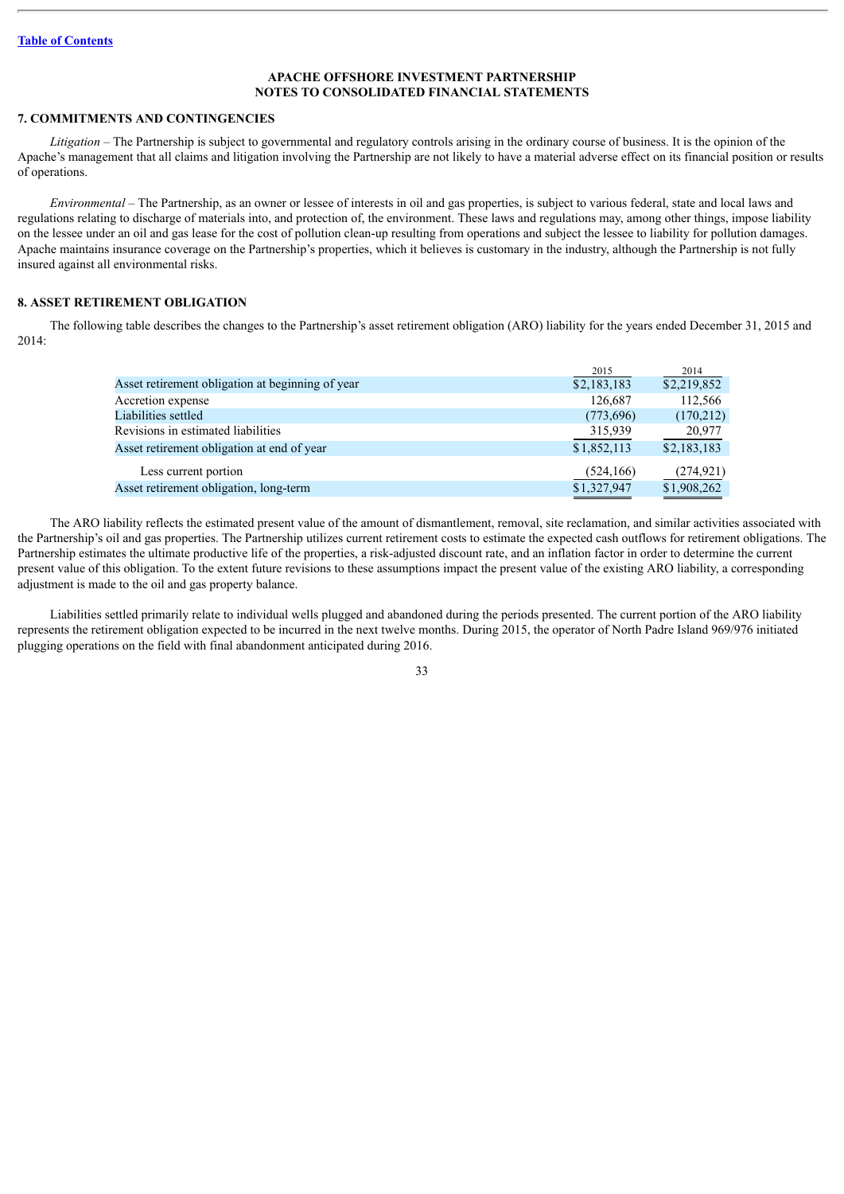[Table of Contents](#)

**APACHE OFFSHORE INVESTMENT PARTNERSHIP**
**NOTES TO CONSOLIDATED FINANCIAL STATEMENTS**

### 7. COMMITMENTS AND CONTINGENCIES

*Litigation* – The Partnership is subject to governmental and regulatory controls arising in the ordinary course of business. It is the opinion of the Apache's management that all claims and litigation involving the Partnership are not likely to have a material adverse effect on its financial position or results of operations.

*Environmental* – The Partnership, as an owner or lessee of interests in oil and gas properties, is subject to various federal, state and local laws and regulations relating to discharge of materials into, and protection of, the environment. These laws and regulations may, among other things, impose liability on the lessee under an oil and gas lease for the cost of pollution clean-up resulting from operations and subject the lessee to liability for pollution damages. Apache maintains insurance coverage on the Partnership's properties, which it believes is customary in the industry, although the Partnership is not fully insured against all environmental risks.

### 8. ASSET RETIREMENT OBLIGATION

The following table describes the changes to the Partnership's asset retirement obligation (ARO) liability for the years ended December 31, 2015 and 2014:

| | 2015 | 2014 |
|---|---|---|
| Asset retirement obligation at beginning of year | $2,183,183 | $2,219,852 |
| Accretion expense | 126,687 | 112,566 |
| Liabilities settled | (773,696) | (170,212) |
| Revisions in estimated liabilities | 315,939 | 20,977 |
| Asset retirement obligation at end of year | $1,852,113 | $2,183,183 |
| Less current portion | (524,166) | (274,921) |
| Asset retirement obligation, long-term | $1,327,947 | $1,908,262 |

The ARO liability reflects the estimated present value of the amount of dismantlement, removal, site reclamation, and similar activities associated with the Partnership's oil and gas properties. The Partnership utilizes current retirement costs to estimate the expected cash outflows for retirement obligations. The Partnership estimates the ultimate productive life of the properties, a risk-adjusted discount rate, and an inflation factor in order to determine the current present value of this obligation. To the extent future revisions to these assumptions impact the present value of the existing ARO liability, a corresponding adjustment is made to the oil and gas property balance.

Liabilities settled primarily relate to individual wells plugged and abandoned during the periods presented. The current portion of the ARO liability represents the retirement obligation expected to be incurred in the next twelve months. During 2015, the operator of North Padre Island 969/976 initiated plugging operations on the field with final abandonment anticipated during 2016.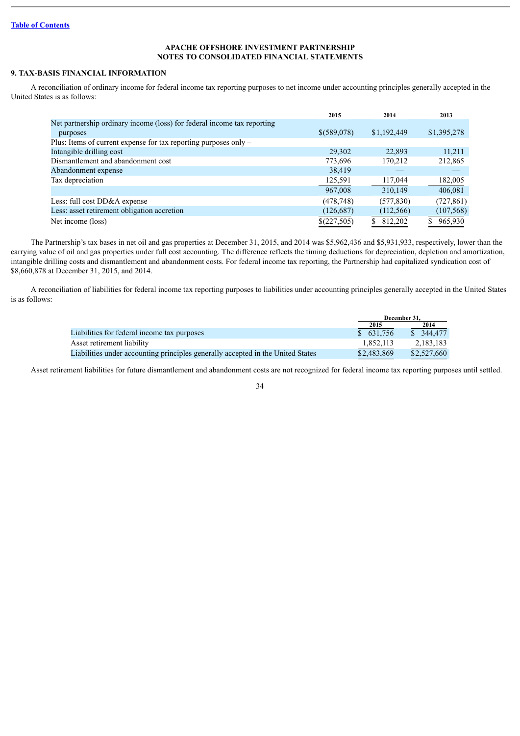[Table of Contents](#)

**APACHE OFFSHORE INVESTMENT PARTNERSHIP**
**NOTES TO CONSOLIDATED FINANCIAL STATEMENTS**

### 9. TAX-BASIS FINANCIAL INFORMATION

A reconciliation of ordinary income for federal income tax reporting purposes to net income under accounting principles generally accepted in the United States is as follows:

| | 2015 | 2014 | 2013 |
|---|---|---|---|
| Net partnership ordinary income (loss) for federal income tax reporting purposes | $(589,078) | $1,192,449 | $1,395,278 |
| Plus: Items of current expense for tax reporting purposes only – | | | |
| Intangible drilling cost | 29,302 | 22,893 | 11,211 |
| Dismantlement and abandonment cost | 773,696 | 170,212 | 212,865 |
| Abandonment expense | 38,419 | — | — |
| Tax depreciation | 125,591 | 117,044 | 182,005 |
| | 967,008 | 310,149 | 406,081 |
| Less: full cost DD&A expense | (478,748) | (577,830) | (727,861) |
| Less: asset retirement obligation accretion | (126,687) | (112,566) | (107,568) |
| Net income (loss) | $(227,505) | $ 812,202 | $ 965,930 |

The Partnership's tax bases in net oil and gas properties at December 31, 2015, and 2014 was $5,962,436 and $5,931,933, respectively, lower than the carrying value of oil and gas properties under full cost accounting. The difference reflects the timing deductions for depreciation, depletion and amortization, intangible drilling costs and dismantlement and abandonment costs. For federal income tax reporting, the Partnership had capitalized syndication cost of $8,660,878 at December 31, 2015, and 2014.

A reconciliation of liabilities for federal income tax reporting purposes to liabilities under accounting principles generally accepted in the United States is as follows:

| | December 31, | |
|---|---|---|
| | 2015 | 2014 |
| Liabilities for federal income tax purposes | $ 631,756 | $ 344,477 |
| Asset retirement liability | 1,852,113 | 2,183,183 |
| Liabilities under accounting principles generally accepted in the United States | $2,483,869 | $2,527,660 |

Asset retirement liabilities for future dismantlement and abandonment costs are not recognized for federal income tax reporting purposes until settled.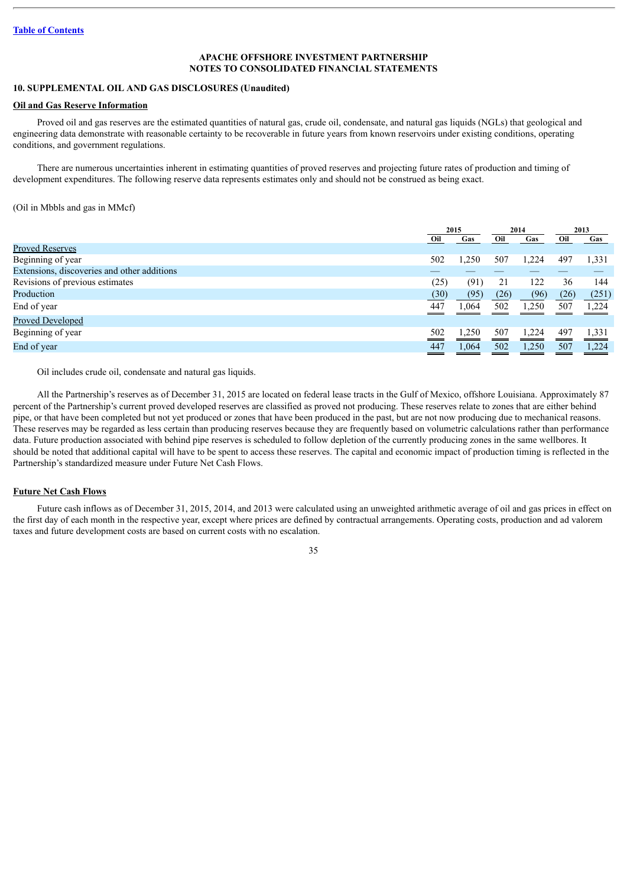**APACHE OFFSHORE INVESTMENT PARTNERSHIP**
**NOTES TO CONSOLIDATED FINANCIAL STATEMENTS**

## 10. SUPPLEMENTAL OIL AND GAS DISCLOSURES (Unaudited)

### Oil and Gas Reserve Information

Proved oil and gas reserves are the estimated quantities of natural gas, crude oil, condensate, and natural gas liquids (NGLs) that geological and engineering data demonstrate with reasonable certainty to be recoverable in future years from known reservoirs under existing conditions, operating conditions, and government regulations.

There are numerous uncertainties inherent in estimating quantities of proved reserves and projecting future rates of production and timing of development expenditures. The following reserve data represents estimates only and should not be construed as being exact.

(Oil in Mbbls and gas in MMcf)

| | 2015 | | 2014 | | 2013 | |
|---|---|---|---|---|---|---|
| | Oil | Gas | Oil | Gas | Oil | Gas |
| Proved Reserves | | | | | | |
| Beginning of year | 502 | 1,250 | 507 | 1,224 | 497 | 1,331 |
| Extensions, discoveries and other additions | — | — | — | — | — | — |
| Revisions of previous estimates | (25) | (91) | 21 | 122 | 36 | 144 |
| Production | (30) | (95) | (26) | (96) | (26) | (251) |
| End of year | 447 | 1,064 | 502 | 1,250 | 507 | 1,224 |
| Proved Developed | | | | | | |
| Beginning of year | 502 | 1,250 | 507 | 1,224 | 497 | 1,331 |
| End of year | 447 | 1,064 | 502 | 1,250 | 507 | 1,224 |

Oil includes crude oil, condensate and natural gas liquids.

All the Partnership's reserves as of December 31, 2015 are located on federal lease tracts in the Gulf of Mexico, offshore Louisiana. Approximately 87 percent of the Partnership's current proved developed reserves are classified as proved not producing. These reserves relate to zones that are either behind pipe, or that have been completed but not yet produced or zones that have been produced in the past, but are not now producing due to mechanical reasons. These reserves may be regarded as less certain than producing reserves because they are frequently based on volumetric calculations rather than performance data. Future production associated with behind pipe reserves is scheduled to follow depletion of the currently producing zones in the same wellbores. It should be noted that additional capital will have to be spent to access these reserves. The capital and economic impact of production timing is reflected in the Partnership's standardized measure under Future Net Cash Flows.

### Future Net Cash Flows

Future cash inflows as of December 31, 2015, 2014, and 2013 were calculated using an unweighted arithmetic average of oil and gas prices in effect on the first day of each month in the respective year, except where prices are defined by contractual arrangements. Operating costs, production and ad valorem taxes and future development costs are based on current costs with no escalation.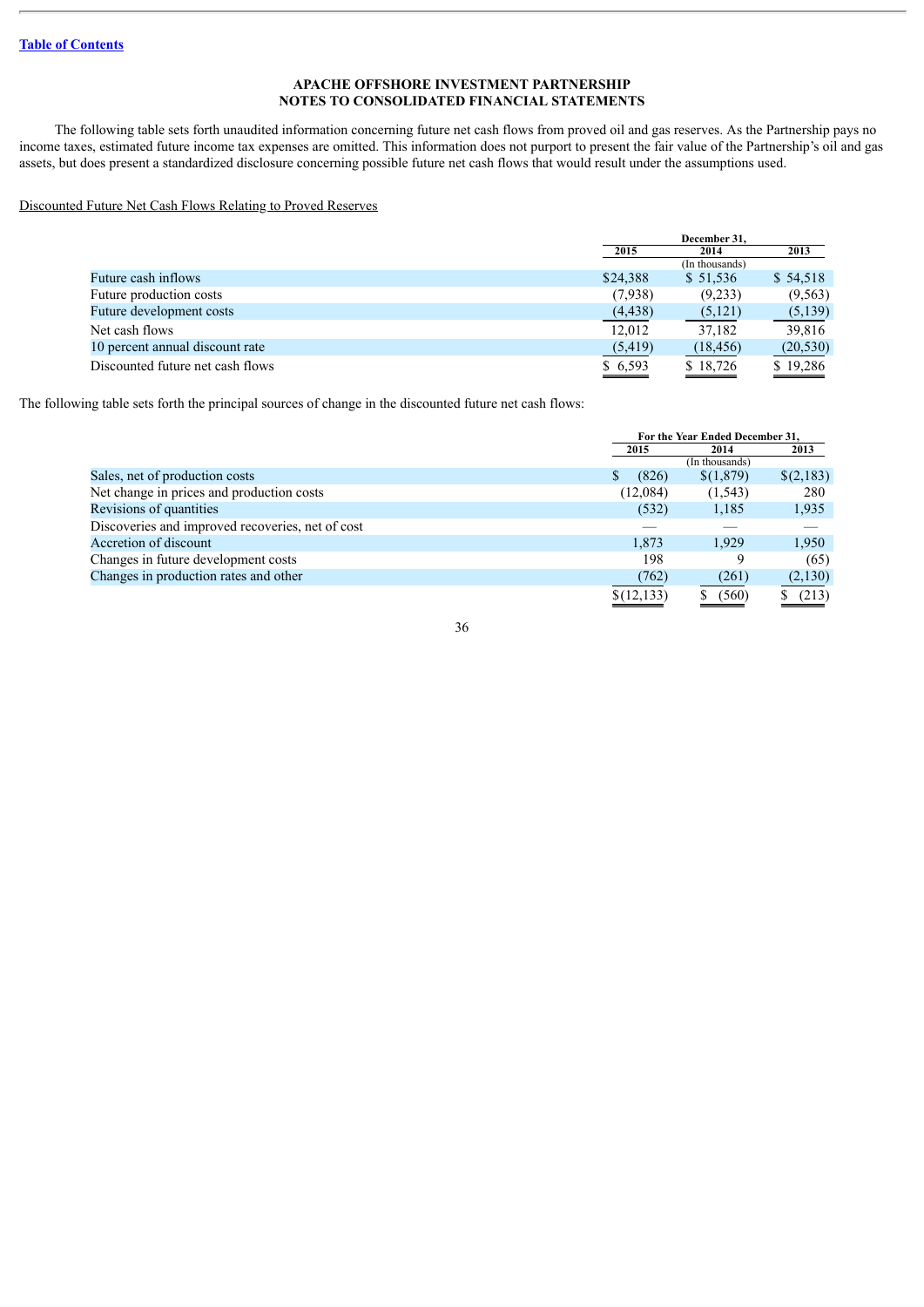**APACHE OFFSHORE INVESTMENT PARTNERSHIP**
**NOTES TO CONSOLIDATED FINANCIAL STATEMENTS**

The following table sets forth unaudited information concerning future net cash flows from proved oil and gas reserves. As the Partnership pays no income taxes, estimated future income tax expenses are omitted. This information does not purport to present the fair value of the Partnership's oil and gas assets, but does present a standardized disclosure concerning possible future net cash flows that would result under the assumptions used.

Discounted Future Net Cash Flows Relating to Proved Reserves

| | December 31, | | |
|---|---|---|---|
| | 2015 | 2014 | 2013 |
| | | (In thousands) | |
| Future cash inflows | $24,388 | $ 51,536 | $ 54,518 |
| Future production costs | (7,938) | (9,233) | (9,563) |
| Future development costs | (4,438) | (5,121) | (5,139) |
| Net cash flows | 12,012 | 37,182 | 39,816 |
| 10 percent annual discount rate | (5,419) | (18,456) | (20,530) |
| Discounted future net cash flows | $ 6,593 | $ 18,726 | $ 19,286 |

The following table sets forth the principal sources of change in the discounted future net cash flows:

| | For the Year Ended December 31, | | |
|---|---|---|---|
| | 2015 | 2014 | 2013 |
| | | (In thousands) | |
| Sales, net of production costs | $ (826) | $(1,879) | $(2,183) |
| Net change in prices and production costs | (12,084) | (1,543) | 280 |
| Revisions of quantities | (532) | 1,185 | 1,935 |
| Discoveries and improved recoveries, net of cost | — | — | — |
| Accretion of discount | 1,873 | 1,929 | 1,950 |
| Changes in future development costs | 198 | 9 | (65) |
| Changes in production rates and other | (762) | (261) | (2,130) |
| | $(12,133) | $ (560) | $ (213) |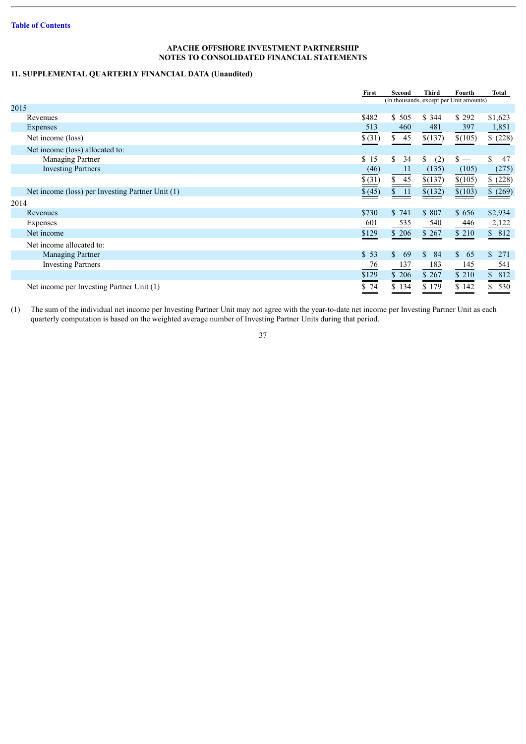[Table of Contents](#)

**APACHE OFFSHORE INVESTMENT PARTNERSHIP**
**NOTES TO CONSOLIDATED FINANCIAL STATEMENTS**

### 11. SUPPLEMENTAL QUARTERLY FINANCIAL DATA (Unaudited)

| | First | Second | Third | Fourth | Total |
|---|---|---|---|---|---|
| | (In thousands, except per Unit amounts) | | | | |
| **2015** | | | | | |
| Revenues | $482 | $ 505 | $ 344 | $ 292 | $1,623 |
| Expenses | 513 | 460 | 481 | 397 | 1,851 |
| Net income (loss) | $ (31) | $ 45 | $(137) | $(105) | $ (228) |
| Net income (loss) allocated to: | | | | | |
| Managing Partner | $ 15 | $ 34 | $ (2) | $ — | $ 47 |
| Investing Partners | (46) | 11 | (135) | (105) | (275) |
| | $ (31) | $ 45 | $(137) | $(105) | $ (228) |
| Net income (loss) per Investing Partner Unit (1) | $ (45) | $ 11 | $(132) | $(103) | $ (269) |
| **2014** | | | | | |
| Revenues | $730 | $ 741 | $ 807 | $ 656 | $2,934 |
| Expenses | 601 | 535 | 540 | 446 | 2,122 |
| Net income | $129 | $ 206 | $ 267 | $ 210 | $ 812 |
| Net income allocated to: | | | | | |
| Managing Partner | $ 53 | $ 69 | $ 84 | $ 65 | $ 271 |
| Investing Partners | 76 | 137 | 183 | 145 | 541 |
| | $129 | $ 206 | $ 267 | $ 210 | $ 812 |
| Net income per Investing Partner Unit (1) | $ 74 | $ 134 | $ 179 | $ 142 | $ 530 |

(1) The sum of the individual net income per Investing Partner Unit may not agree with the year-to-date net income per Investing Partner Unit as each quarterly computation is based on the weighted average number of Investing Partner Units during that period.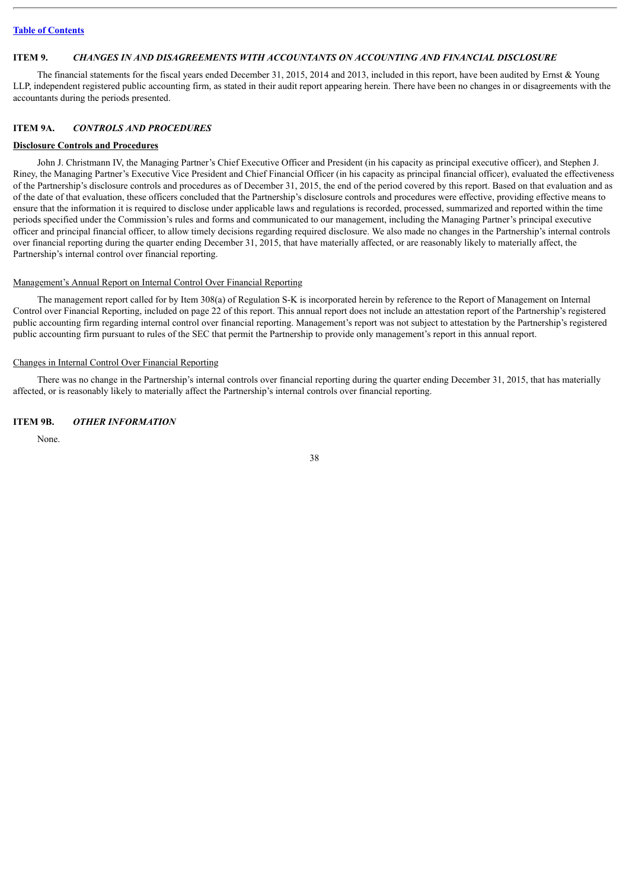## ITEM 9. *CHANGES IN AND DISAGREEMENTS WITH ACCOUNTANTS ON ACCOUNTING AND FINANCIAL DISCLOSURE*

The financial statements for the fiscal years ended December 31, 2015, 2014 and 2013, included in this report, have been audited by Ernst & Young LLP, independent registered public accounting firm, as stated in their audit report appearing herein. There have been no changes in or disagreements with the accountants during the periods presented.

## ITEM 9A. *CONTROLS AND PROCEDURES*

### Disclosure Controls and Procedures

John J. Christmann IV, the Managing Partner's Chief Executive Officer and President (in his capacity as principal executive officer), and Stephen J. Riney, the Managing Partner's Executive Vice President and Chief Financial Officer (in his capacity as principal financial officer), evaluated the effectiveness of the Partnership's disclosure controls and procedures as of December 31, 2015, the end of the period covered by this report. Based on that evaluation and as of the date of that evaluation, these officers concluded that the Partnership's disclosure controls and procedures were effective, providing effective means to ensure that the information it is required to disclose under applicable laws and regulations is recorded, processed, summarized and reported within the time periods specified under the Commission's rules and forms and communicated to our management, including the Managing Partner's principal executive officer and principal financial officer, to allow timely decisions regarding required disclosure. We also made no changes in the Partnership's internal controls over financial reporting during the quarter ending December 31, 2015, that have materially affected, or are reasonably likely to materially affect, the Partnership's internal control over financial reporting.

#### Management's Annual Report on Internal Control Over Financial Reporting

The management report called for by Item 308(a) of Regulation S-K is incorporated herein by reference to the Report of Management on Internal Control over Financial Reporting, included on page 22 of this report. This annual report does not include an attestation report of the Partnership's registered public accounting firm regarding internal control over financial reporting. Management's report was not subject to attestation by the Partnership's registered public accounting firm pursuant to rules of the SEC that permit the Partnership to provide only management's report in this annual report.

#### Changes in Internal Control Over Financial Reporting

There was no change in the Partnership's internal controls over financial reporting during the quarter ending December 31, 2015, that has materially affected, or is reasonably likely to materially affect the Partnership's internal controls over financial reporting.

## ITEM 9B. *OTHER INFORMATION*

None.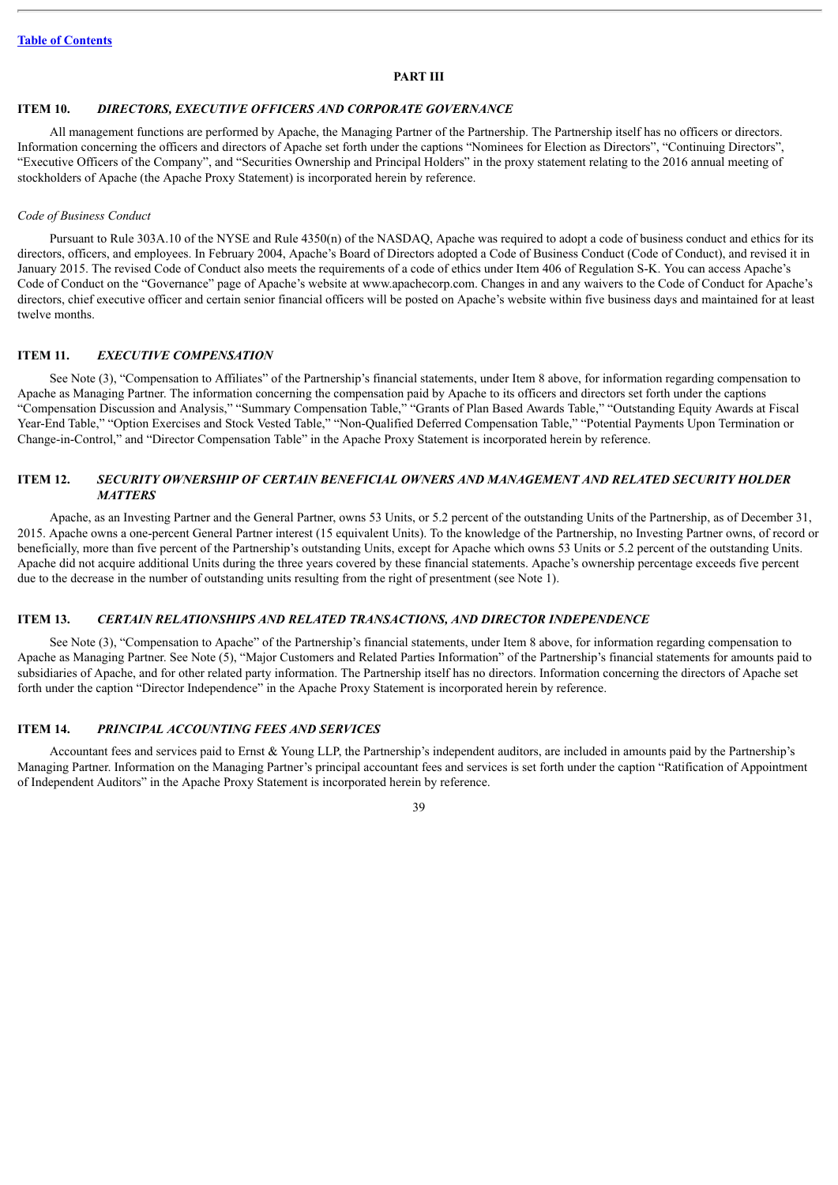## PART III

### ITEM 10. *DIRECTORS, EXECUTIVE OFFICERS AND CORPORATE GOVERNANCE*

All management functions are performed by Apache, the Managing Partner of the Partnership. The Partnership itself has no officers or directors. Information concerning the officers and directors of Apache set forth under the captions "Nominees for Election as Directors", "Continuing Directors", "Executive Officers of the Company", and "Securities Ownership and Principal Holders" in the proxy statement relating to the 2016 annual meeting of stockholders of Apache (the Apache Proxy Statement) is incorporated herein by reference.

*Code of Business Conduct*

Pursuant to Rule 303A.10 of the NYSE and Rule 4350(n) of the NASDAQ, Apache was required to adopt a code of business conduct and ethics for its directors, officers, and employees. In February 2004, Apache's Board of Directors adopted a Code of Business Conduct (Code of Conduct), and revised it in January 2015. The revised Code of Conduct also meets the requirements of a code of ethics under Item 406 of Regulation S-K. You can access Apache's Code of Conduct on the "Governance" page of Apache's website at www.apachecorp.com. Changes in and any waivers to the Code of Conduct for Apache's directors, chief executive officer and certain senior financial officers will be posted on Apache's website within five business days and maintained for at least twelve months.

### ITEM 11. *EXECUTIVE COMPENSATION*

See Note (3), "Compensation to Affiliates" of the Partnership's financial statements, under Item 8 above, for information regarding compensation to Apache as Managing Partner. The information concerning the compensation paid by Apache to its officers and directors set forth under the captions "Compensation Discussion and Analysis," "Summary Compensation Table," "Grants of Plan Based Awards Table," "Outstanding Equity Awards at Fiscal Year-End Table," "Option Exercises and Stock Vested Table," "Non-Qualified Deferred Compensation Table," "Potential Payments Upon Termination or Change-in-Control," and "Director Compensation Table" in the Apache Proxy Statement is incorporated herein by reference.

### ITEM 12. *SECURITY OWNERSHIP OF CERTAIN BENEFICIAL OWNERS AND MANAGEMENT AND RELATED SECURITY HOLDER MATTERS*

Apache, as an Investing Partner and the General Partner, owns 53 Units, or 5.2 percent of the outstanding Units of the Partnership, as of December 31, 2015. Apache owns a one-percent General Partner interest (15 equivalent Units). To the knowledge of the Partnership, no Investing Partner owns, of record or beneficially, more than five percent of the Partnership's outstanding Units, except for Apache which owns 53 Units or 5.2 percent of the outstanding Units. Apache did not acquire additional Units during the three years covered by these financial statements. Apache's ownership percentage exceeds five percent due to the decrease in the number of outstanding units resulting from the right of presentment (see Note 1).

### ITEM 13. *CERTAIN RELATIONSHIPS AND RELATED TRANSACTIONS, AND DIRECTOR INDEPENDENCE*

See Note (3), "Compensation to Apache" of the Partnership's financial statements, under Item 8 above, for information regarding compensation to Apache as Managing Partner. See Note (5), "Major Customers and Related Parties Information" of the Partnership's financial statements for amounts paid to subsidiaries of Apache, and for other related party information. The Partnership itself has no directors. Information concerning the directors of Apache set forth under the caption "Director Independence" in the Apache Proxy Statement is incorporated herein by reference.

### ITEM 14. *PRINCIPAL ACCOUNTING FEES AND SERVICES*

Accountant fees and services paid to Ernst & Young LLP, the Partnership's independent auditors, are included in amounts paid by the Partnership's Managing Partner. Information on the Managing Partner's principal accountant fees and services is set forth under the caption "Ratification of Appointment of Independent Auditors" in the Apache Proxy Statement is incorporated herein by reference.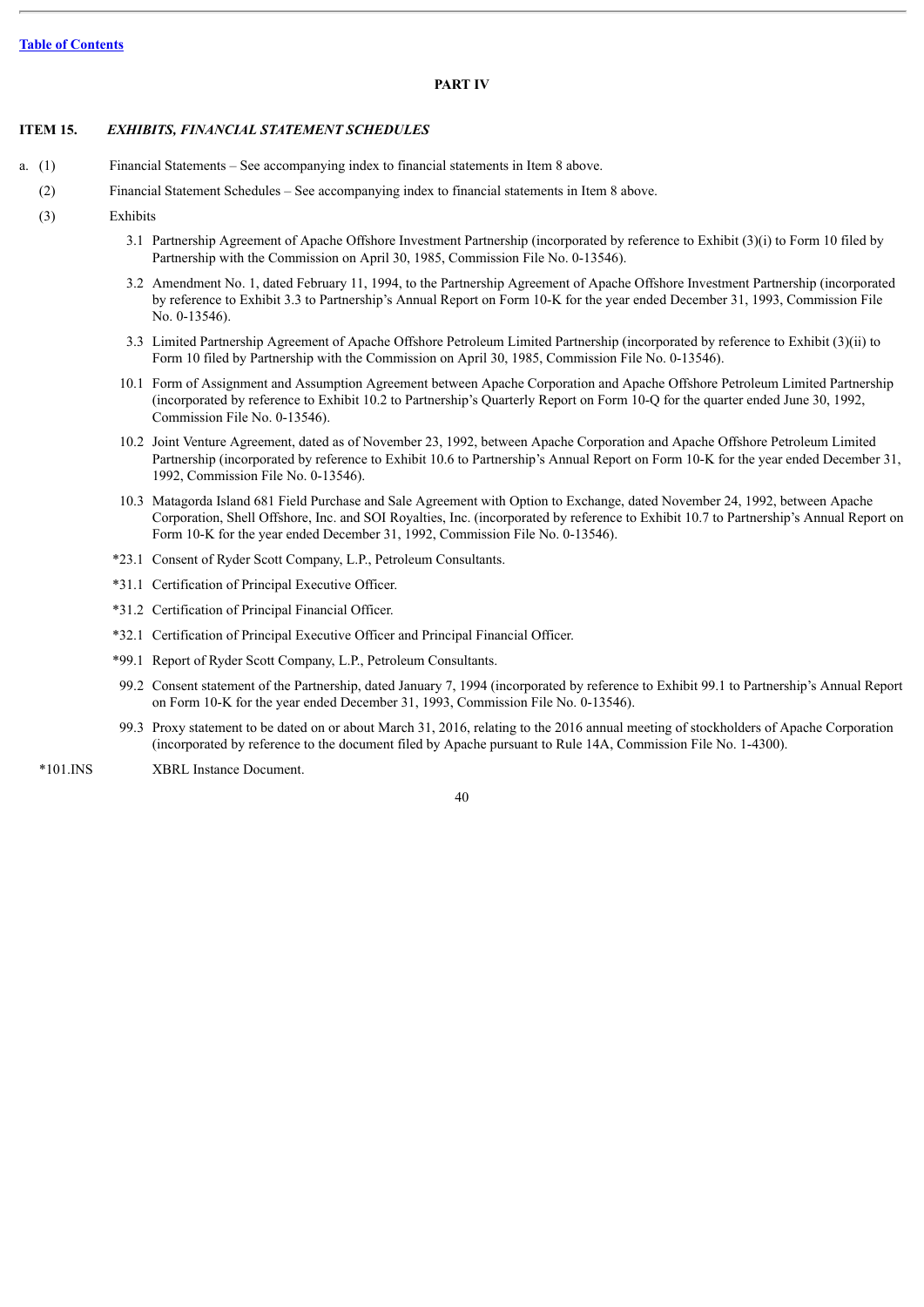[Table of Contents](#)

## PART IV

### ITEM 15. *EXHIBITS, FINANCIAL STATEMENT SCHEDULES*

a. (1) Financial Statements – See accompanying index to financial statements in Item 8 above.

(2) Financial Statement Schedules – See accompanying index to financial statements in Item 8 above.

(3) Exhibits

- 3.1 Partnership Agreement of Apache Offshore Investment Partnership (incorporated by reference to Exhibit (3)(i) to Form 10 filed by Partnership with the Commission on April 30, 1985, Commission File No. 0-13546).
- 3.2 Amendment No. 1, dated February 11, 1994, to the Partnership Agreement of Apache Offshore Investment Partnership (incorporated by reference to Exhibit 3.3 to Partnership's Annual Report on Form 10-K for the year ended December 31, 1993, Commission File No. 0-13546).
- 3.3 Limited Partnership Agreement of Apache Offshore Petroleum Limited Partnership (incorporated by reference to Exhibit (3)(ii) to Form 10 filed by Partnership with the Commission on April 30, 1985, Commission File No. 0-13546).
- 10.1 Form of Assignment and Assumption Agreement between Apache Corporation and Apache Offshore Petroleum Limited Partnership (incorporated by reference to Exhibit 10.2 to Partnership's Quarterly Report on Form 10-Q for the quarter ended June 30, 1992, Commission File No. 0-13546).
- 10.2 Joint Venture Agreement, dated as of November 23, 1992, between Apache Corporation and Apache Offshore Petroleum Limited Partnership (incorporated by reference to Exhibit 10.6 to Partnership's Annual Report on Form 10-K for the year ended December 31, 1992, Commission File No. 0-13546).
- 10.3 Matagorda Island 681 Field Purchase and Sale Agreement with Option to Exchange, dated November 24, 1992, between Apache Corporation, Shell Offshore, Inc. and SOI Royalties, Inc. (incorporated by reference to Exhibit 10.7 to Partnership's Annual Report on Form 10-K for the year ended December 31, 1992, Commission File No. 0-13546).
- *23.1 Consent of Ryder Scott Company, L.P., Petroleum Consultants.
- *31.1 Certification of Principal Executive Officer.
- *31.2 Certification of Principal Financial Officer.
- *32.1 Certification of Principal Executive Officer and Principal Financial Officer.
- *99.1 Report of Ryder Scott Company, L.P., Petroleum Consultants.
- 99.2 Consent statement of the Partnership, dated January 7, 1994 (incorporated by reference to Exhibit 99.1 to Partnership's Annual Report on Form 10-K for the year ended December 31, 1993, Commission File No. 0-13546).
- 99.3 Proxy statement to be dated on or about March 31, 2016, relating to the 2016 annual meeting of stockholders of Apache Corporation (incorporated by reference to the document filed by Apache pursuant to Rule 14A, Commission File No. 1-4300).

*101.INS XBRL Instance Document.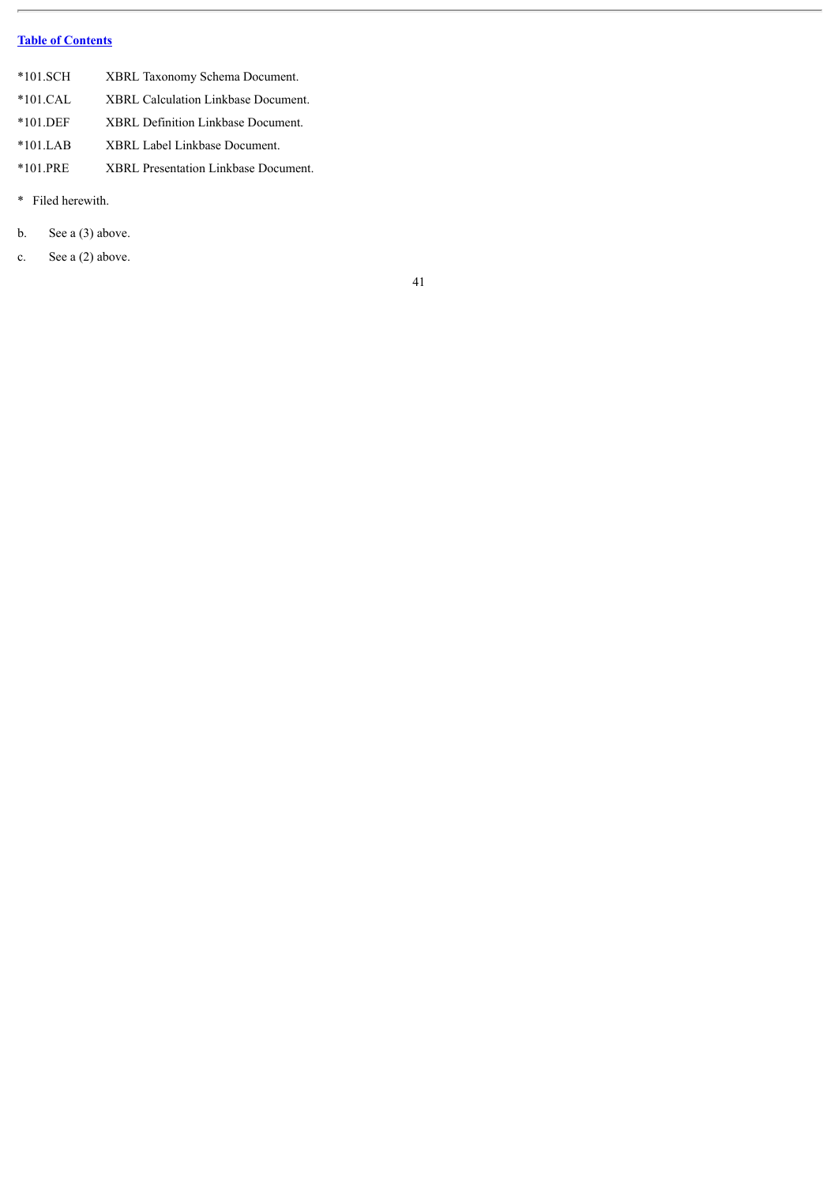[Table of Contents](#)

| | |
|---|---|
| *101.SCH | XBRL Taxonomy Schema Document. |
| *101.CAL | XBRL Calculation Linkbase Document. |
| *101.DEF | XBRL Definition Linkbase Document. |
| *101.LAB | XBRL Label Linkbase Document. |
| *101.PRE | XBRL Presentation Linkbase Document. |

\* Filed herewith.

b. See a (3) above.

c. See a (2) above.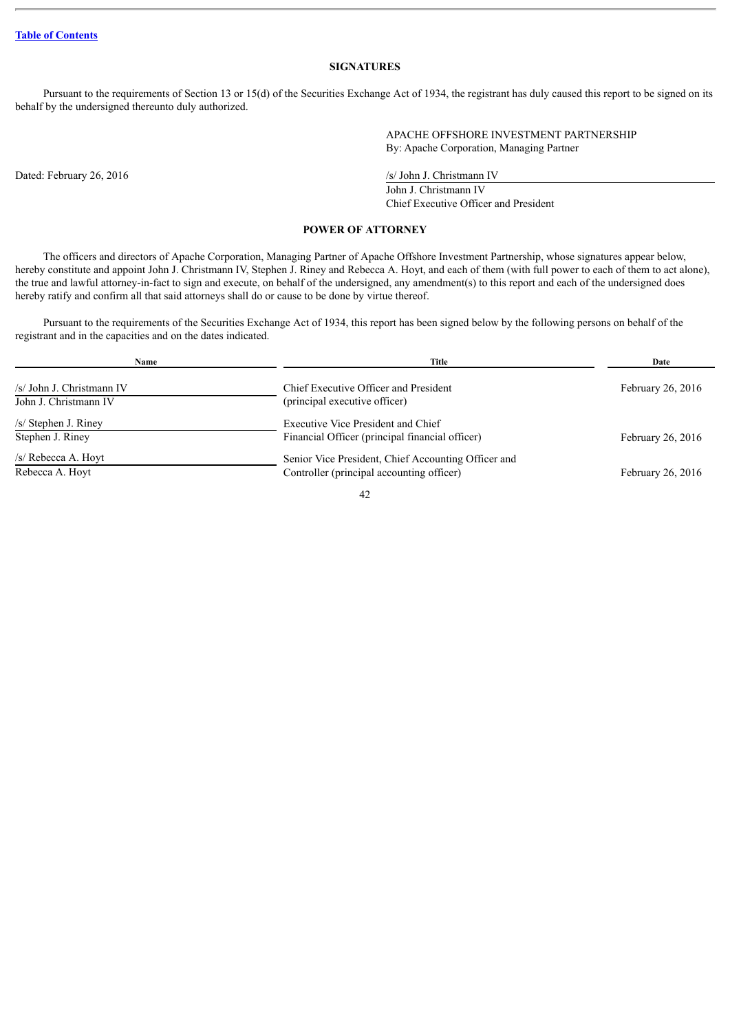## SIGNATURES

Pursuant to the requirements of Section 13 or 15(d) of the Securities Exchange Act of 1934, the registrant has duly caused this report to be signed on its behalf by the undersigned thereunto duly authorized.

APACHE OFFSHORE INVESTMENT PARTNERSHIP
By: Apache Corporation, Managing Partner

Dated: February 26, 2016

/s/ John J. Christmann IV
John J. Christmann IV
Chief Executive Officer and President

## POWER OF ATTORNEY

The officers and directors of Apache Corporation, Managing Partner of Apache Offshore Investment Partnership, whose signatures appear below, hereby constitute and appoint John J. Christmann IV, Stephen J. Riney and Rebecca A. Hoyt, and each of them (with full power to each of them to act alone), the true and lawful attorney-in-fact to sign and execute, on behalf of the undersigned, any amendment(s) to this report and each of the undersigned does hereby ratify and confirm all that said attorneys shall do or cause to be done by virtue thereof.

Pursuant to the requirements of the Securities Exchange Act of 1934, this report has been signed below by the following persons on behalf of the registrant and in the capacities and on the dates indicated.

| Name | Title | Date |
|---|---|---|
| /s/ John J. Christmann IV<br>John J. Christmann IV | Chief Executive Officer and President (principal executive officer) | February 26, 2016 |
| /s/ Stephen J. Riney<br>Stephen J. Riney | Executive Vice President and Chief Financial Officer (principal financial officer) | February 26, 2016 |
| /s/ Rebecca A. Hoyt<br>Rebecca A. Hoyt | Senior Vice President, Chief Accounting Officer and Controller (principal accounting officer) | February 26, 2016 |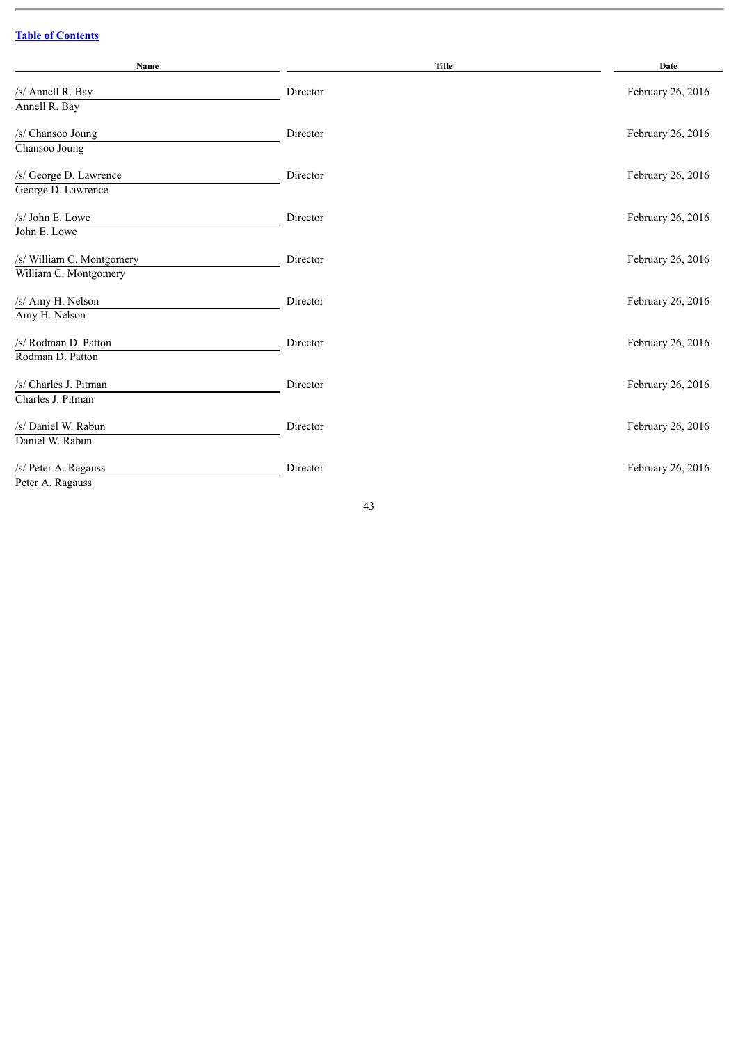[Table of Contents](#)

| Name | Title | Date |
| --- | --- | --- |
| /s/ Annell R. Bay<br>Annell R. Bay | Director | February 26, 2016 |
| /s/ Chansoo Joung<br>Chansoo Joung | Director | February 26, 2016 |
| /s/ George D. Lawrence<br>George D. Lawrence | Director | February 26, 2016 |
| /s/ John E. Lowe<br>John E. Lowe | Director | February 26, 2016 |
| /s/ William C. Montgomery<br>William C. Montgomery | Director | February 26, 2016 |
| /s/ Amy H. Nelson<br>Amy H. Nelson | Director | February 26, 2016 |
| /s/ Rodman D. Patton<br>Rodman D. Patton | Director | February 26, 2016 |
| /s/ Charles J. Pitman<br>Charles J. Pitman | Director | February 26, 2016 |
| /s/ Daniel W. Rabun<br>Daniel W. Rabun | Director | February 26, 2016 |
| /s/ Peter A. Ragauss<br>Peter A. Ragauss | Director | February 26, 2016 |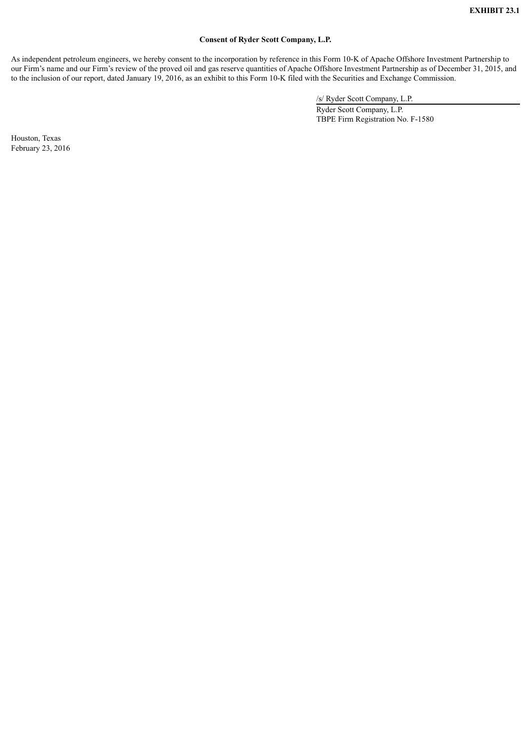**EXHIBIT 23.1**

**Consent of Ryder Scott Company, L.P.**

As independent petroleum engineers, we hereby consent to the incorporation by reference in this Form 10-K of Apache Offshore Investment Partnership to our Firm's name and our Firm's review of the proved oil and gas reserve quantities of Apache Offshore Investment Partnership as of December 31, 2015, and to the inclusion of our report, dated January 19, 2016, as an exhibit to this Form 10-K filed with the Securities and Exchange Commission.

/s/ Ryder Scott Company, L.P.

Ryder Scott Company, L.P.
TBPE Firm Registration No. F-1580

Houston, Texas
February 23, 2016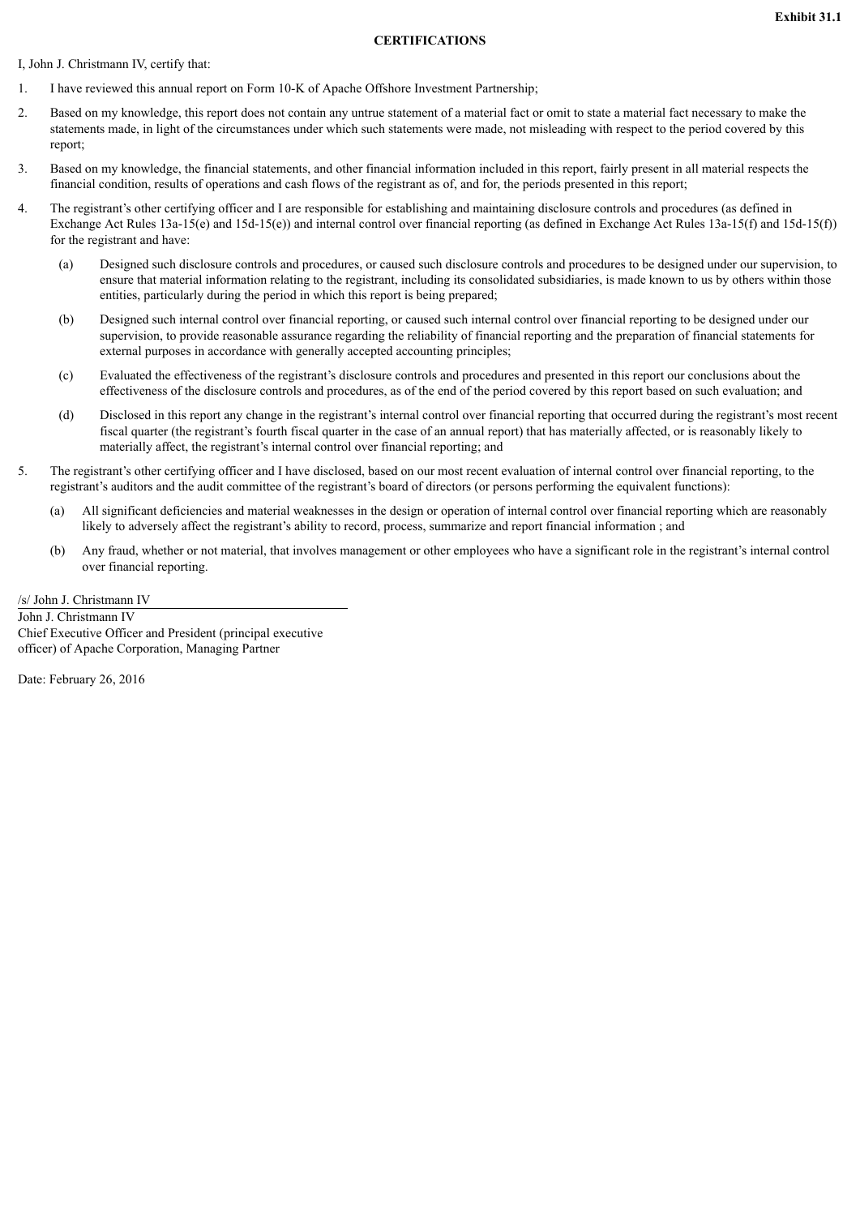**Exhibit 31.1**

**CERTIFICATIONS**

I, John J. Christmann IV, certify that:

1. I have reviewed this annual report on Form 10-K of Apache Offshore Investment Partnership;

2. Based on my knowledge, this report does not contain any untrue statement of a material fact or omit to state a material fact necessary to make the statements made, in light of the circumstances under which such statements were made, not misleading with respect to the period covered by this report;

3. Based on my knowledge, the financial statements, and other financial information included in this report, fairly present in all material respects the financial condition, results of operations and cash flows of the registrant as of, and for, the periods presented in this report;

4. The registrant's other certifying officer and I are responsible for establishing and maintaining disclosure controls and procedures (as defined in Exchange Act Rules 13a-15(e) and 15d-15(e)) and internal control over financial reporting (as defined in Exchange Act Rules 13a-15(f) and 15d-15(f)) for the registrant and have:

   (a) Designed such disclosure controls and procedures, or caused such disclosure controls and procedures to be designed under our supervision, to ensure that material information relating to the registrant, including its consolidated subsidiaries, is made known to us by others within those entities, particularly during the period in which this report is being prepared;

   (b) Designed such internal control over financial reporting, or caused such internal control over financial reporting to be designed under our supervision, to provide reasonable assurance regarding the reliability of financial reporting and the preparation of financial statements for external purposes in accordance with generally accepted accounting principles;

   (c) Evaluated the effectiveness of the registrant's disclosure controls and procedures and presented in this report our conclusions about the effectiveness of the disclosure controls and procedures, as of the end of the period covered by this report based on such evaluation; and

   (d) Disclosed in this report any change in the registrant's internal control over financial reporting that occurred during the registrant's most recent fiscal quarter (the registrant's fourth fiscal quarter in the case of an annual report) that has materially affected, or is reasonably likely to materially affect, the registrant's internal control over financial reporting; and

5. The registrant's other certifying officer and I have disclosed, based on our most recent evaluation of internal control over financial reporting, to the registrant's auditors and the audit committee of the registrant's board of directors (or persons performing the equivalent functions):

   (a) All significant deficiencies and material weaknesses in the design or operation of internal control over financial reporting which are reasonably likely to adversely affect the registrant's ability to record, process, summarize and report financial information ; and

   (b) Any fraud, whether or not material, that involves management or other employees who have a significant role in the registrant's internal control over financial reporting.

/s/ John J. Christmann IV

John J. Christmann IV
Chief Executive Officer and President (principal executive officer) of Apache Corporation, Managing Partner

Date: February 26, 2016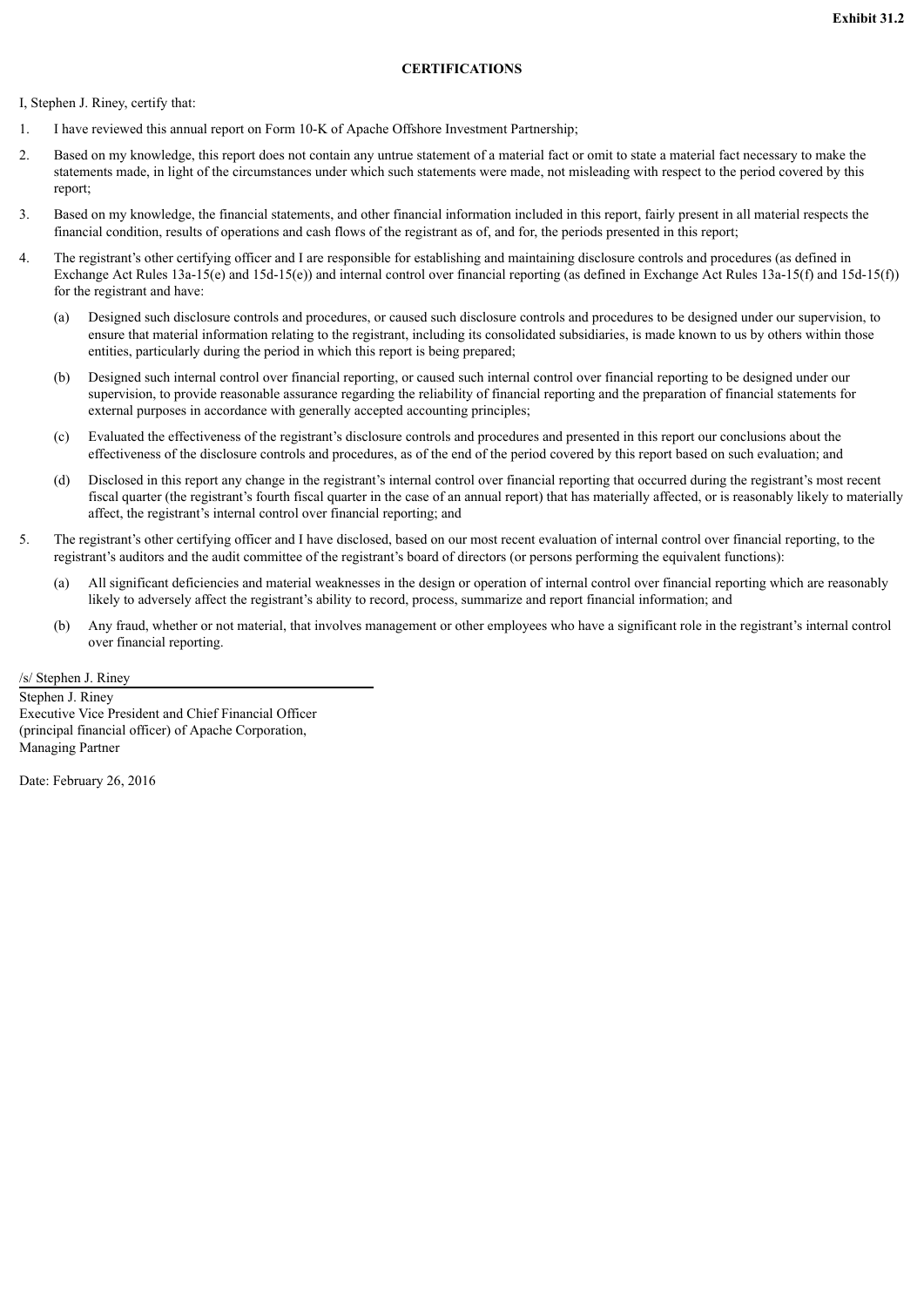**Exhibit 31.2**

## CERTIFICATIONS

I, Stephen J. Riney, certify that:

1. I have reviewed this annual report on Form 10-K of Apache Offshore Investment Partnership;

2. Based on my knowledge, this report does not contain any untrue statement of a material fact or omit to state a material fact necessary to make the statements made, in light of the circumstances under which such statements were made, not misleading with respect to the period covered by this report;

3. Based on my knowledge, the financial statements, and other financial information included in this report, fairly present in all material respects the financial condition, results of operations and cash flows of the registrant as of, and for, the periods presented in this report;

4. The registrant's other certifying officer and I are responsible for establishing and maintaining disclosure controls and procedures (as defined in Exchange Act Rules 13a-15(e) and 15d-15(e)) and internal control over financial reporting (as defined in Exchange Act Rules 13a-15(f) and 15d-15(f)) for the registrant and have:

   (a) Designed such disclosure controls and procedures, or caused such disclosure controls and procedures to be designed under our supervision, to ensure that material information relating to the registrant, including its consolidated subsidiaries, is made known to us by others within those entities, particularly during the period in which this report is being prepared;

   (b) Designed such internal control over financial reporting, or caused such internal control over financial reporting to be designed under our supervision, to provide reasonable assurance regarding the reliability of financial reporting and the preparation of financial statements for external purposes in accordance with generally accepted accounting principles;

   (c) Evaluated the effectiveness of the registrant's disclosure controls and procedures and presented in this report our conclusions about the effectiveness of the disclosure controls and procedures, as of the end of the period covered by this report based on such evaluation; and

   (d) Disclosed in this report any change in the registrant's internal control over financial reporting that occurred during the registrant's most recent fiscal quarter (the registrant's fourth fiscal quarter in the case of an annual report) that has materially affected, or is reasonably likely to materially affect, the registrant's internal control over financial reporting; and

5. The registrant's other certifying officer and I have disclosed, based on our most recent evaluation of internal control over financial reporting, to the registrant's auditors and the audit committee of the registrant's board of directors (or persons performing the equivalent functions):

   (a) All significant deficiencies and material weaknesses in the design or operation of internal control over financial reporting which are reasonably likely to adversely affect the registrant's ability to record, process, summarize and report financial information; and

   (b) Any fraud, whether or not material, that involves management or other employees who have a significant role in the registrant's internal control over financial reporting.

/s/ Stephen J. Riney

Stephen J. Riney
Executive Vice President and Chief Financial Officer
(principal financial officer) of Apache Corporation,
Managing Partner

Date: February 26, 2016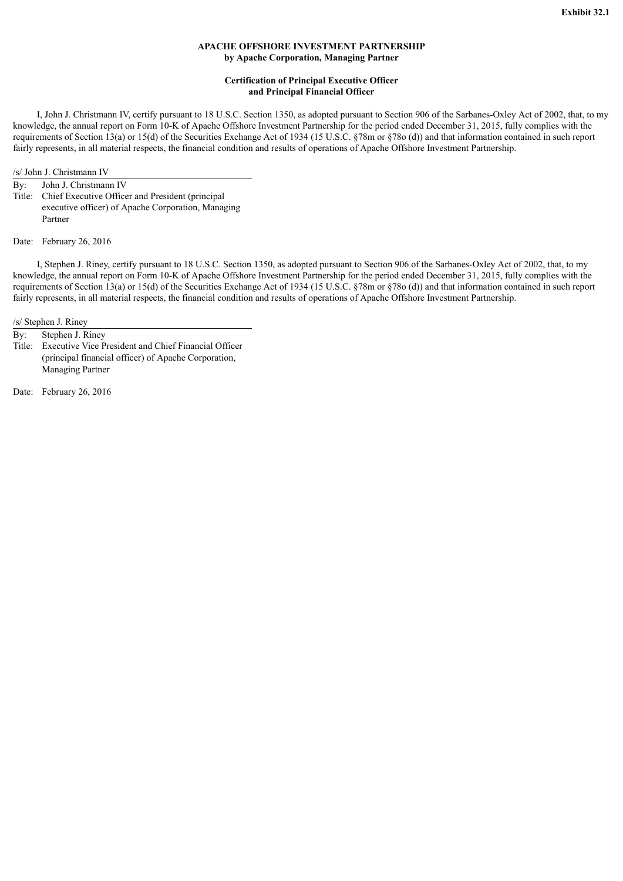**Exhibit 32.1**

**APACHE OFFSHORE INVESTMENT PARTNERSHIP**
**by Apache Corporation, Managing Partner**

**Certification of Principal Executive Officer**
**and Principal Financial Officer**

I, John J. Christmann IV, certify pursuant to 18 U.S.C. Section 1350, as adopted pursuant to Section 906 of the Sarbanes-Oxley Act of 2002, that, to my knowledge, the annual report on Form 10-K of Apache Offshore Investment Partnership for the period ended December 31, 2015, fully complies with the requirements of Section 13(a) or 15(d) of the Securities Exchange Act of 1934 (15 U.S.C. §78m or §78o (d)) and that information contained in such report fairly represents, in all material respects, the financial condition and results of operations of Apache Offshore Investment Partnership.

/s/ John J. Christmann IV

By: John J. Christmann IV
Title: Chief Executive Officer and President (principal executive officer) of Apache Corporation, Managing Partner

Date: February 26, 2016

I, Stephen J. Riney, certify pursuant to 18 U.S.C. Section 1350, as adopted pursuant to Section 906 of the Sarbanes-Oxley Act of 2002, that, to my knowledge, the annual report on Form 10-K of Apache Offshore Investment Partnership for the period ended December 31, 2015, fully complies with the requirements of Section 13(a) or 15(d) of the Securities Exchange Act of 1934 (15 U.S.C. §78m or §78o (d)) and that information contained in such report fairly represents, in all material respects, the financial condition and results of operations of Apache Offshore Investment Partnership.

/s/ Stephen J. Riney

By: Stephen J. Riney
Title: Executive Vice President and Chief Financial Officer (principal financial officer) of Apache Corporation, Managing Partner

Date: February 26, 2016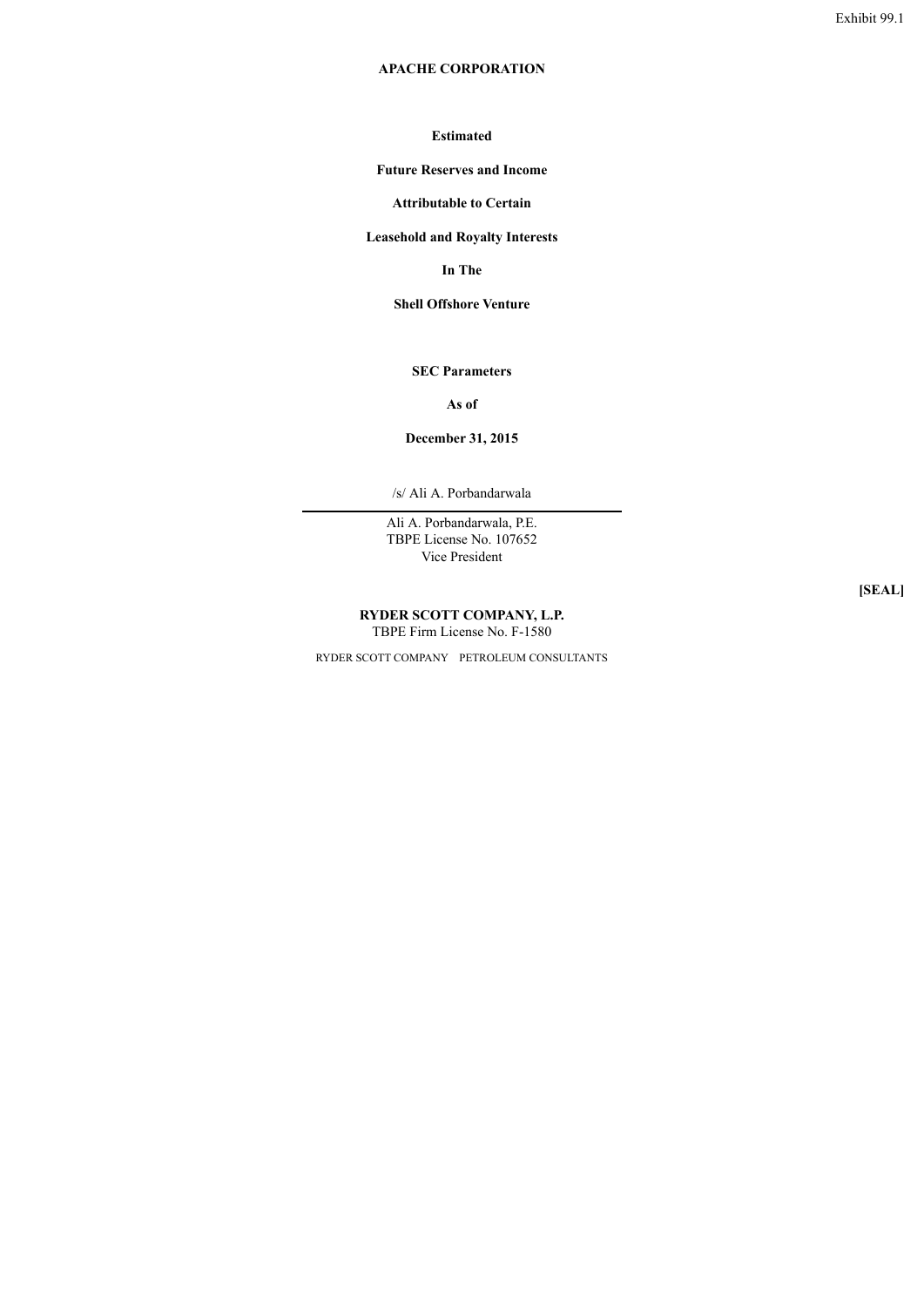Exhibit 99.1

**APACHE CORPORATION**

**Estimated**

**Future Reserves and Income**

**Attributable to Certain**

**Leasehold and Royalty Interests**

**In The**

**Shell Offshore Venture**

**SEC Parameters**

**As of**

**December 31, 2015**

/s/ Ali A. Porbandarwala

Ali A. Porbandarwala, P.E.
TBPE License No. 107652
Vice President

**[SEAL]**

**RYDER SCOTT COMPANY, L.P.**
TBPE Firm License No. F-1580

RYDER SCOTT COMPANY PETROLEUM CONSULTANTS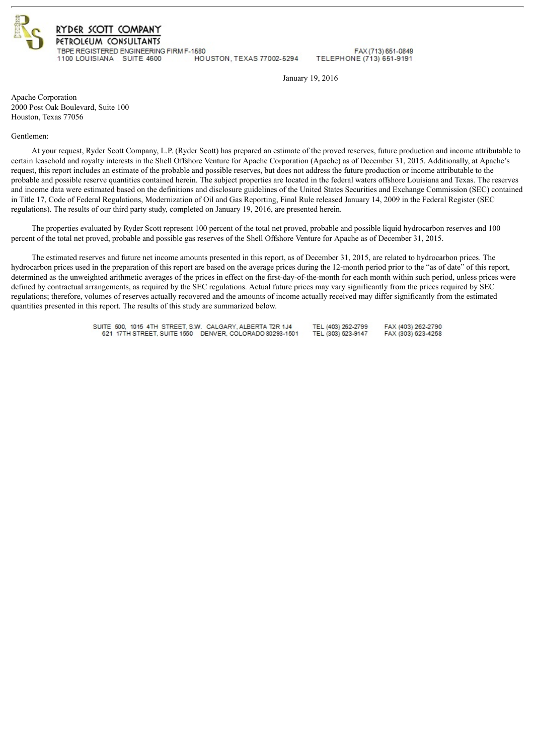**RYDER SCOTT COMPANY**
**PETROLEUM CONSULTANTS**

TBPE REGISTERED ENGINEERING FIRM F-1580
1100 LOUISIANA SUITE 4600 HOUSTON, TEXAS 77002-5294
FAX (713) 651-0849
TELEPHONE (713) 651-9191

January 19, 2016

Apache Corporation
2000 Post Oak Boulevard, Suite 100
Houston, Texas 77056

Gentlemen:

At your request, Ryder Scott Company, L.P. (Ryder Scott) has prepared an estimate of the proved reserves, future production and income attributable to certain leasehold and royalty interests in the Shell Offshore Venture for Apache Corporation (Apache) as of December 31, 2015. Additionally, at Apache's request, this report includes an estimate of the probable and possible reserves, but does not address the future production or income attributable to the probable and possible reserve quantities contained herein. The subject properties are located in the federal waters offshore Louisiana and Texas. The reserves and income data were estimated based on the definitions and disclosure guidelines of the United States Securities and Exchange Commission (SEC) contained in Title 17, Code of Federal Regulations, Modernization of Oil and Gas Reporting, Final Rule released January 14, 2009 in the Federal Register (SEC regulations). The results of our third party study, completed on January 19, 2016, are presented herein.

The properties evaluated by Ryder Scott represent 100 percent of the total net proved, probable and possible liquid hydrocarbon reserves and 100 percent of the total net proved, probable and possible gas reserves of the Shell Offshore Venture for Apache as of December 31, 2015.

The estimated reserves and future net income amounts presented in this report, as of December 31, 2015, are related to hydrocarbon prices. The hydrocarbon prices used in the preparation of this report are based on the average prices during the 12-month period prior to the "as of date" of this report, determined as the unweighted arithmetic averages of the prices in effect on the first-day-of-the-month for each month within such period, unless prices were defined by contractual arrangements, as required by the SEC regulations. Actual future prices may vary significantly from the prices required by SEC regulations; therefore, volumes of reserves actually recovered and the amounts of income actually received may differ significantly from the estimated quantities presented in this report. The results of this study are summarized below.

SUITE 600, 1015 4TH STREET, S.W. CALGARY, ALBERTA T2R 1J4 TEL (403) 262-2799 FAX (403) 262-2790
621 17TH STREET, SUITE 1550 DENVER, COLORADO 80293-1501 TEL (303) 623-9147 FAX (303) 623-4258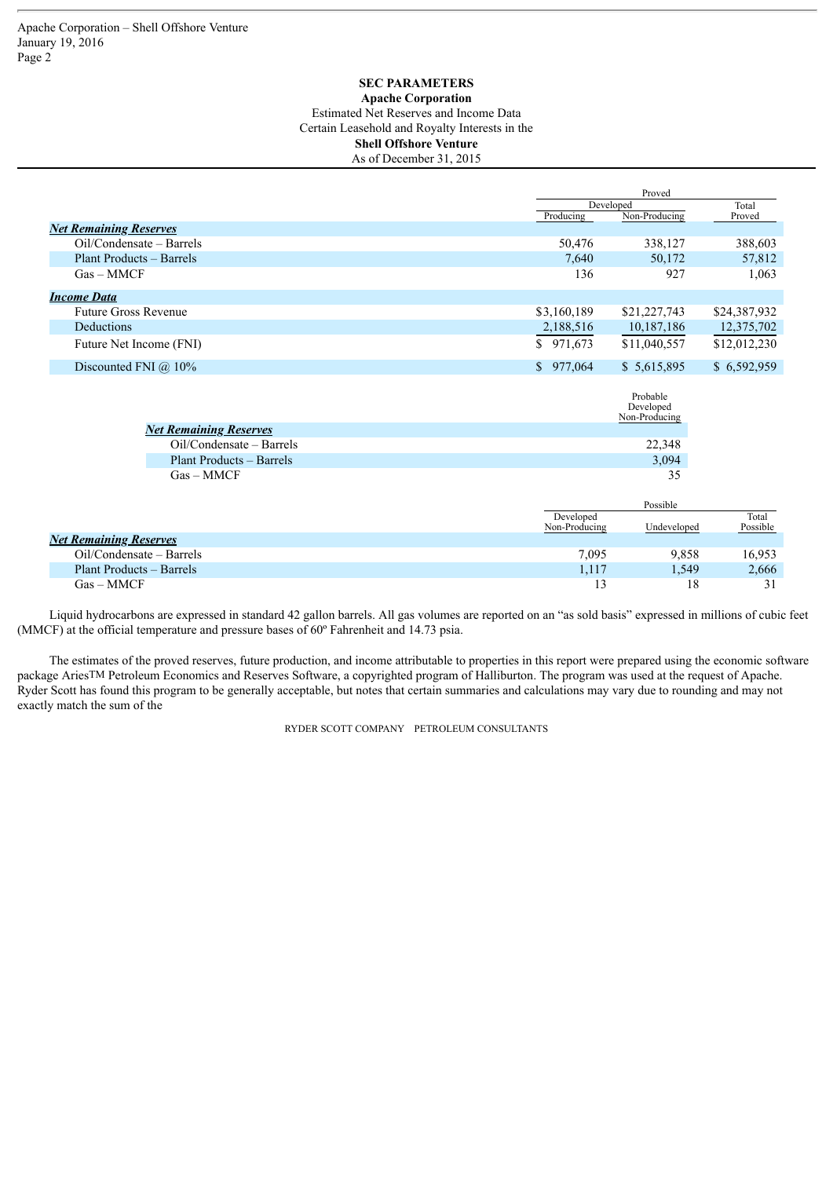**SEC PARAMETERS**
**Apache Corporation**
Estimated Net Reserves and Income Data
Certain Leasehold and Royalty Interests in the
**Shell Offshore Venture**
As of December 31, 2015

| | Proved | | |
|---|---|---|---|
| | Developed | | Total |
| | Producing | Non-Producing | Proved |
| ***Net Remaining Reserves*** | | | |
| Oil/Condensate – Barrels | 50,476 | 338,127 | 388,603 |
| Plant Products – Barrels | 7,640 | 50,172 | 57,812 |
| Gas – MMCF | 136 | 927 | 1,063 |
| ***Income Data*** | | | |
| Future Gross Revenue | $3,160,189 | $21,227,743 | $24,387,932 |
| Deductions | 2,188,516 | 10,187,186 | 12,375,702 |
| Future Net Income (FNI) | $ 971,673 | $11,040,557 | $12,012,230 |
| Discounted FNI @ 10% | $ 977,064 | $ 5,615,895 | $ 6,592,959 |

| | Probable Developed Non-Producing |
|---|---|
| ***Net Remaining Reserves*** | |
| Oil/Condensate – Barrels | 22,348 |
| Plant Products – Barrels | 3,094 |
| Gas – MMCF | 35 |

| | Possible | | |
|---|---|---|---|
| | Developed Non-Producing | Undeveloped | Total Possible |
| ***Net Remaining Reserves*** | | | |
| Oil/Condensate – Barrels | 7,095 | 9,858 | 16,953 |
| Plant Products – Barrels | 1,117 | 1,549 | 2,666 |
| Gas – MMCF | 13 | 18 | 31 |

Liquid hydrocarbons are expressed in standard 42 gallon barrels. All gas volumes are reported on an "as sold basis" expressed in millions of cubic feet (MMCF) at the official temperature and pressure bases of 60º Fahrenheit and 14.73 psia.

The estimates of the proved reserves, future production, and income attributable to properties in this report were prepared using the economic software package Aries™ Petroleum Economics and Reserves Software, a copyrighted program of Halliburton. The program was used at the request of Apache. Ryder Scott has found this program to be generally acceptable, but notes that certain summaries and calculations may vary due to rounding and may not exactly match the sum of the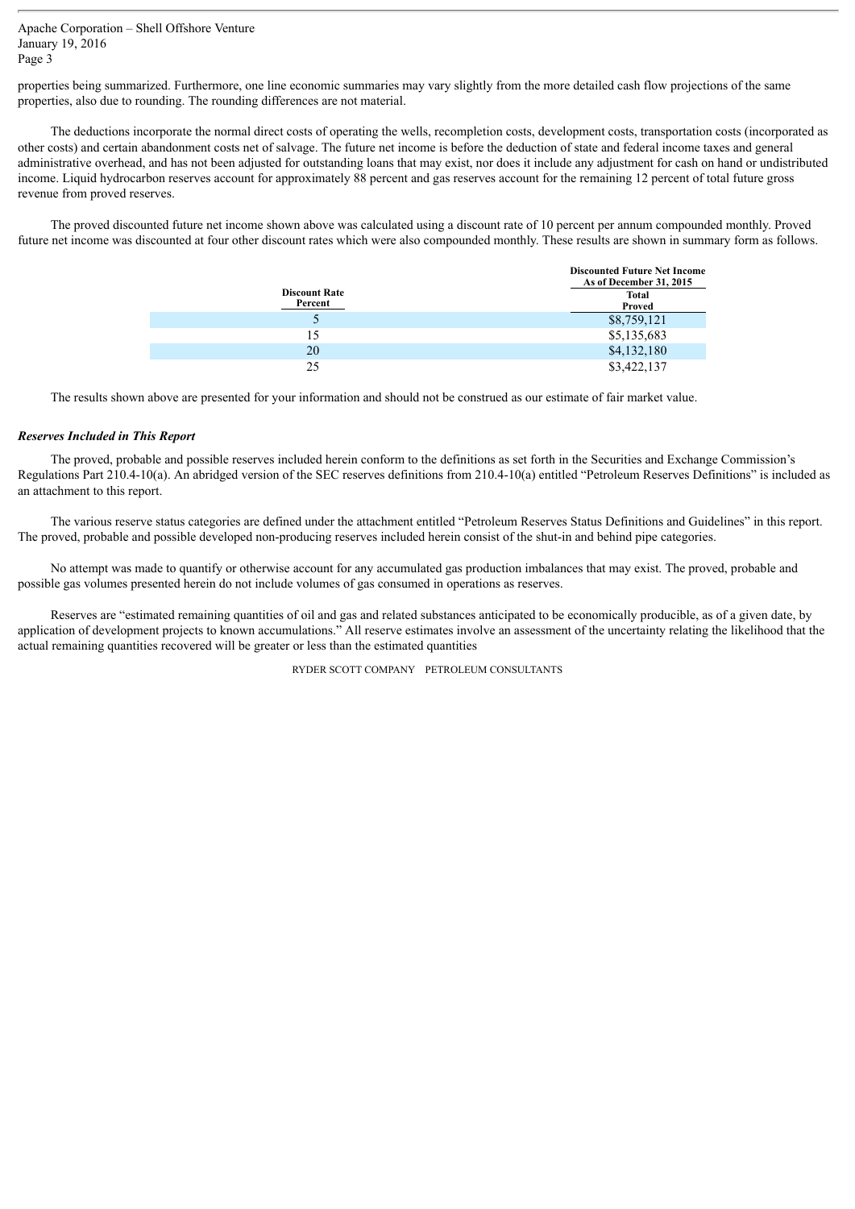properties being summarized. Furthermore, one line economic summaries may vary slightly from the more detailed cash flow projections of the same properties, also due to rounding. The rounding differences are not material.

The deductions incorporate the normal direct costs of operating the wells, recompletion costs, development costs, transportation costs (incorporated as other costs) and certain abandonment costs net of salvage. The future net income is before the deduction of state and federal income taxes and general administrative overhead, and has not been adjusted for outstanding loans that may exist, nor does it include any adjustment for cash on hand or undistributed income. Liquid hydrocarbon reserves account for approximately 88 percent and gas reserves account for the remaining 12 percent of total future gross revenue from proved reserves.

The proved discounted future net income shown above was calculated using a discount rate of 10 percent per annum compounded monthly. Proved future net income was discounted at four other discount rates which were also compounded monthly. These results are shown in summary form as follows.

| Discount Rate Percent | Discounted Future Net Income As of December 31, 2015 Total Proved |
|---|---|
| 5 | $8,759,121 |
| 15 | $5,135,683 |
| 20 | $4,132,180 |
| 25 | $3,422,137 |

The results shown above are presented for your information and should not be construed as our estimate of fair market value.

***Reserves Included in This Report***

The proved, probable and possible reserves included herein conform to the definitions as set forth in the Securities and Exchange Commission's Regulations Part 210.4-10(a). An abridged version of the SEC reserves definitions from 210.4-10(a) entitled "Petroleum Reserves Definitions" is included as an attachment to this report.

The various reserve status categories are defined under the attachment entitled "Petroleum Reserves Status Definitions and Guidelines" in this report. The proved, probable and possible developed non-producing reserves included herein consist of the shut-in and behind pipe categories.

No attempt was made to quantify or otherwise account for any accumulated gas production imbalances that may exist. The proved, probable and possible gas volumes presented herein do not include volumes of gas consumed in operations as reserves.

Reserves are "estimated remaining quantities of oil and gas and related substances anticipated to be economically producible, as of a given date, by application of development projects to known accumulations." All reserve estimates involve an assessment of the uncertainty relating the likelihood that the actual remaining quantities recovered will be greater or less than the estimated quantities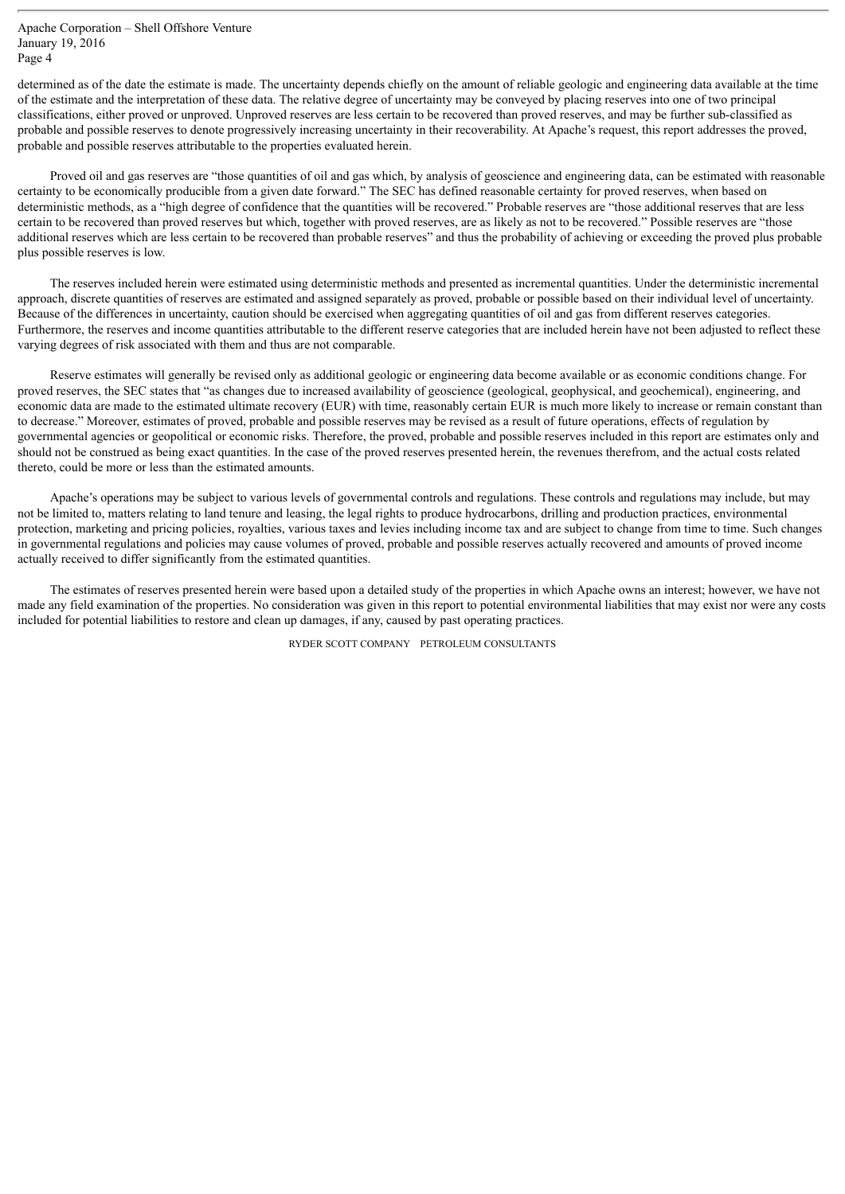determined as of the date the estimate is made. The uncertainty depends chiefly on the amount of reliable geologic and engineering data available at the time of the estimate and the interpretation of these data. The relative degree of uncertainty may be conveyed by placing reserves into one of two principal classifications, either proved or unproved. Unproved reserves are less certain to be recovered than proved reserves, and may be further sub-classified as probable and possible reserves to denote progressively increasing uncertainty in their recoverability. At Apache's request, this report addresses the proved, probable and possible reserves attributable to the properties evaluated herein.

Proved oil and gas reserves are "those quantities of oil and gas which, by analysis of geoscience and engineering data, can be estimated with reasonable certainty to be economically producible from a given date forward." The SEC has defined reasonable certainty for proved reserves, when based on deterministic methods, as a "high degree of confidence that the quantities will be recovered." Probable reserves are "those additional reserves that are less certain to be recovered than proved reserves but which, together with proved reserves, are as likely as not to be recovered." Possible reserves are "those additional reserves which are less certain to be recovered than probable reserves" and thus the probability of achieving or exceeding the proved plus probable plus possible reserves is low.

The reserves included herein were estimated using deterministic methods and presented as incremental quantities. Under the deterministic incremental approach, discrete quantities of reserves are estimated and assigned separately as proved, probable or possible based on their individual level of uncertainty. Because of the differences in uncertainty, caution should be exercised when aggregating quantities of oil and gas from different reserves categories. Furthermore, the reserves and income quantities attributable to the different reserve categories that are included herein have not been adjusted to reflect these varying degrees of risk associated with them and thus are not comparable.

Reserve estimates will generally be revised only as additional geologic or engineering data become available or as economic conditions change. For proved reserves, the SEC states that "as changes due to increased availability of geoscience (geological, geophysical, and geochemical), engineering, and economic data are made to the estimated ultimate recovery (EUR) with time, reasonably certain EUR is much more likely to increase or remain constant than to decrease." Moreover, estimates of proved, probable and possible reserves may be revised as a result of future operations, effects of regulation by governmental agencies or geopolitical or economic risks. Therefore, the proved, probable and possible reserves included in this report are estimates only and should not be construed as being exact quantities. In the case of the proved reserves presented herein, the revenues therefrom, and the actual costs related thereto, could be more or less than the estimated amounts.

Apache's operations may be subject to various levels of governmental controls and regulations. These controls and regulations may include, but may not be limited to, matters relating to land tenure and leasing, the legal rights to produce hydrocarbons, drilling and production practices, environmental protection, marketing and pricing policies, royalties, various taxes and levies including income tax and are subject to change from time to time. Such changes in governmental regulations and policies may cause volumes of proved, probable and possible reserves actually recovered and amounts of proved income actually received to differ significantly from the estimated quantities.

The estimates of reserves presented herein were based upon a detailed study of the properties in which Apache owns an interest; however, we have not made any field examination of the properties. No consideration was given in this report to potential environmental liabilities that may exist nor were any costs included for potential liabilities to restore and clean up damages, if any, caused by past operating practices.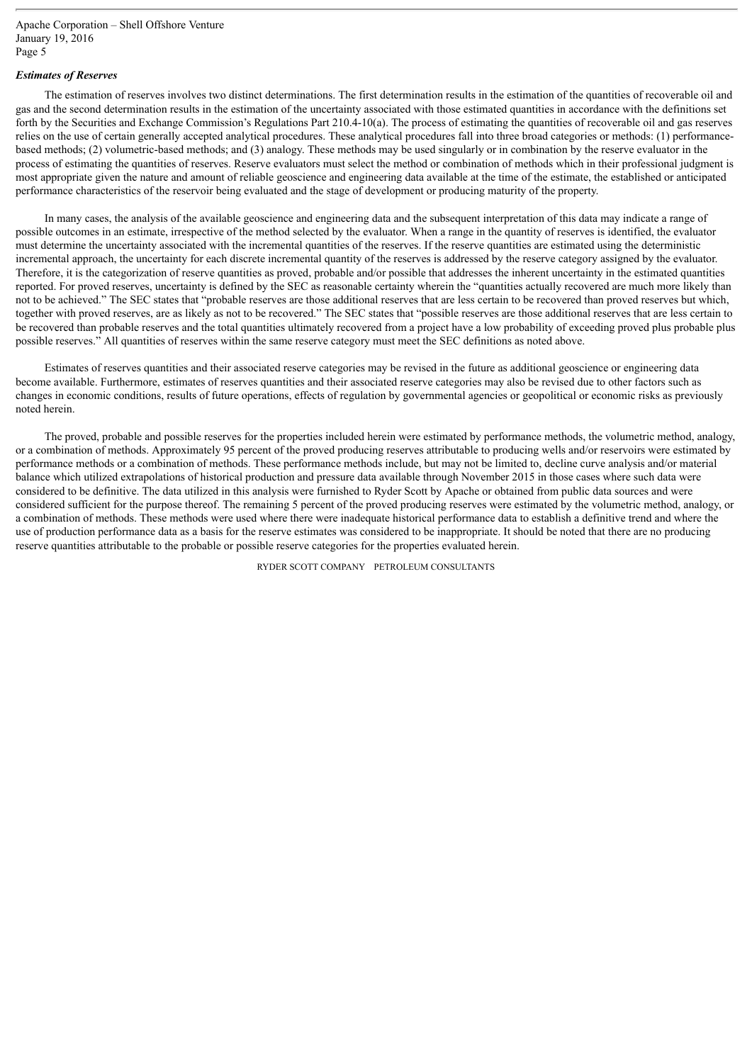### *Estimates of Reserves*

The estimation of reserves involves two distinct determinations. The first determination results in the estimation of the quantities of recoverable oil and gas and the second determination results in the estimation of the uncertainty associated with those estimated quantities in accordance with the definitions set forth by the Securities and Exchange Commission's Regulations Part 210.4-10(a). The process of estimating the quantities of recoverable oil and gas reserves relies on the use of certain generally accepted analytical procedures. These analytical procedures fall into three broad categories or methods: (1) performance-based methods; (2) volumetric-based methods; and (3) analogy. These methods may be used singularly or in combination by the reserve evaluator in the process of estimating the quantities of reserves. Reserve evaluators must select the method or combination of methods which in their professional judgment is most appropriate given the nature and amount of reliable geoscience and engineering data available at the time of the estimate, the established or anticipated performance characteristics of the reservoir being evaluated and the stage of development or producing maturity of the property.

In many cases, the analysis of the available geoscience and engineering data and the subsequent interpretation of this data may indicate a range of possible outcomes in an estimate, irrespective of the method selected by the evaluator. When a range in the quantity of reserves is identified, the evaluator must determine the uncertainty associated with the incremental quantities of the reserves. If the reserve quantities are estimated using the deterministic incremental approach, the uncertainty for each discrete incremental quantity of the reserves is addressed by the reserve category assigned by the evaluator. Therefore, it is the categorization of reserve quantities as proved, probable and/or possible that addresses the inherent uncertainty in the estimated quantities reported. For proved reserves, uncertainty is defined by the SEC as reasonable certainty wherein the "quantities actually recovered are much more likely than not to be achieved." The SEC states that "probable reserves are those additional reserves that are less certain to be recovered than proved reserves but which, together with proved reserves, are as likely as not to be recovered." The SEC states that "possible reserves are those additional reserves that are less certain to be recovered than probable reserves and the total quantities ultimately recovered from a project have a low probability of exceeding proved plus probable plus possible reserves." All quantities of reserves within the same reserve category must meet the SEC definitions as noted above.

Estimates of reserves quantities and their associated reserve categories may be revised in the future as additional geoscience or engineering data become available. Furthermore, estimates of reserves quantities and their associated reserve categories may also be revised due to other factors such as changes in economic conditions, results of future operations, effects of regulation by governmental agencies or geopolitical or economic risks as previously noted herein.

The proved, probable and possible reserves for the properties included herein were estimated by performance methods, the volumetric method, analogy, or a combination of methods. Approximately 95 percent of the proved producing reserves attributable to producing wells and/or reservoirs were estimated by performance methods or a combination of methods. These performance methods include, but may not be limited to, decline curve analysis and/or material balance which utilized extrapolations of historical production and pressure data available through November 2015 in those cases where such data were considered to be definitive. The data utilized in this analysis were furnished to Ryder Scott by Apache or obtained from public data sources and were considered sufficient for the purpose thereof. The remaining 5 percent of the proved producing reserves were estimated by the volumetric method, analogy, or a combination of methods. These methods were used where there were inadequate historical performance data to establish a definitive trend and where the use of production performance data as a basis for the reserve estimates was considered to be inappropriate. It should be noted that there are no producing reserve quantities attributable to the probable or possible reserve categories for the properties evaluated herein.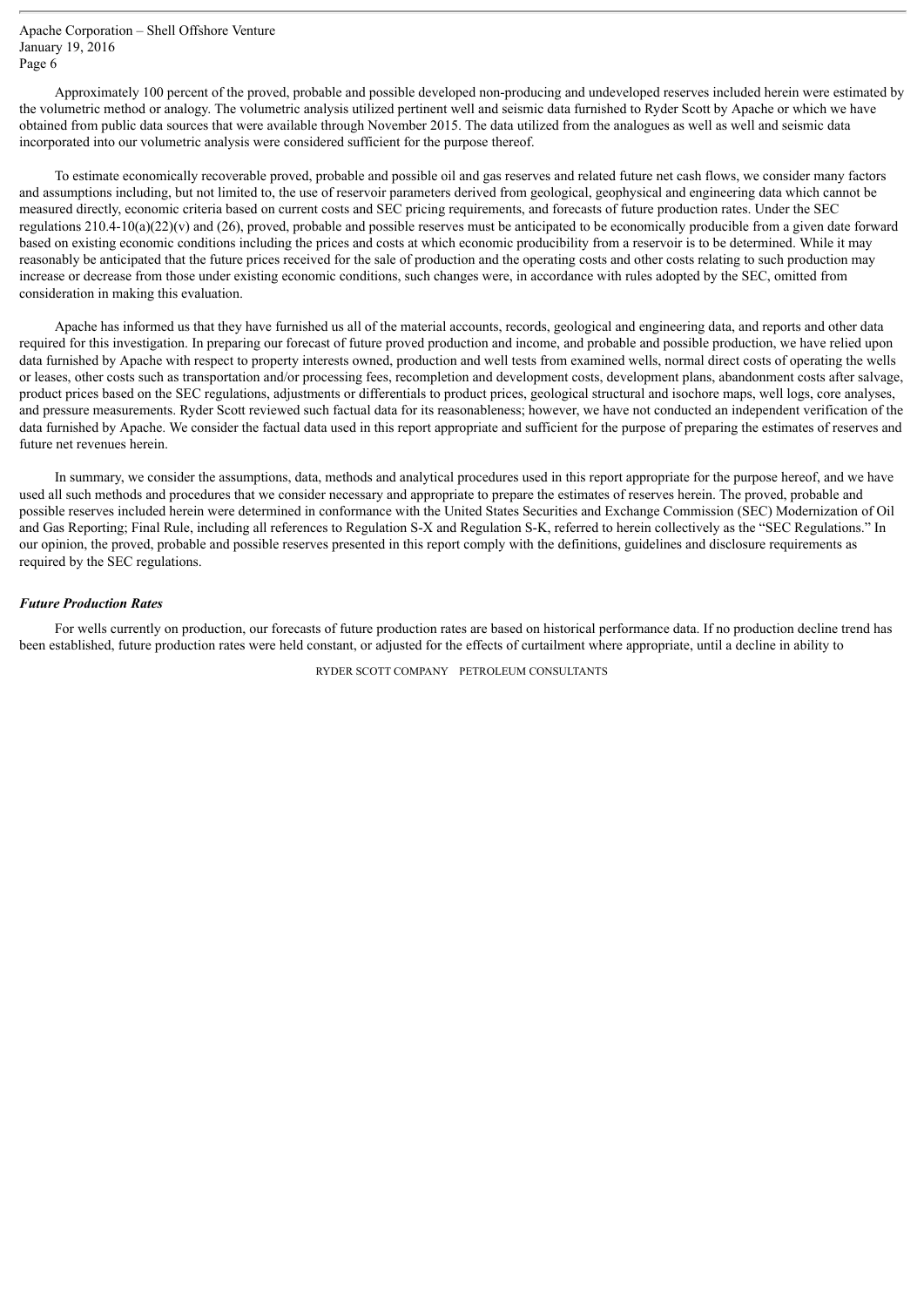Approximately 100 percent of the proved, probable and possible developed non-producing and undeveloped reserves included herein were estimated by the volumetric method or analogy. The volumetric analysis utilized pertinent well and seismic data furnished to Ryder Scott by Apache or which we have obtained from public data sources that were available through November 2015. The data utilized from the analogues as well as well and seismic data incorporated into our volumetric analysis were considered sufficient for the purpose thereof.

To estimate economically recoverable proved, probable and possible oil and gas reserves and related future net cash flows, we consider many factors and assumptions including, but not limited to, the use of reservoir parameters derived from geological, geophysical and engineering data which cannot be measured directly, economic criteria based on current costs and SEC pricing requirements, and forecasts of future production rates. Under the SEC regulations 210.4-10(a)(22)(v) and (26), proved, probable and possible reserves must be anticipated to be economically producible from a given date forward based on existing economic conditions including the prices and costs at which economic producibility from a reservoir is to be determined. While it may reasonably be anticipated that the future prices received for the sale of production and the operating costs and other costs relating to such production may increase or decrease from those under existing economic conditions, such changes were, in accordance with rules adopted by the SEC, omitted from consideration in making this evaluation.

Apache has informed us that they have furnished us all of the material accounts, records, geological and engineering data, and reports and other data required for this investigation. In preparing our forecast of future proved production and income, and probable and possible production, we have relied upon data furnished by Apache with respect to property interests owned, production and well tests from examined wells, normal direct costs of operating the wells or leases, other costs such as transportation and/or processing fees, recompletion and development costs, development plans, abandonment costs after salvage, product prices based on the SEC regulations, adjustments or differentials to product prices, geological structural and isochore maps, well logs, core analyses, and pressure measurements. Ryder Scott reviewed such factual data for its reasonableness; however, we have not conducted an independent verification of the data furnished by Apache. We consider the factual data used in this report appropriate and sufficient for the purpose of preparing the estimates of reserves and future net revenues herein.

In summary, we consider the assumptions, data, methods and analytical procedures used in this report appropriate for the purpose hereof, and we have used all such methods and procedures that we consider necessary and appropriate to prepare the estimates of reserves herein. The proved, probable and possible reserves included herein were determined in conformance with the United States Securities and Exchange Commission (SEC) Modernization of Oil and Gas Reporting; Final Rule, including all references to Regulation S-X and Regulation S-K, referred to herein collectively as the "SEC Regulations." In our opinion, the proved, probable and possible reserves presented in this report comply with the definitions, guidelines and disclosure requirements as required by the SEC regulations.

### *Future Production Rates*

For wells currently on production, our forecasts of future production rates are based on historical performance data. If no production decline trend has been established, future production rates were held constant, or adjusted for the effects of curtailment where appropriate, until a decline in ability to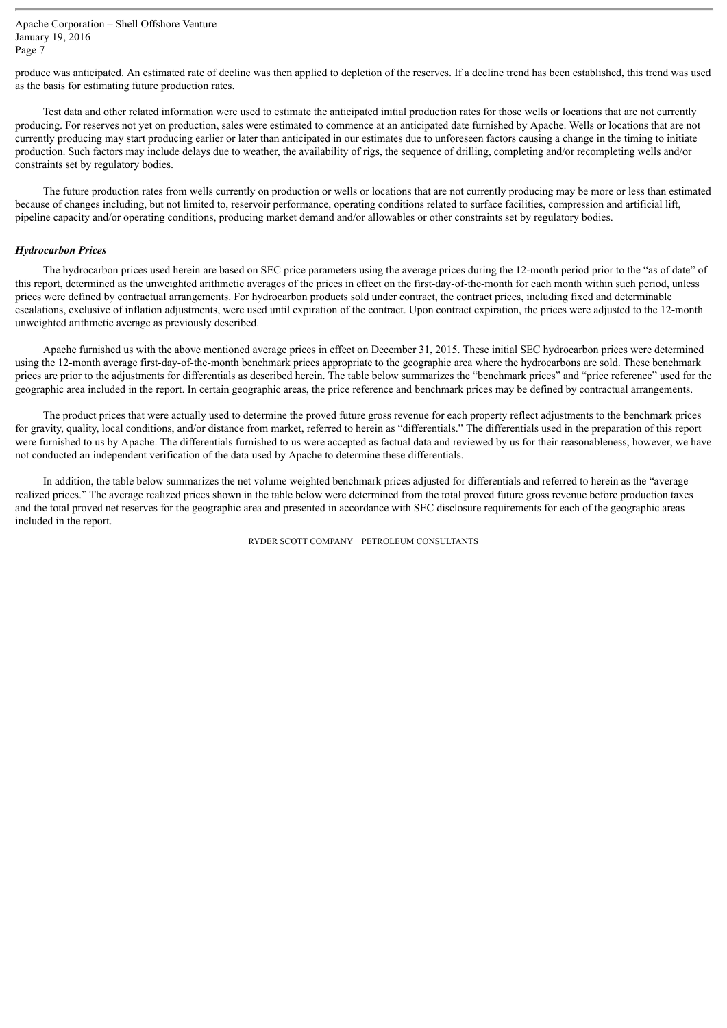produce was anticipated. An estimated rate of decline was then applied to depletion of the reserves. If a decline trend has been established, this trend was used as the basis for estimating future production rates.

Test data and other related information were used to estimate the anticipated initial production rates for those wells or locations that are not currently producing. For reserves not yet on production, sales were estimated to commence at an anticipated date furnished by Apache. Wells or locations that are not currently producing may start producing earlier or later than anticipated in our estimates due to unforeseen factors causing a change in the timing to initiate production. Such factors may include delays due to weather, the availability of rigs, the sequence of drilling, completing and/or recompleting wells and/or constraints set by regulatory bodies.

The future production rates from wells currently on production or wells or locations that are not currently producing may be more or less than estimated because of changes including, but not limited to, reservoir performance, operating conditions related to surface facilities, compression and artificial lift, pipeline capacity and/or operating conditions, producing market demand and/or allowables or other constraints set by regulatory bodies.

***Hydrocarbon Prices***

The hydrocarbon prices used herein are based on SEC price parameters using the average prices during the 12-month period prior to the "as of date" of this report, determined as the unweighted arithmetic averages of the prices in effect on the first-day-of-the-month for each month within such period, unless prices were defined by contractual arrangements. For hydrocarbon products sold under contract, the contract prices, including fixed and determinable escalations, exclusive of inflation adjustments, were used until expiration of the contract. Upon contract expiration, the prices were adjusted to the 12-month unweighted arithmetic average as previously described.

Apache furnished us with the above mentioned average prices in effect on December 31, 2015. These initial SEC hydrocarbon prices were determined using the 12-month average first-day-of-the-month benchmark prices appropriate to the geographic area where the hydrocarbons are sold. These benchmark prices are prior to the adjustments for differentials as described herein. The table below summarizes the "benchmark prices" and "price reference" used for the geographic area included in the report. In certain geographic areas, the price reference and benchmark prices may be defined by contractual arrangements.

The product prices that were actually used to determine the proved future gross revenue for each property reflect adjustments to the benchmark prices for gravity, quality, local conditions, and/or distance from market, referred to herein as "differentials." The differentials used in the preparation of this report were furnished to us by Apache. The differentials furnished to us were accepted as factual data and reviewed by us for their reasonableness; however, we have not conducted an independent verification of the data used by Apache to determine these differentials.

In addition, the table below summarizes the net volume weighted benchmark prices adjusted for differentials and referred to herein as the "average realized prices." The average realized prices shown in the table below were determined from the total proved future gross revenue before production taxes and the total proved net reserves for the geographic area and presented in accordance with SEC disclosure requirements for each of the geographic areas included in the report.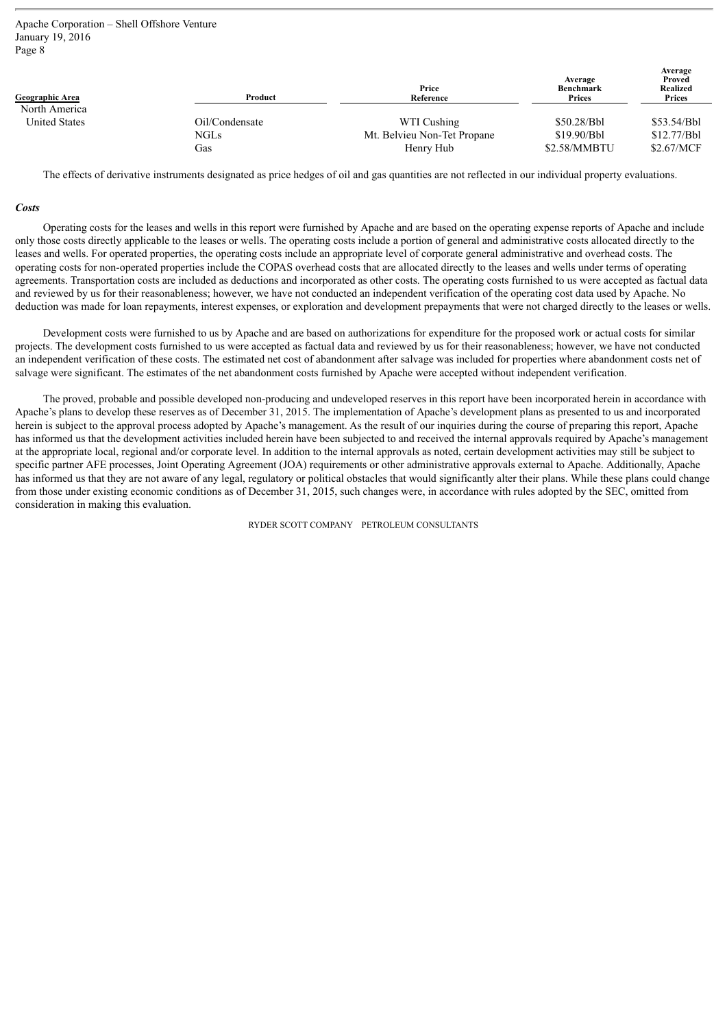| Geographic Area | Product | Price Reference | Average Benchmark Prices | Average Proved Realized Prices |
|---|---|---|---|---|
| North America | | | | |
| United States | Oil/Condensate | WTI Cushing | \$50.28/Bbl | \$53.54/Bbl |
| | NGLs | Mt. Belvieu Non-Tet Propane | \$19.90/Bbl | \$12.77/Bbl |
| | Gas | Henry Hub | \$2.58/MMBTU | \$2.67/MCF |

The effects of derivative instruments designated as price hedges of oil and gas quantities are not reflected in our individual property evaluations.

***Costs***

Operating costs for the leases and wells in this report were furnished by Apache and are based on the operating expense reports of Apache and include only those costs directly applicable to the leases or wells. The operating costs include a portion of general and administrative costs allocated directly to the leases and wells. For operated properties, the operating costs include an appropriate level of corporate general administrative and overhead costs. The operating costs for non-operated properties include the COPAS overhead costs that are allocated directly to the leases and wells under terms of operating agreements. Transportation costs are included as deductions and incorporated as other costs. The operating costs furnished to us were accepted as factual data and reviewed by us for their reasonableness; however, we have not conducted an independent verification of the operating cost data used by Apache. No deduction was made for loan repayments, interest expenses, or exploration and development prepayments that were not charged directly to the leases or wells.

Development costs were furnished to us by Apache and are based on authorizations for expenditure for the proposed work or actual costs for similar projects. The development costs furnished to us were accepted as factual data and reviewed by us for their reasonableness; however, we have not conducted an independent verification of these costs. The estimated net cost of abandonment after salvage was included for properties where abandonment costs net of salvage were significant. The estimates of the net abandonment costs furnished by Apache were accepted without independent verification.

The proved, probable and possible developed non-producing and undeveloped reserves in this report have been incorporated herein in accordance with Apache's plans to develop these reserves as of December 31, 2015. The implementation of Apache's development plans as presented to us and incorporated herein is subject to the approval process adopted by Apache's management. As the result of our inquiries during the course of preparing this report, Apache has informed us that the development activities included herein have been subjected to and received the internal approvals required by Apache's management at the appropriate local, regional and/or corporate level. In addition to the internal approvals as noted, certain development activities may still be subject to specific partner AFE processes, Joint Operating Agreement (JOA) requirements or other administrative approvals external to Apache. Additionally, Apache has informed us that they are not aware of any legal, regulatory or political obstacles that would significantly alter their plans. While these plans could change from those under existing economic conditions as of December 31, 2015, such changes were, in accordance with rules adopted by the SEC, omitted from consideration in making this evaluation.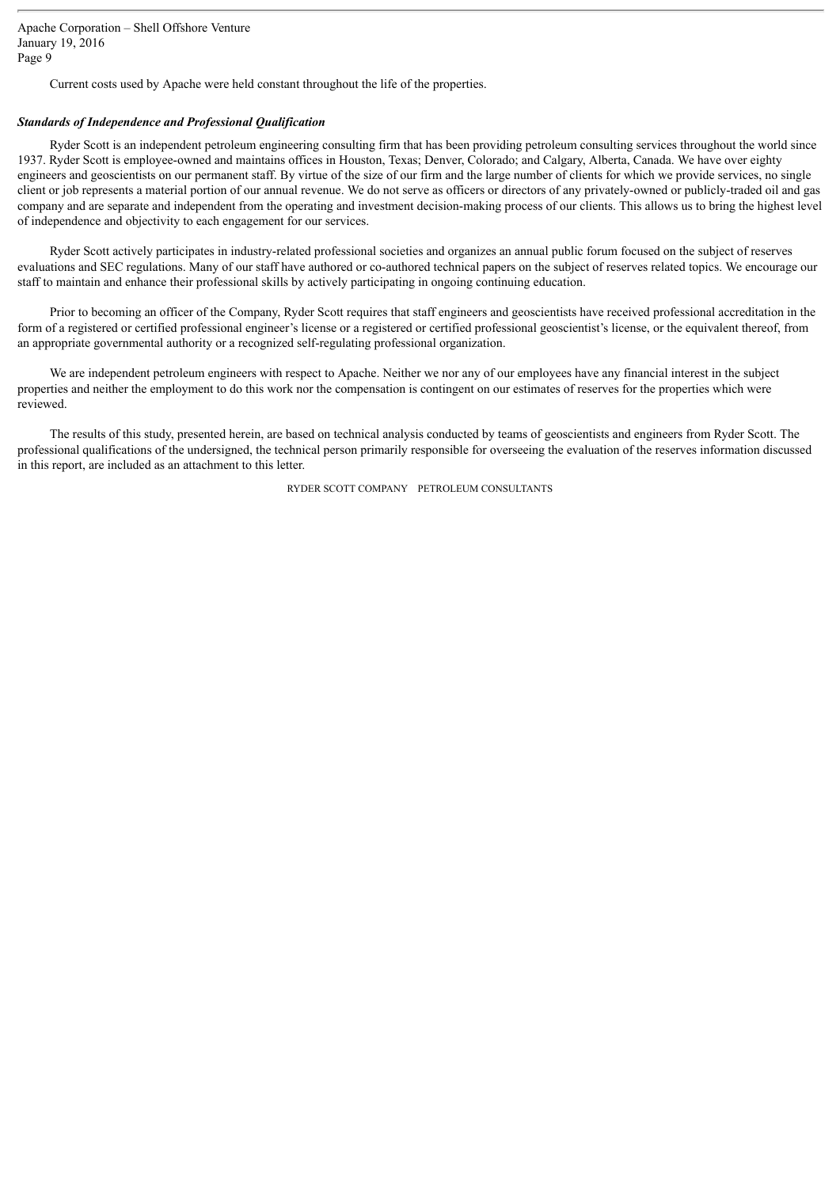Current costs used by Apache were held constant throughout the life of the properties.

***Standards of Independence and Professional Qualification***

Ryder Scott is an independent petroleum engineering consulting firm that has been providing petroleum consulting services throughout the world since 1937. Ryder Scott is employee-owned and maintains offices in Houston, Texas; Denver, Colorado; and Calgary, Alberta, Canada. We have over eighty engineers and geoscientists on our permanent staff. By virtue of the size of our firm and the large number of clients for which we provide services, no single client or job represents a material portion of our annual revenue. We do not serve as officers or directors of any privately-owned or publicly-traded oil and gas company and are separate and independent from the operating and investment decision-making process of our clients. This allows us to bring the highest level of independence and objectivity to each engagement for our services.

Ryder Scott actively participates in industry-related professional societies and organizes an annual public forum focused on the subject of reserves evaluations and SEC regulations. Many of our staff have authored or co-authored technical papers on the subject of reserves related topics. We encourage our staff to maintain and enhance their professional skills by actively participating in ongoing continuing education.

Prior to becoming an officer of the Company, Ryder Scott requires that staff engineers and geoscientists have received professional accreditation in the form of a registered or certified professional engineer's license or a registered or certified professional geoscientist's license, or the equivalent thereof, from an appropriate governmental authority or a recognized self-regulating professional organization.

We are independent petroleum engineers with respect to Apache. Neither we nor any of our employees have any financial interest in the subject properties and neither the employment to do this work nor the compensation is contingent on our estimates of reserves for the properties which were reviewed.

The results of this study, presented herein, are based on technical analysis conducted by teams of geoscientists and engineers from Ryder Scott. The professional qualifications of the undersigned, the technical person primarily responsible for overseeing the evaluation of the reserves information discussed in this report, are included as an attachment to this letter.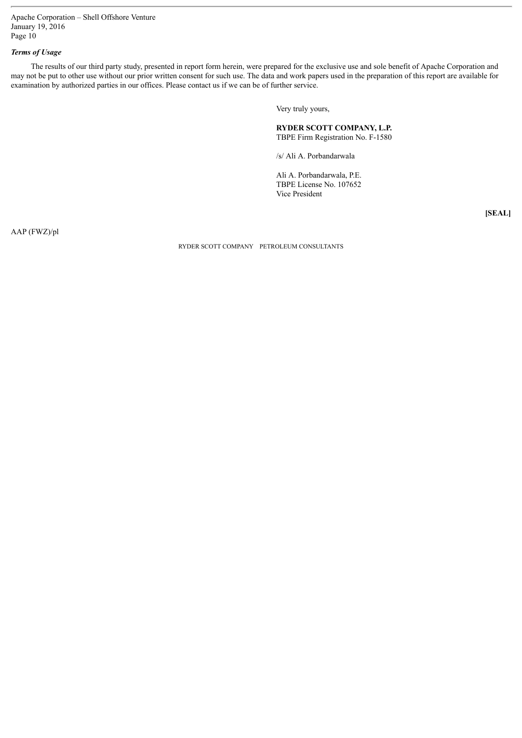***Terms of Usage***

The results of our third party study, presented in report form herein, were prepared for the exclusive use and sole benefit of Apache Corporation and may not be put to other use without our prior written consent for such use. The data and work papers used in the preparation of this report are available for examination by authorized parties in our offices. Please contact us if we can be of further service.

Very truly yours,

**RYDER SCOTT COMPANY, L.P.**
TBPE Firm Registration No. F-1580

/s/ Ali A. Porbandarwala

Ali A. Porbandarwala, P.E.
TBPE License No. 107652
Vice President

**[SEAL]**

AAP (FWZ)/pl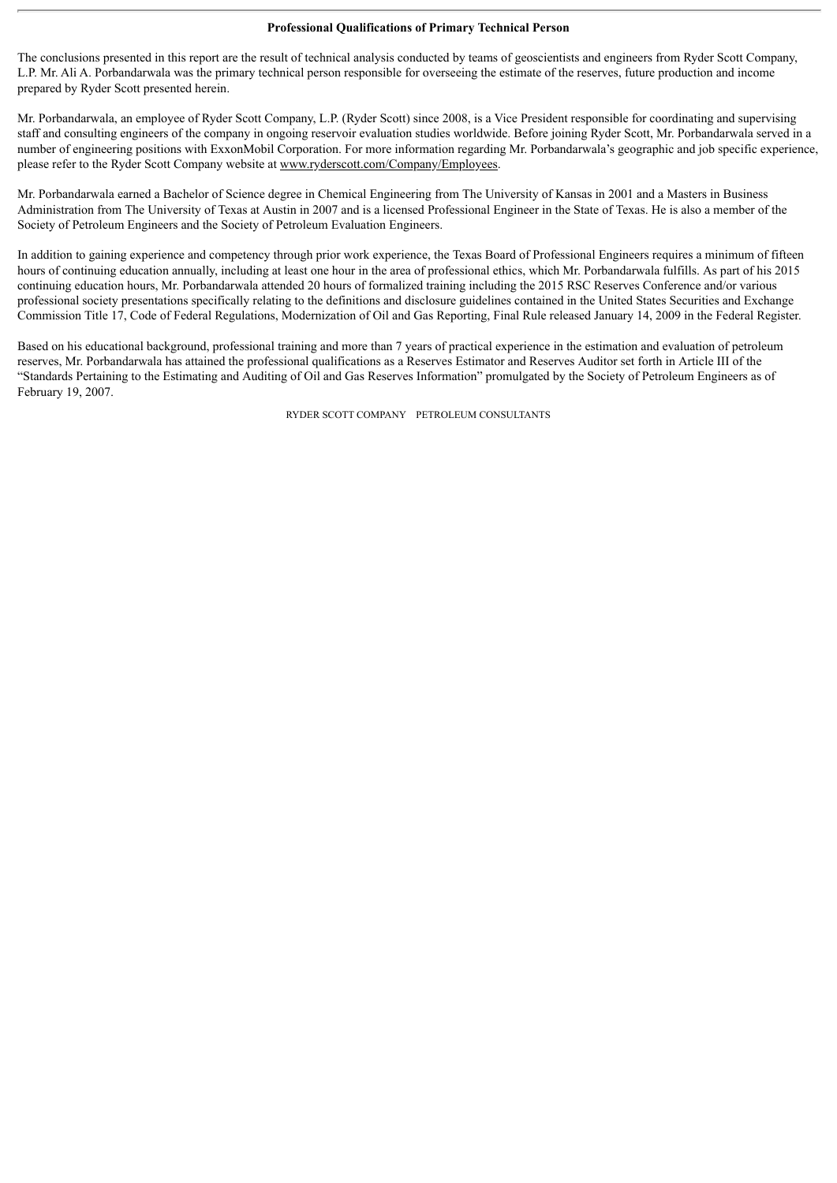**Professional Qualifications of Primary Technical Person**

The conclusions presented in this report are the result of technical analysis conducted by teams of geoscientists and engineers from Ryder Scott Company, L.P. Mr. Ali A. Porbandarwala was the primary technical person responsible for overseeing the estimate of the reserves, future production and income prepared by Ryder Scott presented herein.

Mr. Porbandarwala, an employee of Ryder Scott Company, L.P. (Ryder Scott) since 2008, is a Vice President responsible for coordinating and supervising staff and consulting engineers of the company in ongoing reservoir evaluation studies worldwide. Before joining Ryder Scott, Mr. Porbandarwala served in a number of engineering positions with ExxonMobil Corporation. For more information regarding Mr. Porbandarwala's geographic and job specific experience, please refer to the Ryder Scott Company website at www.ryderscott.com/Company/Employees.

Mr. Porbandarwala earned a Bachelor of Science degree in Chemical Engineering from The University of Kansas in 2001 and a Masters in Business Administration from The University of Texas at Austin in 2007 and is a licensed Professional Engineer in the State of Texas. He is also a member of the Society of Petroleum Engineers and the Society of Petroleum Evaluation Engineers.

In addition to gaining experience and competency through prior work experience, the Texas Board of Professional Engineers requires a minimum of fifteen hours of continuing education annually, including at least one hour in the area of professional ethics, which Mr. Porbandarwala fulfills. As part of his 2015 continuing education hours, Mr. Porbandarwala attended 20 hours of formalized training including the 2015 RSC Reserves Conference and/or various professional society presentations specifically relating to the definitions and disclosure guidelines contained in the United States Securities and Exchange Commission Title 17, Code of Federal Regulations, Modernization of Oil and Gas Reporting, Final Rule released January 14, 2009 in the Federal Register.

Based on his educational background, professional training and more than 7 years of practical experience in the estimation and evaluation of petroleum reserves, Mr. Porbandarwala has attained the professional qualifications as a Reserves Estimator and Reserves Auditor set forth in Article III of the "Standards Pertaining to the Estimating and Auditing of Oil and Gas Reserves Information" promulgated by the Society of Petroleum Engineers as of February 19, 2007.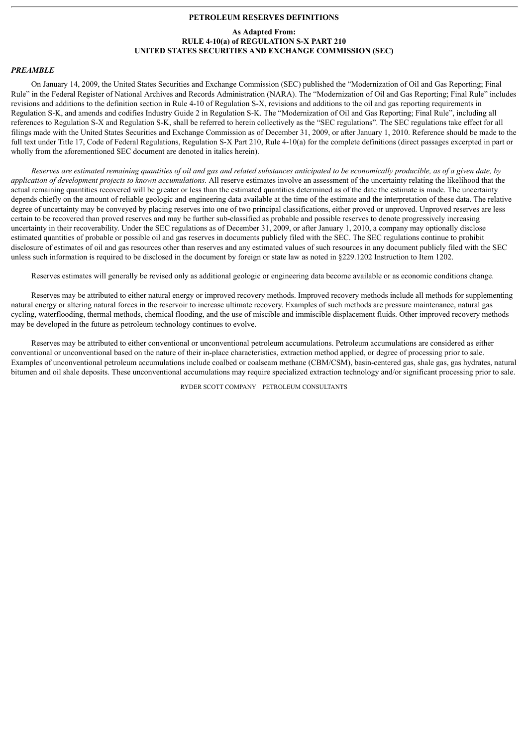**PETROLEUM RESERVES DEFINITIONS**

**As Adapted From:**
**RULE 4-10(a) of REGULATION S-X PART 210**
**UNITED STATES SECURITIES AND EXCHANGE COMMISSION (SEC)**

***PREAMBLE***

On January 14, 2009, the United States Securities and Exchange Commission (SEC) published the "Modernization of Oil and Gas Reporting; Final Rule" in the Federal Register of National Archives and Records Administration (NARA). The "Modernization of Oil and Gas Reporting; Final Rule" includes revisions and additions to the definition section in Rule 4-10 of Regulation S-X, revisions and additions to the oil and gas reporting requirements in Regulation S-K, and amends and codifies Industry Guide 2 in Regulation S-K. The "Modernization of Oil and Gas Reporting; Final Rule", including all references to Regulation S-X and Regulation S-K, shall be referred to herein collectively as the "SEC regulations". The SEC regulations take effect for all filings made with the United States Securities and Exchange Commission as of December 31, 2009, or after January 1, 2010. Reference should be made to the full text under Title 17, Code of Federal Regulations, Regulation S-X Part 210, Rule 4-10(a) for the complete definitions (direct passages excerpted in part or wholly from the aforementioned SEC document are denoted in italics herein).

*Reserves are estimated remaining quantities of oil and gas and related substances anticipated to be economically producible, as of a given date, by application of development projects to known accumulations.* All reserve estimates involve an assessment of the uncertainty relating the likelihood that the actual remaining quantities recovered will be greater or less than the estimated quantities determined as of the date the estimate is made. The uncertainty depends chiefly on the amount of reliable geologic and engineering data available at the time of the estimate and the interpretation of these data. The relative degree of uncertainty may be conveyed by placing reserves into one of two principal classifications, either proved or unproved. Unproved reserves are less certain to be recovered than proved reserves and may be further sub-classified as probable and possible reserves to denote progressively increasing uncertainty in their recoverability. Under the SEC regulations as of December 31, 2009, or after January 1, 2010, a company may optionally disclose estimated quantities of probable or possible oil and gas reserves in documents publicly filed with the SEC. The SEC regulations continue to prohibit disclosure of estimates of oil and gas resources other than reserves and any estimated values of such resources in any document publicly filed with the SEC unless such information is required to be disclosed in the document by foreign or state law as noted in §229.1202 Instruction to Item 1202.

Reserves estimates will generally be revised only as additional geologic or engineering data become available or as economic conditions change.

Reserves may be attributed to either natural energy or improved recovery methods. Improved recovery methods include all methods for supplementing natural energy or altering natural forces in the reservoir to increase ultimate recovery. Examples of such methods are pressure maintenance, natural gas cycling, waterflooding, thermal methods, chemical flooding, and the use of miscible and immiscible displacement fluids. Other improved recovery methods may be developed in the future as petroleum technology continues to evolve.

Reserves may be attributed to either conventional or unconventional petroleum accumulations. Petroleum accumulations are considered as either conventional or unconventional based on the nature of their in-place characteristics, extraction method applied, or degree of processing prior to sale. Examples of unconventional petroleum accumulations include coalbed or coalseam methane (CBM/CSM), basin-centered gas, shale gas, gas hydrates, natural bitumen and oil shale deposits. These unconventional accumulations may require specialized extraction technology and/or significant processing prior to sale.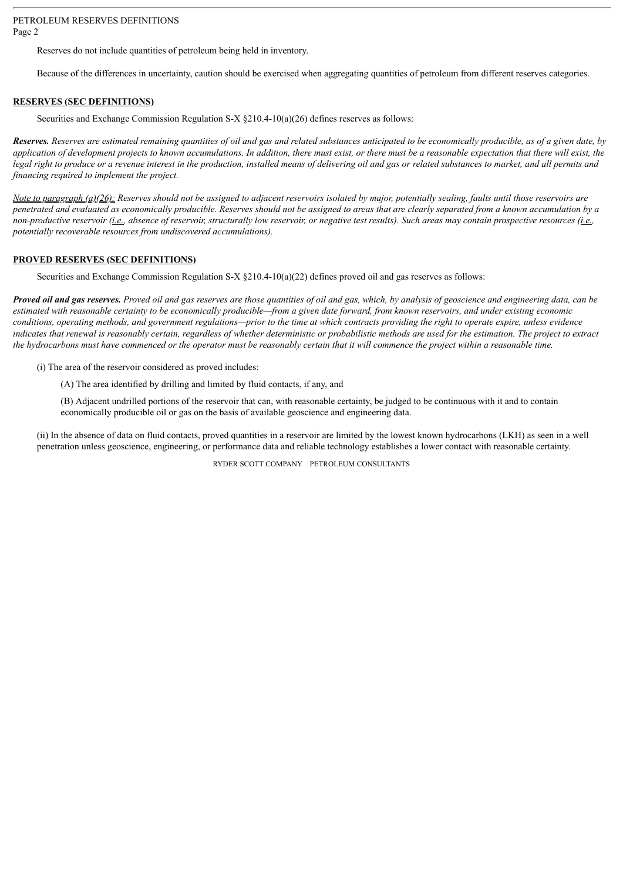Reserves do not include quantities of petroleum being held in inventory.

Because of the differences in uncertainty, caution should be exercised when aggregating quantities of petroleum from different reserves categories.

## RESERVES (SEC DEFINITIONS)

Securities and Exchange Commission Regulation S-X §210.4-10(a)(26) defines reserves as follows:

***Reserves.*** *Reserves are estimated remaining quantities of oil and gas and related substances anticipated to be economically producible, as of a given date, by application of development projects to known accumulations. In addition, there must exist, or there must be a reasonable expectation that there will exist, the legal right to produce or a revenue interest in the production, installed means of delivering oil and gas or related substances to market, and all permits and financing required to implement the project.*

*Note to paragraph (a)(26): Reserves should not be assigned to adjacent reservoirs isolated by major, potentially sealing, faults until those reservoirs are penetrated and evaluated as economically producible. Reserves should not be assigned to areas that are clearly separated from a known accumulation by a non-productive reservoir (i.e., absence of reservoir, structurally low reservoir, or negative test results). Such areas may contain prospective resources (i.e., potentially recoverable resources from undiscovered accumulations).*

## PROVED RESERVES (SEC DEFINITIONS)

Securities and Exchange Commission Regulation S-X §210.4-10(a)(22) defines proved oil and gas reserves as follows:

***Proved oil and gas reserves.*** *Proved oil and gas reserves are those quantities of oil and gas, which, by analysis of geoscience and engineering data, can be estimated with reasonable certainty to be economically producible—from a given date forward, from known reservoirs, and under existing economic conditions, operating methods, and government regulations—prior to the time at which contracts providing the right to operate expire, unless evidence indicates that renewal is reasonably certain, regardless of whether deterministic or probabilistic methods are used for the estimation. The project to extract the hydrocarbons must have commenced or the operator must be reasonably certain that it will commence the project within a reasonable time.*

(i) The area of the reservoir considered as proved includes:

(A) The area identified by drilling and limited by fluid contacts, if any, and

(B) Adjacent undrilled portions of the reservoir that can, with reasonable certainty, be judged to be continuous with it and to contain economically producible oil or gas on the basis of available geoscience and engineering data.

(ii) In the absence of data on fluid contacts, proved quantities in a reservoir are limited by the lowest known hydrocarbons (LKH) as seen in a well penetration unless geoscience, engineering, or performance data and reliable technology establishes a lower contact with reasonable certainty.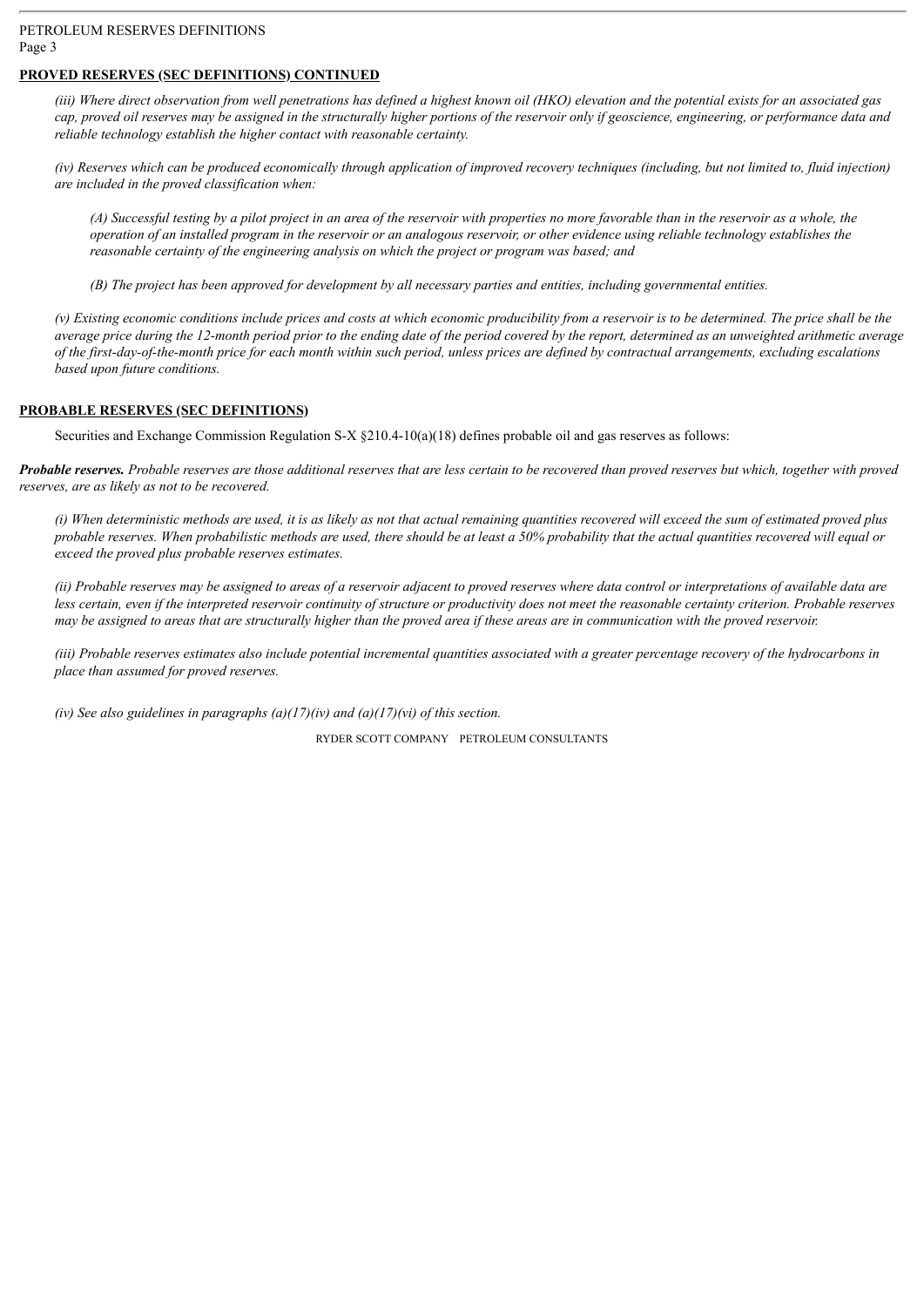**PROVED RESERVES (SEC DEFINITIONS) CONTINUED**

*(iii) Where direct observation from well penetrations has defined a highest known oil (HKO) elevation and the potential exists for an associated gas cap, proved oil reserves may be assigned in the structurally higher portions of the reservoir only if geoscience, engineering, or performance data and reliable technology establish the higher contact with reasonable certainty.*

*(iv) Reserves which can be produced economically through application of improved recovery techniques (including, but not limited to, fluid injection) are included in the proved classification when:*

*(A) Successful testing by a pilot project in an area of the reservoir with properties no more favorable than in the reservoir as a whole, the operation of an installed program in the reservoir or an analogous reservoir, or other evidence using reliable technology establishes the reasonable certainty of the engineering analysis on which the project or program was based; and*

*(B) The project has been approved for development by all necessary parties and entities, including governmental entities.*

*(v) Existing economic conditions include prices and costs at which economic producibility from a reservoir is to be determined. The price shall be the average price during the 12-month period prior to the ending date of the period covered by the report, determined as an unweighted arithmetic average of the first-day-of-the-month price for each month within such period, unless prices are defined by contractual arrangements, excluding escalations based upon future conditions.*

**PROBABLE RESERVES (SEC DEFINITIONS)**

Securities and Exchange Commission Regulation S-X §210.4-10(a)(18) defines probable oil and gas reserves as follows:

***Probable reserves.*** *Probable reserves are those additional reserves that are less certain to be recovered than proved reserves but which, together with proved reserves, are as likely as not to be recovered.*

*(i) When deterministic methods are used, it is as likely as not that actual remaining quantities recovered will exceed the sum of estimated proved plus probable reserves. When probabilistic methods are used, there should be at least a 50% probability that the actual quantities recovered will equal or exceed the proved plus probable reserves estimates.*

*(ii) Probable reserves may be assigned to areas of a reservoir adjacent to proved reserves where data control or interpretations of available data are less certain, even if the interpreted reservoir continuity of structure or productivity does not meet the reasonable certainty criterion. Probable reserves may be assigned to areas that are structurally higher than the proved area if these areas are in communication with the proved reservoir.*

*(iii) Probable reserves estimates also include potential incremental quantities associated with a greater percentage recovery of the hydrocarbons in place than assumed for proved reserves.*

*(iv) See also guidelines in paragraphs (a)(17)(iv) and (a)(17)(vi) of this section.*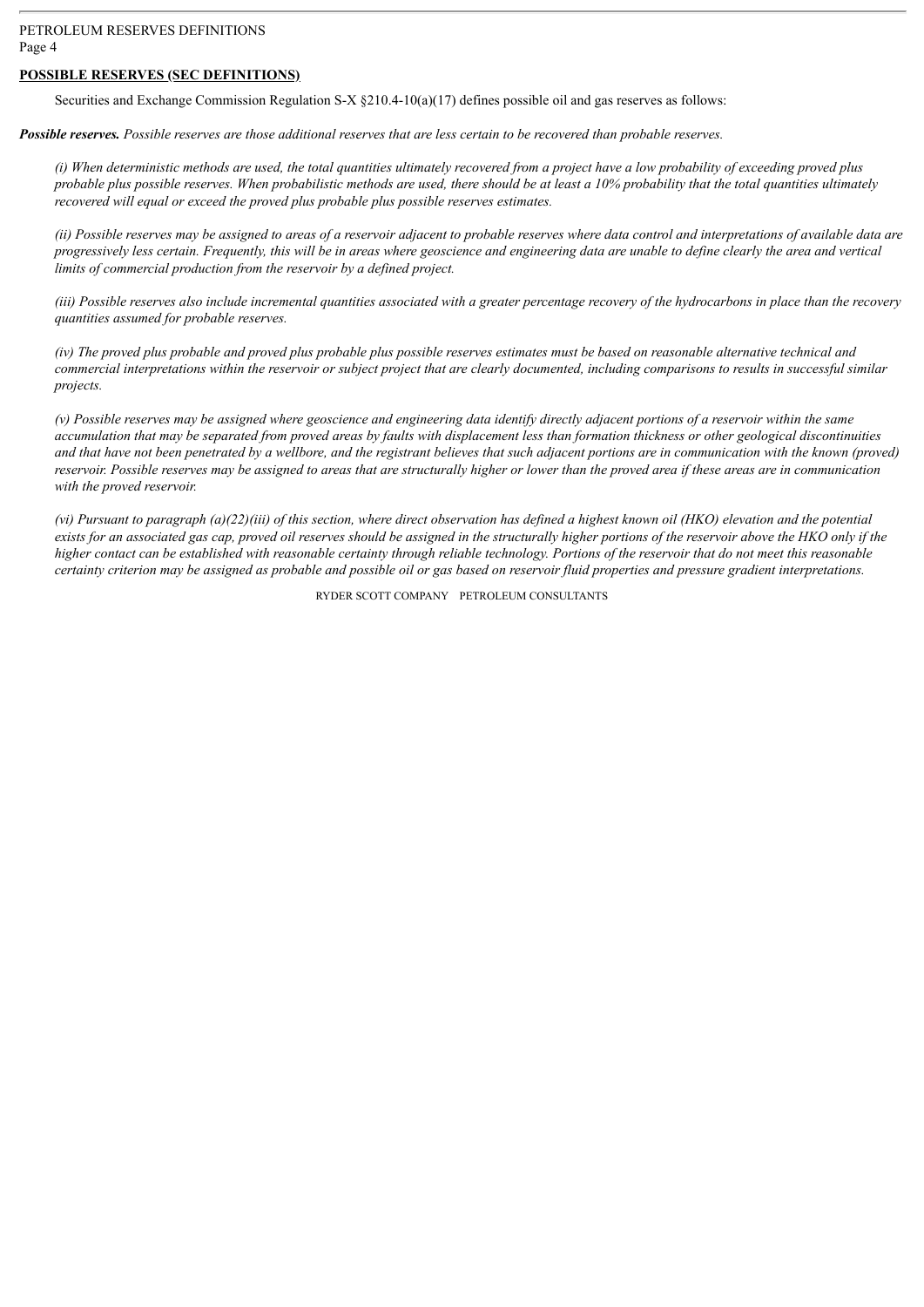## POSSIBLE RESERVES (SEC DEFINITIONS)

Securities and Exchange Commission Regulation S-X §210.4-10(a)(17) defines possible oil and gas reserves as follows:

***Possible reserves.*** *Possible reserves are those additional reserves that are less certain to be recovered than probable reserves.*

*(i) When deterministic methods are used, the total quantities ultimately recovered from a project have a low probability of exceeding proved plus probable plus possible reserves. When probabilistic methods are used, there should be at least a 10% probability that the total quantities ultimately recovered will equal or exceed the proved plus probable plus possible reserves estimates.*

*(ii) Possible reserves may be assigned to areas of a reservoir adjacent to probable reserves where data control and interpretations of available data are progressively less certain. Frequently, this will be in areas where geoscience and engineering data are unable to define clearly the area and vertical limits of commercial production from the reservoir by a defined project.*

*(iii) Possible reserves also include incremental quantities associated with a greater percentage recovery of the hydrocarbons in place than the recovery quantities assumed for probable reserves.*

*(iv) The proved plus probable and proved plus probable plus possible reserves estimates must be based on reasonable alternative technical and commercial interpretations within the reservoir or subject project that are clearly documented, including comparisons to results in successful similar projects.*

*(v) Possible reserves may be assigned where geoscience and engineering data identify directly adjacent portions of a reservoir within the same accumulation that may be separated from proved areas by faults with displacement less than formation thickness or other geological discontinuities and that have not been penetrated by a wellbore, and the registrant believes that such adjacent portions are in communication with the known (proved) reservoir. Possible reserves may be assigned to areas that are structurally higher or lower than the proved area if these areas are in communication with the proved reservoir.*

*(vi) Pursuant to paragraph (a)(22)(iii) of this section, where direct observation has defined a highest known oil (HKO) elevation and the potential exists for an associated gas cap, proved oil reserves should be assigned in the structurally higher portions of the reservoir above the HKO only if the higher contact can be established with reasonable certainty through reliable technology. Portions of the reservoir that do not meet this reasonable certainty criterion may be assigned as probable and possible oil or gas based on reservoir fluid properties and pressure gradient interpretations.*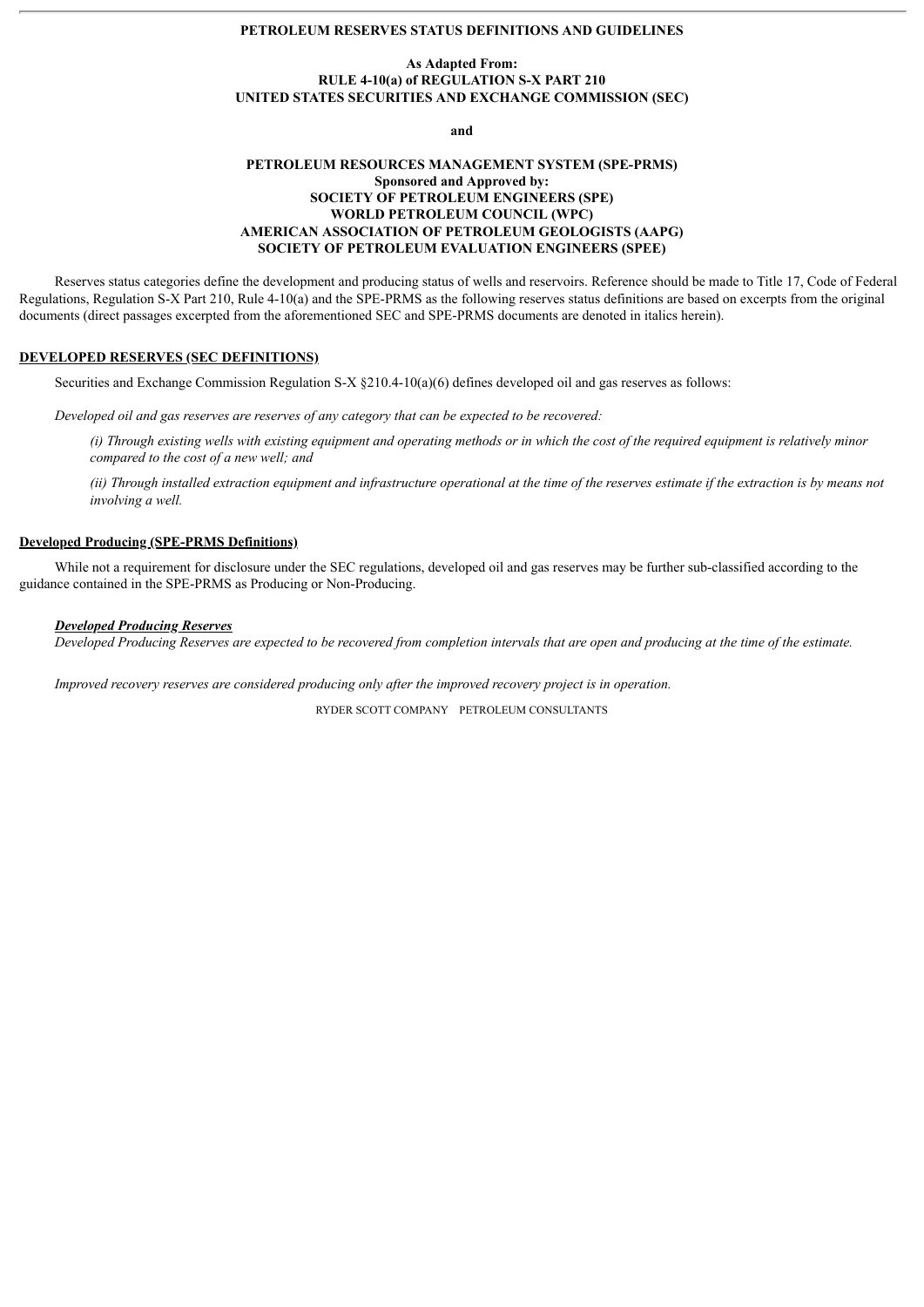**PETROLEUM RESERVES STATUS DEFINITIONS AND GUIDELINES**

**As Adapted From:**
**RULE 4-10(a) of REGULATION S-X PART 210**
**UNITED STATES SECURITIES AND EXCHANGE COMMISSION (SEC)**

**and**

**PETROLEUM RESOURCES MANAGEMENT SYSTEM (SPE-PRMS)**
**Sponsored and Approved by:**
**SOCIETY OF PETROLEUM ENGINEERS (SPE)**
**WORLD PETROLEUM COUNCIL (WPC)**
**AMERICAN ASSOCIATION OF PETROLEUM GEOLOGISTS (AAPG)**
**SOCIETY OF PETROLEUM EVALUATION ENGINEERS (SPEE)**

Reserves status categories define the development and producing status of wells and reservoirs. Reference should be made to Title 17, Code of Federal Regulations, Regulation S-X Part 210, Rule 4-10(a) and the SPE-PRMS as the following reserves status definitions are based on excerpts from the original documents (direct passages excerpted from the aforementioned SEC and SPE-PRMS documents are denoted in italics herein).

**DEVELOPED RESERVES (SEC DEFINITIONS)**

Securities and Exchange Commission Regulation S-X §210.4-10(a)(6) defines developed oil and gas reserves as follows:

*Developed oil and gas reserves are reserves of any category that can be expected to be recovered:*

*(i) Through existing wells with existing equipment and operating methods or in which the cost of the required equipment is relatively minor compared to the cost of a new well; and*

*(ii) Through installed extraction equipment and infrastructure operational at the time of the reserves estimate if the extraction is by means not involving a well.*

**Developed Producing (SPE-PRMS Definitions)**

While not a requirement for disclosure under the SEC regulations, developed oil and gas reserves may be further sub-classified according to the guidance contained in the SPE-PRMS as Producing or Non-Producing.

***Developed Producing Reserves***

*Developed Producing Reserves are expected to be recovered from completion intervals that are open and producing at the time of the estimate.*

*Improved recovery reserves are considered producing only after the improved recovery project is in operation.*

RYDER SCOTT COMPANY PETROLEUM CONSULTANTS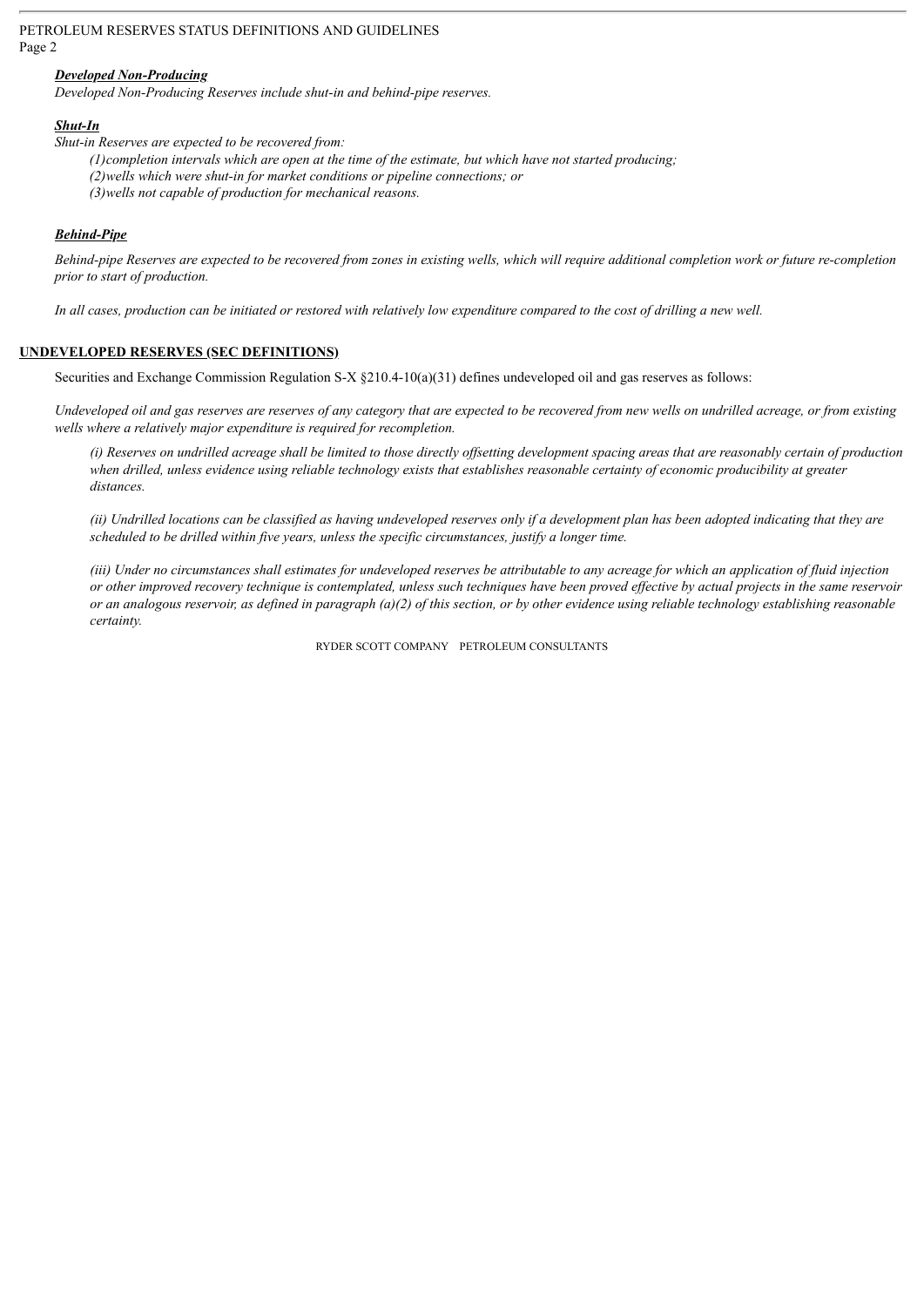***Developed Non-Producing***

*Developed Non-Producing Reserves include shut-in and behind-pipe reserves.*

***Shut-In***

*Shut-in Reserves are expected to be recovered from:*

*(1) completion intervals which are open at the time of the estimate, but which have not started producing;*
*(2) wells which were shut-in for market conditions or pipeline connections; or*
*(3) wells not capable of production for mechanical reasons.*

***Behind-Pipe***

*Behind-pipe Reserves are expected to be recovered from zones in existing wells, which will require additional completion work or future re-completion prior to start of production.*

*In all cases, production can be initiated or restored with relatively low expenditure compared to the cost of drilling a new well.*

## UNDEVELOPED RESERVES (SEC DEFINITIONS)

Securities and Exchange Commission Regulation S-X §210.4-10(a)(31) defines undeveloped oil and gas reserves as follows:

*Undeveloped oil and gas reserves are reserves of any category that are expected to be recovered from new wells on undrilled acreage, or from existing wells where a relatively major expenditure is required for recompletion.*

*(i) Reserves on undrilled acreage shall be limited to those directly offsetting development spacing areas that are reasonably certain of production when drilled, unless evidence using reliable technology exists that establishes reasonable certainty of economic producibility at greater distances.*

*(ii) Undrilled locations can be classified as having undeveloped reserves only if a development plan has been adopted indicating that they are scheduled to be drilled within five years, unless the specific circumstances, justify a longer time.*

*(iii) Under no circumstances shall estimates for undeveloped reserves be attributable to any acreage for which an application of fluid injection or other improved recovery technique is contemplated, unless such techniques have been proved effective by actual projects in the same reservoir or an analogous reservoir, as defined in paragraph (a)(2) of this section, or by other evidence using reliable technology establishing reasonable certainty.*